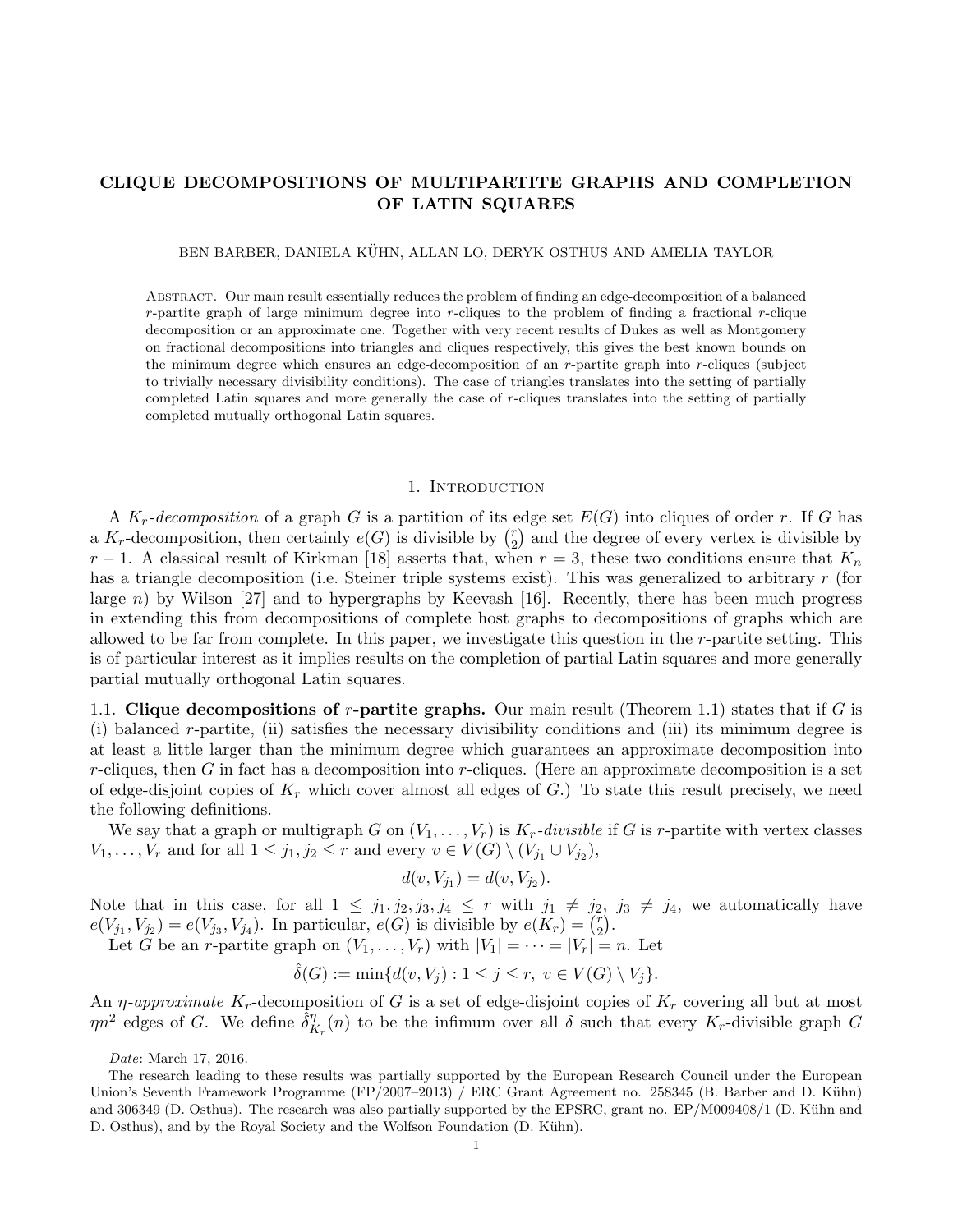# CLIQUE DECOMPOSITIONS OF MULTIPARTITE GRAPHS AND COMPLETION OF LATIN SQUARES

BEN BARBER, DANIELA KÜHN, ALLAN LO, DERYK OSTHUS AND AMELIA TAYLOR

Abstract. Our main result essentially reduces the problem of finding an edge-decomposition of a balanced $r$-partite graph of large minimum degree into $r$-cliques to the problem of finding a fractional $r$-clique decomposition or an approximate one. Together with very recent results of Dukes as well as Montgomery on fractional decompositions into triangles and cliques respectively, this gives the best known bounds on the minimum degree which ensures an edge-decomposition of an $r$-partite graph into $r$-cliques (subject to trivially necessary divisibility conditions). The case of triangles translates into the setting of partially completed Latin squares and more generally the case of $r$-cliques translates into the setting of partially completed mutually orthogonal Latin squares.

## 1. Introduction

A $K_r$*-decomposition* of a graph $G$ is a partition of its edge set $E(G)$ into cliques of order $r$. If $G$ has a $K_r$-decomposition, then certainly $e(G)$ is divisible by $\binom{r}{2}$ and the degree of every vertex is divisible by $r-1$. A classical result of Kirkman [18] asserts that, when $r = 3$, these two conditions ensure that $K_n$ has a triangle decomposition (i.e. Steiner triple systems exist). This was generalized to arbitrary $r$ (for large $n$) by Wilson [27] and to hypergraphs by Keevash [16]. Recently, there has been much progress in extending this from decompositions of complete host graphs to decompositions of graphs which are allowed to be far from complete. In this paper, we investigate this question in the $r$-partite setting. This is of particular interest as it implies results on the completion of partial Latin squares and more generally partial mutually orthogonal Latin squares.

### 1.1. Clique decompositions of $r$-partite graphs.

Our main result (Theorem 1.1) states that if $G$ is (i) balanced $r$-partite, (ii) satisfies the necessary divisibility conditions and (iii) its minimum degree is at least a little larger than the minimum degree which guarantees an approximate decomposition into $r$-cliques, then $G$ in fact has a decomposition into $r$-cliques. (Here an approximate decomposition is a set of edge-disjoint copies of $K_r$ which cover almost all edges of $G$.) To state this result precisely, we need the following definitions.

We say that a graph or multigraph $G$ on $(V_1, \dots, V_r)$ is $K_r$*-divisible* if $G$ is $r$-partite with vertex classes $V_1, \dots, V_r$ and for all $1 \le j_1, j_2 \le r$ and every $v \in V(G) \setminus (V_{j_1} \cup V_{j_2})$,

$$d(v, V_{j_1}) = d(v, V_{j_2}).$$

Note that in this case, for all $1 \le j_1, j_2, j_3, j_4 \le r$ with $j_1 \ne j_2$, $j_3 \ne j_4$, we automatically have $e(V_{j_1}, V_{j_2}) = e(V_{j_3}, V_{j_4})$. In particular, $e(G)$ is divisible by $e(K_r) = \binom{r}{2}$.

Let $G$ be an $r$-partite graph on $(V_1, \dots, V_r)$ with $|V_1| = \dots = |V_r| = n$. Let

$$\hat{\delta}(G) := \min\{d(v, V_j) : 1 \le j \le r,\ v \in V(G) \setminus V_j\}.$$

An $\eta$*-approximate* $K_r$-decomposition of $G$ is a set of edge-disjoint copies of $K_r$ covering all but at most $\eta n^2$ edges of $G$. We define $\hat{\delta}^{\eta}_{K_r}(n)$ to be the infimum over all $\delta$ such that every $K_r$-divisible graph $G$

---

*Date*: March 17, 2016.

The research leading to these results was partially supported by the European Research Council under the European Union's Seventh Framework Programme (FP/2007–2013) / ERC Grant Agreement no. 258345 (B. Barber and D. Kühn) and 306349 (D. Osthus). The research was also partially supported by the EPSRC, grant no. EP/M009408/1 (D. Kühn and D. Osthus), and by the Royal Society and the Wolfson Foundation (D. Kühn).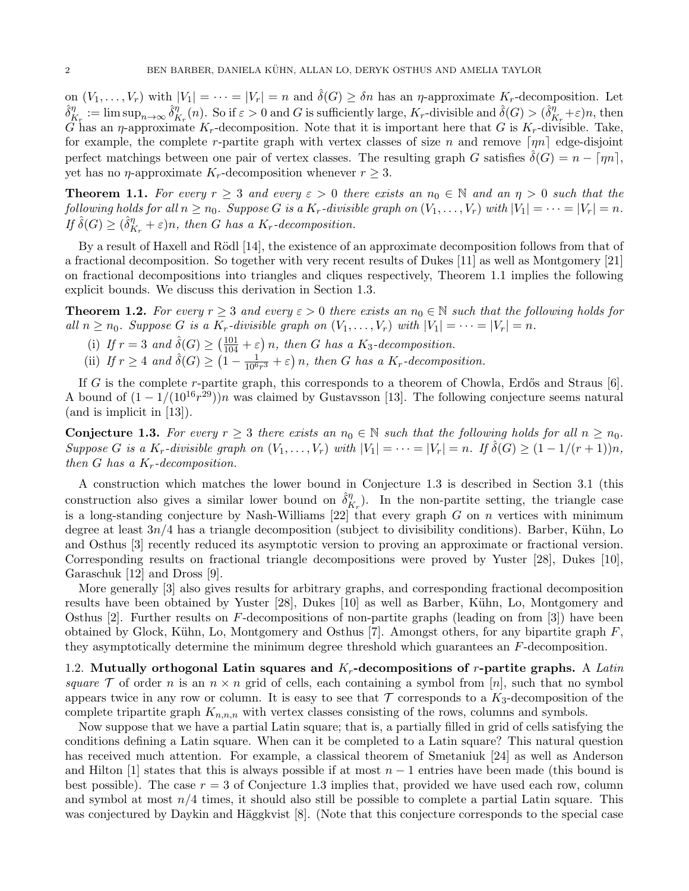on $(V_1, \ldots, V_r)$ with $|V_1| = \cdots = |V_r| = n$ and $\hat{\delta}(G) \geq \delta n$ has an $\eta$-approximate $K_r$-decomposition. Let $\hat{\delta}^{\eta}_{K_r} := \limsup_{n\to\infty} \hat{\delta}^{\eta}_{K_r}(n)$. So if $\varepsilon > 0$ and $G$ is sufficiently large, $K_r$-divisible and $\hat{\delta}(G) > (\hat{\delta}^{\eta}_{K_r} + \varepsilon)n$, then $G$ has an $\eta$-approximate $K_r$-decomposition. Note that it is important here that $G$ is $K_r$-divisible. Take, for example, the complete $r$-partite graph with vertex classes of size $n$ and remove $\lceil \eta n \rceil$ edge-disjoint perfect matchings between one pair of vertex classes. The resulting graph $G$ satisfies $\hat{\delta}(G) = n - \lceil \eta n \rceil$, yet has no $\eta$-approximate $K_r$-decomposition whenever $r \geq 3$.

**Theorem 1.1.** *For every $r \geq 3$ and every $\varepsilon > 0$ there exists an $n_0 \in \mathbb{N}$ and an $\eta > 0$ such that the following holds for all $n \geq n_0$. Suppose $G$ is a $K_r$-divisible graph on $(V_1, \ldots, V_r)$ with $|V_1| = \cdots = |V_r| = n$. If $\hat{\delta}(G) \geq (\hat{\delta}^{\eta}_{K_r} + \varepsilon)n$, then $G$ has a $K_r$-decomposition.*

By a result of Haxell and Rödl [14], the existence of an approximate decomposition follows from that of a fractional decomposition. So together with very recent results of Dukes [11] as well as Montgomery [21] on fractional decompositions into triangles and cliques respectively, Theorem 1.1 implies the following explicit bounds. We discuss this derivation in Section 1.3.

**Theorem 1.2.** *For every $r \geq 3$ and every $\varepsilon > 0$ there exists an $n_0 \in \mathbb{N}$ such that the following holds for all $n \geq n_0$. Suppose $G$ is a $K_r$-divisible graph on $(V_1, \ldots, V_r)$ with $|V_1| = \cdots = |V_r| = n$.*

- (i) *If $r = 3$ and $\hat{\delta}(G) \geq \left(\frac{101}{104} + \varepsilon\right) n$, then $G$ has a $K_3$-decomposition.*
- (ii) *If $r \geq 4$ and $\hat{\delta}(G) \geq \left(1 - \frac{1}{10^6 r^3} + \varepsilon\right) n$, then $G$ has a $K_r$-decomposition.*

If $G$ is the complete $r$-partite graph, this corresponds to a theorem of Chowla, Erdős and Straus [6]. A bound of $(1 - 1/(10^{16} r^{29}))n$ was claimed by Gustavsson [13]. The following conjecture seems natural (and is implicit in [13]).

**Conjecture 1.3.** *For every $r \geq 3$ there exists an $n_0 \in \mathbb{N}$ such that the following holds for all $n \geq n_0$. Suppose $G$ is a $K_r$-divisible graph on $(V_1, \ldots, V_r)$ with $|V_1| = \cdots = |V_r| = n$. If $\hat{\delta}(G) \geq (1 - 1/(r + 1))n$, then $G$ has a $K_r$-decomposition.*

A construction which matches the lower bound in Conjecture 1.3 is described in Section 3.1 (this construction also gives a similar lower bound on $\hat{\delta}^{\eta}_{K_r}$). In the non-partite setting, the triangle case is a long-standing conjecture by Nash-Williams [22] that every graph $G$ on $n$ vertices with minimum degree at least $3n/4$ has a triangle decomposition (subject to divisibility conditions). Barber, Kühn, Lo and Osthus [3] recently reduced its asymptotic version to proving an approximate or fractional version. Corresponding results on fractional triangle decompositions were proved by Yuster [28], Dukes [10], Garaschuk [12] and Dross [9].

More generally [3] also gives results for arbitrary graphs, and corresponding fractional decomposition results have been obtained by Yuster [28], Dukes [10] as well as Barber, Kühn, Lo, Montgomery and Osthus [2]. Further results on $F$-decompositions of non-partite graphs (leading on from [3]) have been obtained by Glock, Kühn, Lo, Montgomery and Osthus [7]. Amongst others, for any bipartite graph $F$, they asymptotically determine the minimum degree threshold which guarantees an $F$-decomposition.

## 1.2. Mutually orthogonal Latin squares and $K_r$-decompositions of $r$-partite graphs.

A *Latin square* $\mathcal{T}$ of order $n$ is an $n \times n$ grid of cells, each containing a symbol from $[n]$, such that no symbol appears twice in any row or column. It is easy to see that $\mathcal{T}$ corresponds to a $K_3$-decomposition of the complete tripartite graph $K_{n,n,n}$ with vertex classes consisting of the rows, columns and symbols.

Now suppose that we have a partial Latin square; that is, a partially filled in grid of cells satisfying the conditions defining a Latin square. When can it be completed to a Latin square? This natural question has received much attention. For example, a classical theorem of Smetaniuk [24] as well as Anderson and Hilton [1] states that this is always possible if at most $n - 1$ entries have been made (this bound is best possible). The case $r = 3$ of Conjecture 1.3 implies that, provided we have used each row, column and symbol at most $n/4$ times, it should also still be possible to complete a partial Latin square. This was conjectured by Daykin and Häggkvist [8]. (Note that this conjecture corresponds to the special case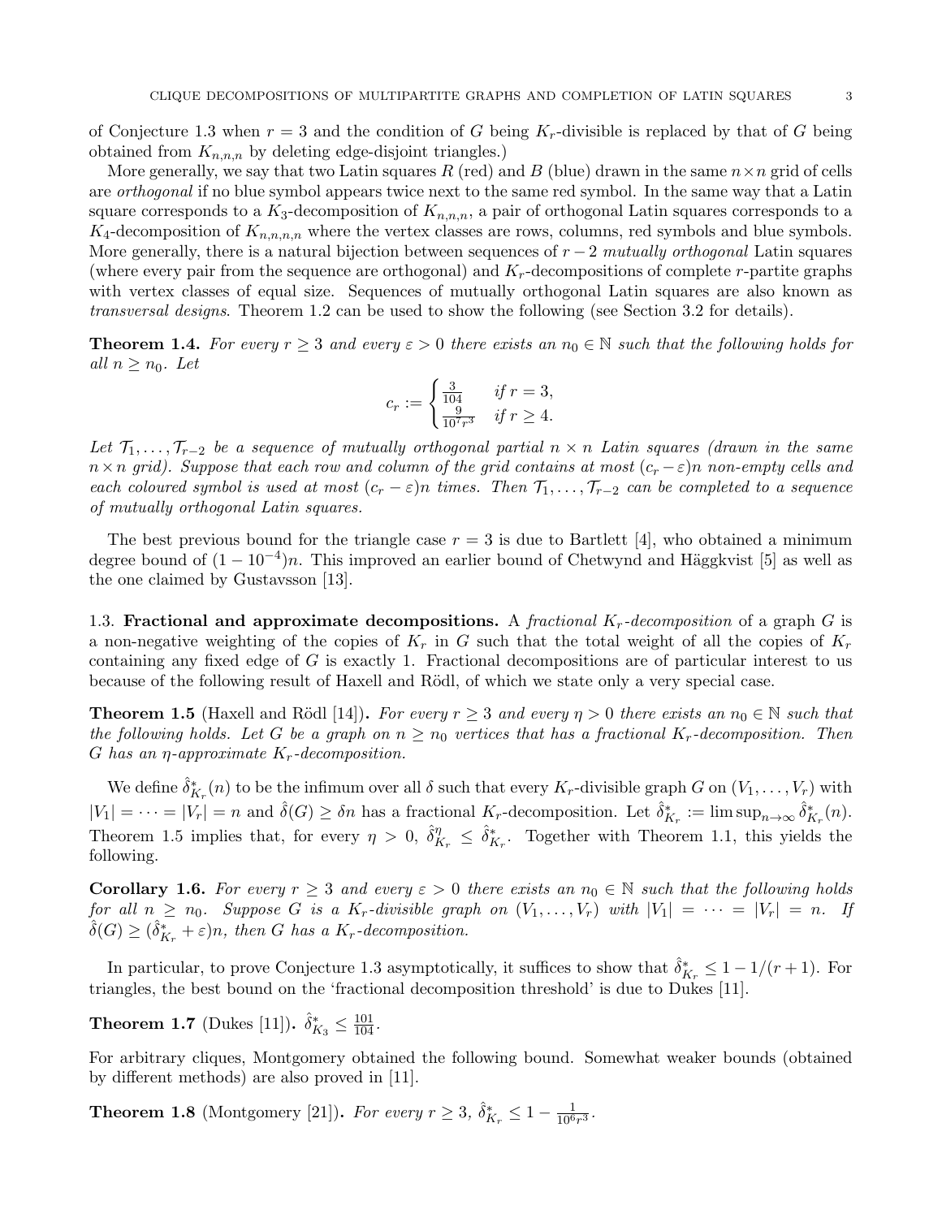of Conjecture 1.3 when $r = 3$ and the condition of $G$ being $K_r$-divisible is replaced by that of $G$ being obtained from $K_{n,n,n}$ by deleting edge-disjoint triangles.)

More generally, we say that two Latin squares $R$ (red) and $B$ (blue) drawn in the same $n \times n$ grid of cells are *orthogonal* if no blue symbol appears twice next to the same red symbol. In the same way that a Latin square corresponds to a $K_3$-decomposition of $K_{n,n,n}$, a pair of orthogonal Latin squares corresponds to a $K_4$-decomposition of $K_{n,n,n,n}$ where the vertex classes are rows, columns, red symbols and blue symbols. More generally, there is a natural bijection between sequences of $r-2$ *mutually orthogonal* Latin squares (where every pair from the sequence are orthogonal) and $K_r$-decompositions of complete $r$-partite graphs with vertex classes of equal size. Sequences of mutually orthogonal Latin squares are also known as *transversal designs*. Theorem 1.2 can be used to show the following (see Section 3.2 for details).

**Theorem 1.4.** *For every $r \geq 3$ and every $\varepsilon > 0$ there exists an $n_0 \in \mathbb{N}$ such that the following holds for all $n \geq n_0$. Let*

$$c_r := \begin{cases} \frac{3}{104} & \text{if } r = 3, \\ \frac{9}{10^7 r^3} & \text{if } r \geq 4. \end{cases}$$

*Let $\mathcal{T}_1, \dots, \mathcal{T}_{r-2}$ be a sequence of mutually orthogonal partial $n \times n$ Latin squares (drawn in the same $n \times n$ grid). Suppose that each row and column of the grid contains at most $(c_r - \varepsilon)n$ non-empty cells and each coloured symbol is used at most $(c_r - \varepsilon)n$ times. Then $\mathcal{T}_1, \dots, \mathcal{T}_{r-2}$ can be completed to a sequence of mutually orthogonal Latin squares.*

The best previous bound for the triangle case $r = 3$ is due to Bartlett [4], who obtained a minimum degree bound of $(1 - 10^{-4})n$. This improved an earlier bound of Chetwynd and Häggkvist [5] as well as the one claimed by Gustavsson [13].

### 1.3. Fractional and approximate decompositions.

A *fractional $K_r$-decomposition* of a graph $G$ is a non-negative weighting of the copies of $K_r$ in $G$ such that the total weight of all the copies of $K_r$ containing any fixed edge of $G$ is exactly 1. Fractional decompositions are of particular interest to us because of the following result of Haxell and Rödl, of which we state only a very special case.

**Theorem 1.5** (Haxell and Rödl [14]). *For every $r \geq 3$ and every $\eta > 0$ there exists an $n_0 \in \mathbb{N}$ such that the following holds. Let $G$ be a graph on $n \geq n_0$ vertices that has a fractional $K_r$-decomposition. Then $G$ has an $\eta$-approximate $K_r$-decomposition.*

We define $\hat{\delta}^*_{K_r}(n)$ to be the infimum over all $\delta$ such that every $K_r$-divisible graph $G$ on $(V_1, \dots, V_r)$ with $|V_1| = \dots = |V_r| = n$ and $\hat{\delta}(G) \geq \delta n$ has a fractional $K_r$-decomposition. Let $\hat{\delta}^*_{K_r} := \limsup_{n \to \infty} \hat{\delta}^*_{K_r}(n)$. Theorem 1.5 implies that, for every $\eta > 0$, $\hat{\delta}^{\eta}_{K_r} \leq \hat{\delta}^*_{K_r}$. Together with Theorem 1.1, this yields the following.

**Corollary 1.6.** *For every $r \geq 3$ and every $\varepsilon > 0$ there exists an $n_0 \in \mathbb{N}$ such that the following holds for all $n \geq n_0$. Suppose $G$ is a $K_r$-divisible graph on $(V_1, \dots, V_r)$ with $|V_1| = \dots = |V_r| = n$. If $\hat{\delta}(G) \geq (\hat{\delta}^*_{K_r} + \varepsilon)n$, then $G$ has a $K_r$-decomposition.*

In particular, to prove Conjecture 1.3 asymptotically, it suffices to show that $\hat{\delta}^*_{K_r} \leq 1 - 1/(r+1)$. For triangles, the best bound on the 'fractional decomposition threshold' is due to Dukes [11].

**Theorem 1.7** (Dukes [11]). $\hat{\delta}^*_{K_3} \leq \frac{101}{104}$.

For arbitrary cliques, Montgomery obtained the following bound. Somewhat weaker bounds (obtained by different methods) are also proved in [11].

**Theorem 1.8** (Montgomery [21]). *For every $r \geq 3$, $\hat{\delta}^*_{K_r} \leq 1 - \frac{1}{10^6 r^3}$.*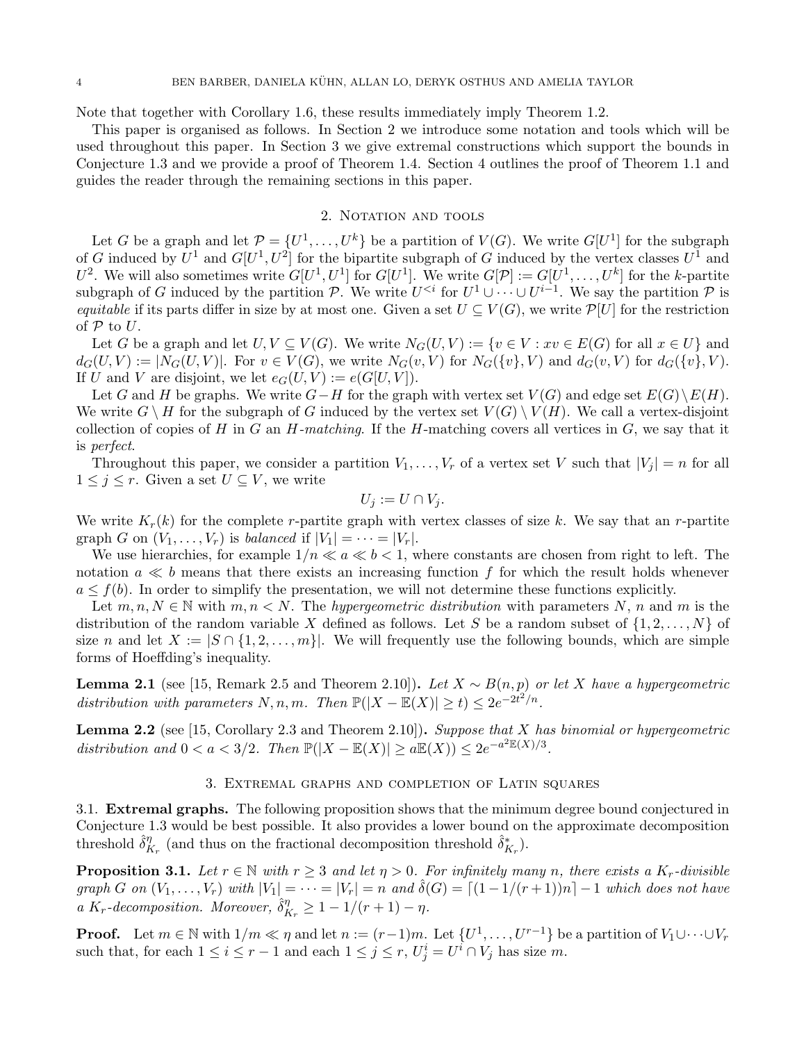Note that together with Corollary 1.6, these results immediately imply Theorem 1.2.

This paper is organised as follows. In Section 2 we introduce some notation and tools which will be used throughout this paper. In Section 3 we give extremal constructions which support the bounds in Conjecture 1.3 and we provide a proof of Theorem 1.4. Section 4 outlines the proof of Theorem 1.1 and guides the reader through the remaining sections in this paper.

## 2. Notation and tools

Let $G$ be a graph and let $\mathcal{P} = \{U^1, \dots, U^k\}$ be a partition of $V(G)$. We write $G[U^1]$ for the subgraph of $G$ induced by $U^1$ and $G[U^1, U^2]$ for the bipartite subgraph of $G$ induced by the vertex classes $U^1$ and $U^2$. We will also sometimes write $G[U^1, U^1]$ for $G[U^1]$. We write $G[\mathcal{P}] := G[U^1, \dots, U^k]$ for the $k$-partite subgraph of $G$ induced by the partition $\mathcal{P}$. We write $U^{<i}$ for $U^1 \cup \dots \cup U^{i-1}$. We say the partition $\mathcal{P}$ is *equitable* if its parts differ in size by at most one. Given a set $U \subseteq V(G)$, we write $\mathcal{P}[U]$ for the restriction of $\mathcal{P}$ to $U$.

Let $G$ be a graph and let $U, V \subseteq V(G)$. We write $N_G(U, V) := \{v \in V : xv \in E(G) \text{ for all } x \in U\}$ and $d_G(U, V) := |N_G(U, V)|$. For $v \in V(G)$, we write $N_G(v, V)$ for $N_G(\{v\}, V)$ and $d_G(v, V)$ for $d_G(\{v\}, V)$. If $U$ and $V$ are disjoint, we let $e_G(U, V) := e(G[U, V])$.

Let $G$ and $H$ be graphs. We write $G - H$ for the graph with vertex set $V(G)$ and edge set $E(G) \setminus E(H)$. We write $G \setminus H$ for the subgraph of $G$ induced by the vertex set $V(G) \setminus V(H)$. We call a vertex-disjoint collection of copies of $H$ in $G$ an *$H$-matching*. If the $H$-matching covers all vertices in $G$, we say that it is *perfect*.

Throughout this paper, we consider a partition $V_1, \dots, V_r$ of a vertex set $V$ such that $|V_j| = n$ for all $1 \leq j \leq r$. Given a set $U \subseteq V$, we write

$$U_j := U \cap V_j.$$

We write $K_r(k)$ for the complete $r$-partite graph with vertex classes of size $k$. We say that an $r$-partite graph $G$ on $(V_1, \dots, V_r)$ is *balanced* if $|V_1| = \dots = |V_r|$.

We use hierarchies, for example $1/n \ll a \ll b < 1$, where constants are chosen from right to left. The notation $a \ll b$ means that there exists an increasing function $f$ for which the result holds whenever $a \leq f(b)$. In order to simplify the presentation, we will not determine these functions explicitly.

Let $m, n, N \in \mathbb{N}$ with $m, n < N$. The *hypergeometric distribution* with parameters $N$, $n$ and $m$ is the distribution of the random variable $X$ defined as follows. Let $S$ be a random subset of $\{1, 2, \dots, N\}$ of size $n$ and let $X := |S \cap \{1, 2, \dots, m\}|$. We will frequently use the following bounds, which are simple forms of Hoeffding's inequality.

**Lemma 2.1** (see [15, Remark 2.5 and Theorem 2.10]). *Let $X \sim B(n, p)$ or let $X$ have a hypergeometric distribution with parameters $N, n, m$. Then $\mathbb{P}(|X - \mathbb{E}(X)| \geq t) \leq 2e^{-2t^2/n}$.*

**Lemma 2.2** (see [15, Corollary 2.3 and Theorem 2.10]). *Suppose that $X$ has binomial or hypergeometric distribution and $0 < a < 3/2$. Then $\mathbb{P}(|X - \mathbb{E}(X)| \geq a\mathbb{E}(X)) \leq 2e^{-a^2\mathbb{E}(X)/3}$.*

## 3. Extremal graphs and completion of Latin squares

### 3.1. Extremal graphs.

The following proposition shows that the minimum degree bound conjectured in Conjecture 1.3 would be best possible. It also provides a lower bound on the approximate decomposition threshold $\hat{\delta}^{\eta}_{K_r}$ (and thus on the fractional decomposition threshold $\hat{\delta}^{*}_{K_r}$).

**Proposition 3.1.** *Let $r \in \mathbb{N}$ with $r \geq 3$ and let $\eta > 0$. For infinitely many $n$, there exists a $K_r$-divisible graph $G$ on $(V_1, \dots, V_r)$ with $|V_1| = \dots = |V_r| = n$ and $\hat{\delta}(G) = \lceil (1 - 1/(r+1))n \rceil - 1$ which does not have a $K_r$-decomposition. Moreover, $\hat{\delta}^{\eta}_{K_r} \geq 1 - 1/(r+1) - \eta$.*

**Proof.** Let $m \in \mathbb{N}$ with $1/m \ll \eta$ and let $n := (r-1)m$. Let $\{U^1, \dots, U^{r-1}\}$ be a partition of $V_1 \cup \dots \cup V_r$ such that, for each $1 \leq i \leq r-1$ and each $1 \leq j \leq r$, $U^i_j = U^i \cap V_j$ has size $m$.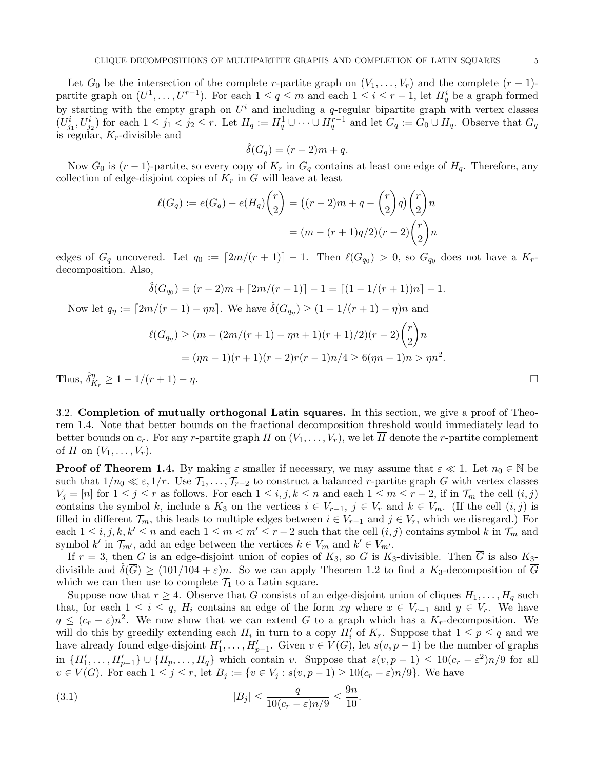Let $G_0$ be the intersection of the complete $r$-partite graph on $(V_1, \dots, V_r)$ and the complete $(r-1)$-partite graph on $(U^1, \dots, U^{r-1})$. For each $1 \le q \le m$ and each $1 \le i \le r-1$, let $H_q^i$ be a graph formed by starting with the empty graph on $U^i$ and including a $q$-regular bipartite graph with vertex classes $(U_{j_1}^i, U_{j_2}^i)$ for each $1 \le j_1 < j_2 \le r$. Let $H_q := H_q^1 \cup \dots \cup H_q^{r-1}$ and let $G_q := G_0 \cup H_q$. Observe that $G_q$ is regular, $K_r$-divisible and

$$\hat{\delta}(G_q) = (r-2)m + q.$$

Now $G_0$ is $(r-1)$-partite, so every copy of $K_r$ in $G_q$ contains at least one edge of $H_q$. Therefore, any collection of edge-disjoint copies of $K_r$ in $G$ will leave at least

$$\begin{aligned}\ell(G_q) := e(G_q) - e(H_q)\binom{r}{2} &= \left((r-2)m + q - \binom{r}{2}q\right)\binom{r}{2}n \\ &= (m - (r+1)q/2)(r-2)\binom{r}{2}n\end{aligned}$$

edges of $G_q$ uncovered. Let $q_0 := \lceil 2m/(r+1) \rceil - 1$. Then $\ell(G_{q_0}) > 0$, so $G_{q_0}$ does not have a $K_r$-decomposition. Also,

$$\hat{\delta}(G_{q_0}) = (r-2)m + \lceil 2m/(r+1) \rceil - 1 = \lceil (1 - 1/(r+1))n \rceil - 1.$$

Now let $q_\eta := \lceil 2m/(r+1) - \eta n \rceil$. We have $\hat{\delta}(G_{q_\eta}) \ge (1 - 1/(r+1) - \eta)n$ and

$$\begin{aligned}\ell(G_{q_\eta}) &\ge (m - (2m/(r+1) - \eta n + 1)(r+1)/2)(r-2)\binom{r}{2}n \\ &= (\eta n - 1)(r+1)(r-2)r(r-1)n/4 \ge 6(\eta n - 1)n > \eta n^2.\end{aligned}$$

Thus, $\hat{\delta}_{K_r}^{\eta} \ge 1 - 1/(r+1) - \eta$. □

### 3.2. Completion of mutually orthogonal Latin squares.

In this section, we give a proof of Theorem 1.4. Note that better bounds on the fractional decomposition threshold would immediately lead to better bounds on $c_r$. For any $r$-partite graph $H$ on $(V_1, \dots, V_r)$, we let $\overline{H}$ denote the $r$-partite complement of $H$ on $(V_1, \dots, V_r)$.

**Proof of Theorem 1.4.** By making $\varepsilon$ smaller if necessary, we may assume that $\varepsilon \ll 1$. Let $n_0 \in \mathbb{N}$ be such that $1/n_0 \ll \varepsilon, 1/r$. Use $\mathcal{T}_1, \dots, \mathcal{T}_{r-2}$ to construct a balanced $r$-partite graph $G$ with vertex classes $V_j = [n]$ for $1 \le j \le r$ as follows. For each $1 \le i, j, k \le n$ and each $1 \le m \le r-2$, if in $\mathcal{T}_m$ the cell $(i,j)$ contains the symbol $k$, include a $K_3$ on the vertices $i \in V_{r-1}$, $j \in V_r$ and $k \in V_m$. (If the cell $(i,j)$ is filled in different $\mathcal{T}_m$, this leads to multiple edges between $i \in V_{r-1}$ and $j \in V_r$, which we disregard.) For each $1 \le i, j, k, k' \le n$ and each $1 \le m < m' \le r-2$ such that the cell $(i,j)$ contains symbol $k$ in $\mathcal{T}_m$ and symbol $k'$ in $\mathcal{T}_{m'}$, add an edge between the vertices $k \in V_m$ and $k' \in V_{m'}$.

If $r = 3$, then $G$ is an edge-disjoint union of copies of $K_3$, so $G$ is $K_3$-divisible. Then $\overline{G}$ is also $K_3$-divisible and $\hat{\delta}(\overline{G}) \ge (101/104 + \varepsilon)n$. So we can apply Theorem 1.2 to find a $K_3$-decomposition of $\overline{G}$ which we can then use to complete $\mathcal{T}_1$ to a Latin square.

Suppose now that $r \ge 4$. Observe that $G$ consists of an edge-disjoint union of cliques $H_1, \dots, H_q$ such that, for each $1 \le i \le q$, $H_i$ contains an edge of the form $xy$ where $x \in V_{r-1}$ and $y \in V_r$. We have $q \le (c_r - \varepsilon)n^2$. We now show that we can extend $G$ to a graph which has a $K_r$-decomposition. We will do this by greedily extending each $H_i$ in turn to a copy $H_i'$ of $K_r$. Suppose that $1 \le p \le q$ and we have already found edge-disjoint $H_1', \dots, H_{p-1}'$. Given $v \in V(G)$, let $s(v, p-1)$ be the number of graphs in $\{H_1', \dots, H_{p-1}'\} \cup \{H_p, \dots, H_q\}$ which contain $v$. Suppose that $s(v, p-1) \le 10(c_r - \varepsilon^2)n/9$ for all $v \in V(G)$. For each $1 \le j \le r$, let $B_j := \{v \in V_j : s(v, p-1) \ge 10(c_r - \varepsilon)n/9\}$. We have

$$|B_j| \le \frac{q}{10(c_r - \varepsilon)n/9} \le \frac{9n}{10}. \tag{3.1}$$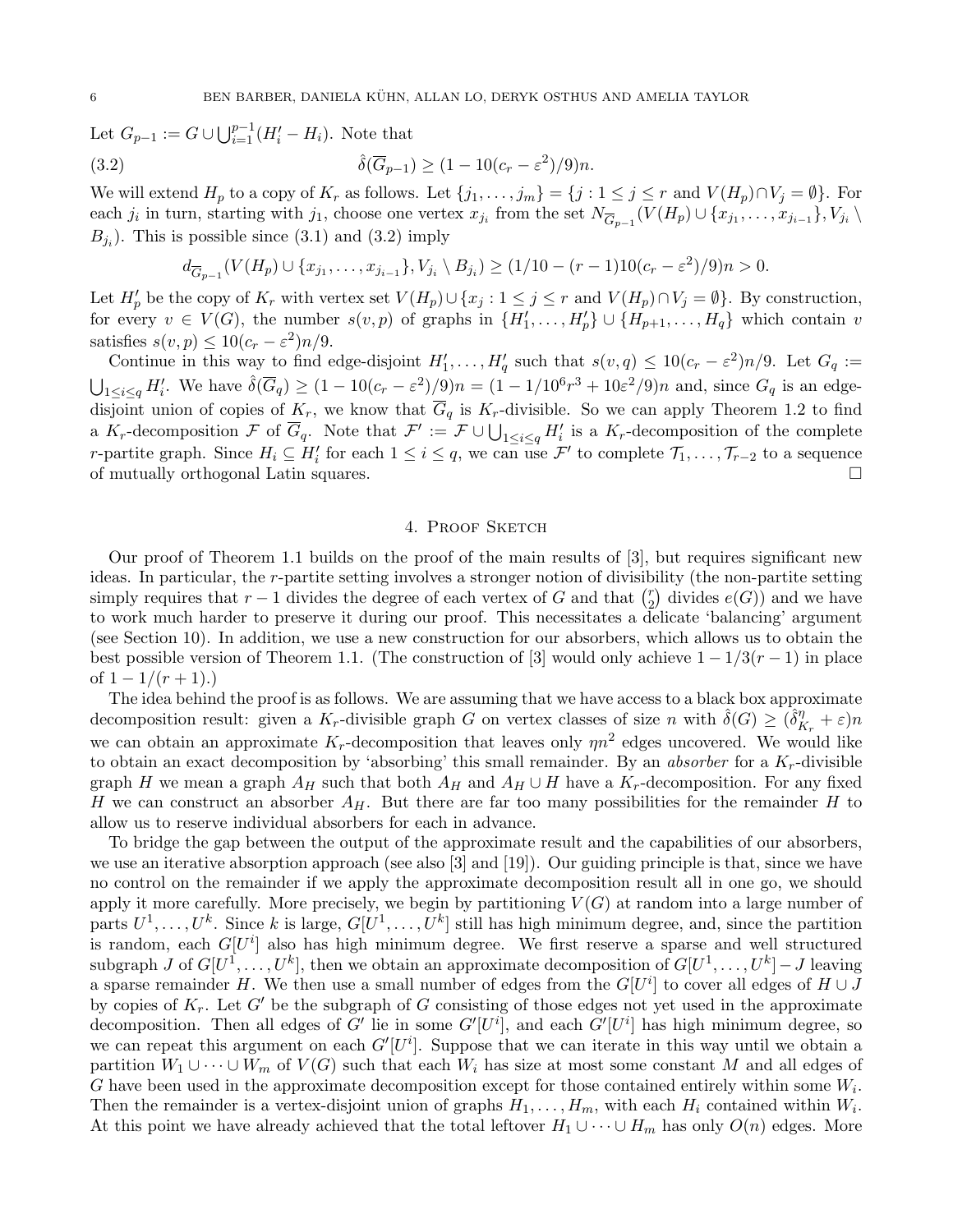Let $G_{p-1} := G \cup \bigcup_{i=1}^{p-1}(H_i' - H_i)$. Note that

$$\hat{\delta}(\overline{G}_{p-1}) \geq (1 - 10(c_r - \varepsilon^2)/9)n. \tag{3.2}$$

We will extend $H_p$ to a copy of $K_r$ as follows. Let $\{j_1, \dots, j_m\} = \{j : 1 \leq j \leq r \text{ and } V(H_p) \cap V_j = \emptyset\}$. For each $j_i$ in turn, starting with $j_1$, choose one vertex $x_{j_i}$ from the set $N_{\overline{G}_{p-1}}(V(H_p) \cup \{x_{j_1}, \dots, x_{j_{i-1}}\}, V_{j_i} \setminus B_{j_i})$. This is possible since (3.1) and (3.2) imply

$$d_{\overline{G}_{p-1}}(V(H_p) \cup \{x_{j_1}, \dots, x_{j_{i-1}}\}, V_{j_i} \setminus B_{j_i}) \geq (1/10 - (r-1)10(c_r - \varepsilon^2)/9)n > 0.$$

Let $H_p'$ be the copy of $K_r$ with vertex set $V(H_p) \cup \{x_j : 1 \leq j \leq r \text{ and } V(H_p) \cap V_j = \emptyset\}$. By construction, for every $v \in V(G)$, the number $s(v,p)$ of graphs in $\{H_1', \dots, H_p'\} \cup \{H_{p+1}, \dots, H_q\}$ which contain $v$ satisfies $s(v,p) \leq 10(c_r - \varepsilon^2)n/9$.

Continue in this way to find edge-disjoint $H_1', \dots, H_q'$ such that $s(v,q) \leq 10(c_r - \varepsilon^2)n/9$. Let $G_q := \bigcup_{1 \leq i \leq q} H_i'$. We have $\hat{\delta}(\overline{G}_q) \geq (1 - 10(c_r - \varepsilon^2)/9)n = (1 - 1/10^6 r^3 + 10\varepsilon^2/9)n$ and, since $G_q$ is an edge-disjoint union of copies of $K_r$, we know that $\overline{G}_q$ is $K_r$-divisible. So we can apply Theorem 1.2 to find a $K_r$-decomposition $\mathcal{F}$ of $\overline{G}_q$. Note that $\mathcal{F}' := \mathcal{F} \cup \bigcup_{1 \leq i \leq q} H_i'$ is a $K_r$-decomposition of the complete $r$-partite graph. Since $H_i \subseteq H_i'$ for each $1 \leq i \leq q$, we can use $\mathcal{F}'$ to complete $\mathcal{T}_1, \dots, \mathcal{T}_{r-2}$ to a sequence of mutually orthogonal Latin squares. □

## 4. Proof Sketch

Our proof of Theorem 1.1 builds on the proof of the main results of [3], but requires significant new ideas. In particular, the $r$-partite setting involves a stronger notion of divisibility (the non-partite setting simply requires that $r-1$ divides the degree of each vertex of $G$ and that $\binom{r}{2}$ divides $e(G)$) and we have to work much harder to preserve it during our proof. This necessitates a delicate 'balancing' argument (see Section 10). In addition, we use a new construction for our absorbers, which allows us to obtain the best possible version of Theorem 1.1. (The construction of [3] would only achieve $1 - 1/3(r-1)$ in place of $1 - 1/(r+1)$.)

The idea behind the proof is as follows. We are assuming that we have access to a black box approximate decomposition result: given a $K_r$-divisible graph $G$ on vertex classes of size $n$ with $\hat{\delta}(G) \geq (\hat{\delta}^{\eta}_{K_r} + \varepsilon)n$ we can obtain an approximate $K_r$-decomposition that leaves only $\eta n^2$ edges uncovered. We would like to obtain an exact decomposition by 'absorbing' this small remainder. By an *absorber* for a $K_r$-divisible graph $H$ we mean a graph $A_H$ such that both $A_H$ and $A_H \cup H$ have a $K_r$-decomposition. For any fixed $H$ we can construct an absorber $A_H$. But there are far too many possibilities for the remainder $H$ to allow us to reserve individual absorbers for each in advance.

To bridge the gap between the output of the approximate result and the capabilities of our absorbers, we use an iterative absorption approach (see also [3] and [19]). Our guiding principle is that, since we have no control on the remainder if we apply the approximate decomposition result all in one go, we should apply it more carefully. More precisely, we begin by partitioning $V(G)$ at random into a large number of parts $U^1, \dots, U^k$. Since $k$ is large, $G[U^1, \dots, U^k]$ still has high minimum degree, and, since the partition is random, each $G[U^i]$ also has high minimum degree. We first reserve a sparse and well structured subgraph $J$ of $G[U^1, \dots, U^k]$, then we obtain an approximate decomposition of $G[U^1, \dots, U^k] - J$ leaving a sparse remainder $H$. We then use a small number of edges from the $G[U^i]$ to cover all edges of $H \cup J$ by copies of $K_r$. Let $G'$ be the subgraph of $G$ consisting of those edges not yet used in the approximate decomposition. Then all edges of $G'$ lie in some $G'[U^i]$, and each $G'[U^i]$ has high minimum degree, so we can repeat this argument on each $G'[U^i]$. Suppose that we can iterate in this way until we obtain a partition $W_1 \cup \cdots \cup W_m$ of $V(G)$ such that each $W_i$ has size at most some constant $M$ and all edges of $G$ have been used in the approximate decomposition except for those contained entirely within some $W_i$. Then the remainder is a vertex-disjoint union of graphs $H_1, \dots, H_m$, with each $H_i$ contained within $W_i$. At this point we have already achieved that the total leftover $H_1 \cup \cdots \cup H_m$ has only $O(n)$ edges. More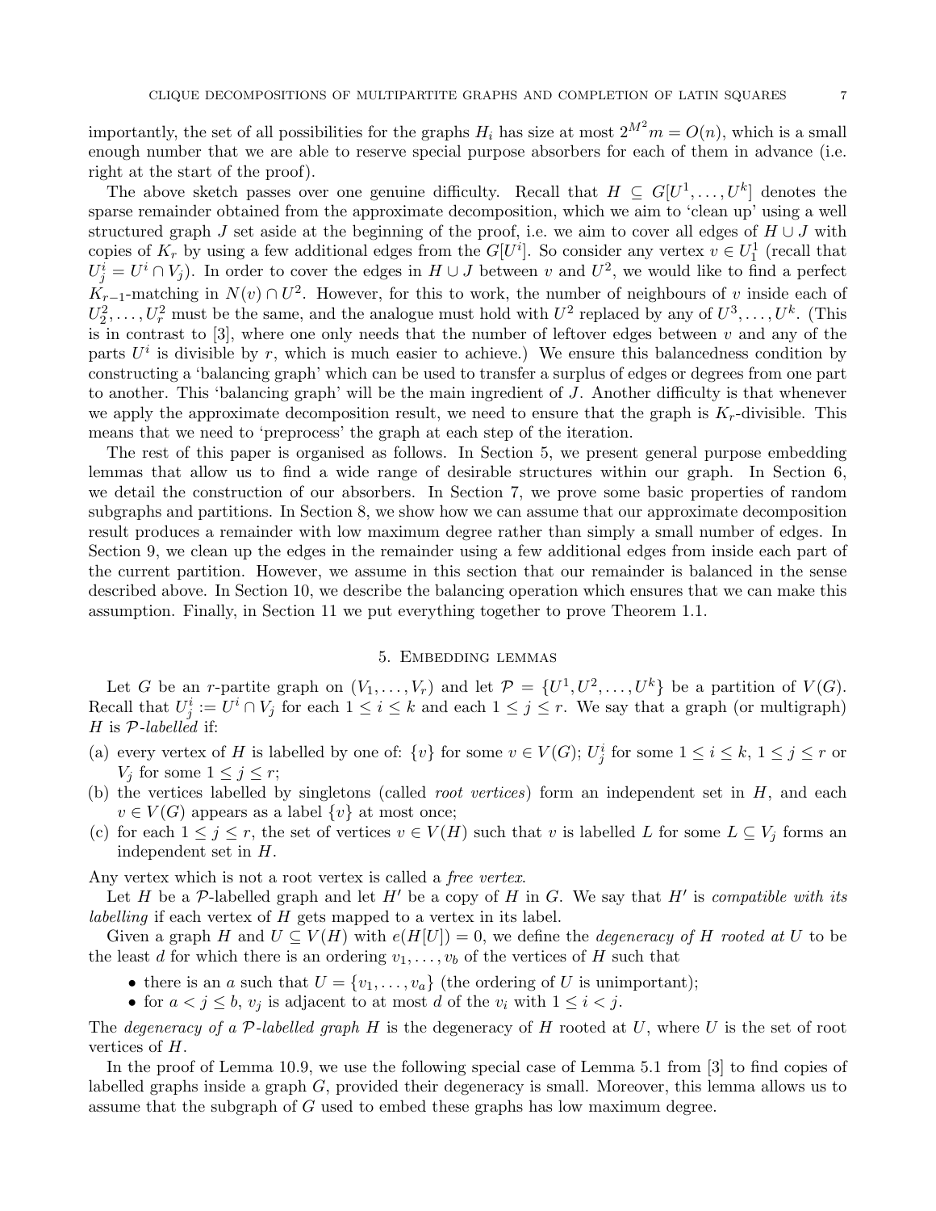importantly, the set of all possibilities for the graphs $H_i$ has size at most $2^{M^2}m = O(n)$, which is a small enough number that we are able to reserve special purpose absorbers for each of them in advance (i.e. right at the start of the proof).

The above sketch passes over one genuine difficulty. Recall that $H \subseteq G[U^1, \ldots, U^k]$ denotes the sparse remainder obtained from the approximate decomposition, which we aim to 'clean up' using a well structured graph $J$ set aside at the beginning of the proof, i.e. we aim to cover all edges of $H \cup J$ with copies of $K_r$ by using a few additional edges from the $G[U^i]$. So consider any vertex $v \in U_1^1$ (recall that $U_j^i = U^i \cap V_j$). In order to cover the edges in $H \cup J$ between $v$ and $U^2$, we would like to find a perfect $K_{r-1}$-matching in $N(v) \cap U^2$. However, for this to work, the number of neighbours of $v$ inside each of $U_2^2, \ldots, U_r^2$ must be the same, and the analogue must hold with $U^2$ replaced by any of $U^3, \ldots, U^k$. (This is in contrast to [3], where one only needs that the number of leftover edges between $v$ and any of the parts $U^i$ is divisible by $r$, which is much easier to achieve.) We ensure this balancedness condition by constructing a 'balancing graph' which can be used to transfer a surplus of edges or degrees from one part to another. This 'balancing graph' will be the main ingredient of $J$. Another difficulty is that whenever we apply the approximate decomposition result, we need to ensure that the graph is $K_r$-divisible. This means that we need to 'preprocess' the graph at each step of the iteration.

The rest of this paper is organised as follows. In Section 5, we present general purpose embedding lemmas that allow us to find a wide range of desirable structures within our graph. In Section 6, we detail the construction of our absorbers. In Section 7, we prove some basic properties of random subgraphs and partitions. In Section 8, we show how we can assume that our approximate decomposition result produces a remainder with low maximum degree rather than simply a small number of edges. In Section 9, we clean up the edges in the remainder using a few additional edges from inside each part of the current partition. However, we assume in this section that our remainder is balanced in the sense described above. In Section 10, we describe the balancing operation which ensures that we can make this assumption. Finally, in Section 11 we put everything together to prove Theorem 1.1.

## 5. Embedding lemmas

Let $G$ be an $r$-partite graph on $(V_1, \ldots, V_r)$ and let $\mathcal{P} = \{U^1, U^2, \ldots, U^k\}$ be a partition of $V(G)$. Recall that $U_j^i := U^i \cap V_j$ for each $1 \leq i \leq k$ and each $1 \leq j \leq r$. We say that a graph (or multigraph) $H$ is *$\mathcal{P}$-labelled* if:

(a) every vertex of $H$ is labelled by one of: $\{v\}$ for some $v \in V(G)$; $U_j^i$ for some $1 \leq i \leq k$, $1 \leq j \leq r$ or $V_j$ for some $1 \leq j \leq r$;
(b) the vertices labelled by singletons (called *root vertices*) form an independent set in $H$, and each $v \in V(G)$ appears as a label $\{v\}$ at most once;
(c) for each $1 \leq j \leq r$, the set of vertices $v \in V(H)$ such that $v$ is labelled $L$ for some $L \subseteq V_j$ forms an independent set in $H$.

Any vertex which is not a root vertex is called a *free vertex*.

Let $H$ be a $\mathcal{P}$-labelled graph and let $H'$ be a copy of $H$ in $G$. We say that $H'$ is *compatible with its labelling* if each vertex of $H$ gets mapped to a vertex in its label.

Given a graph $H$ and $U \subseteq V(H)$ with $e(H[U]) = 0$, we define the *degeneracy of $H$ rooted at $U$* to be the least $d$ for which there is an ordering $v_1, \ldots, v_b$ of the vertices of $H$ such that

- there is an $a$ such that $U = \{v_1, \ldots, v_a\}$ (the ordering of $U$ is unimportant);
- for $a < j \leq b$, $v_j$ is adjacent to at most $d$ of the $v_i$ with $1 \leq i < j$.

The *degeneracy of a $\mathcal{P}$-labelled graph $H$* is the degeneracy of $H$ rooted at $U$, where $U$ is the set of root vertices of $H$.

In the proof of Lemma 10.9, we use the following special case of Lemma 5.1 from [3] to find copies of labelled graphs inside a graph $G$, provided their degeneracy is small. Moreover, this lemma allows us to assume that the subgraph of $G$ used to embed these graphs has low maximum degree.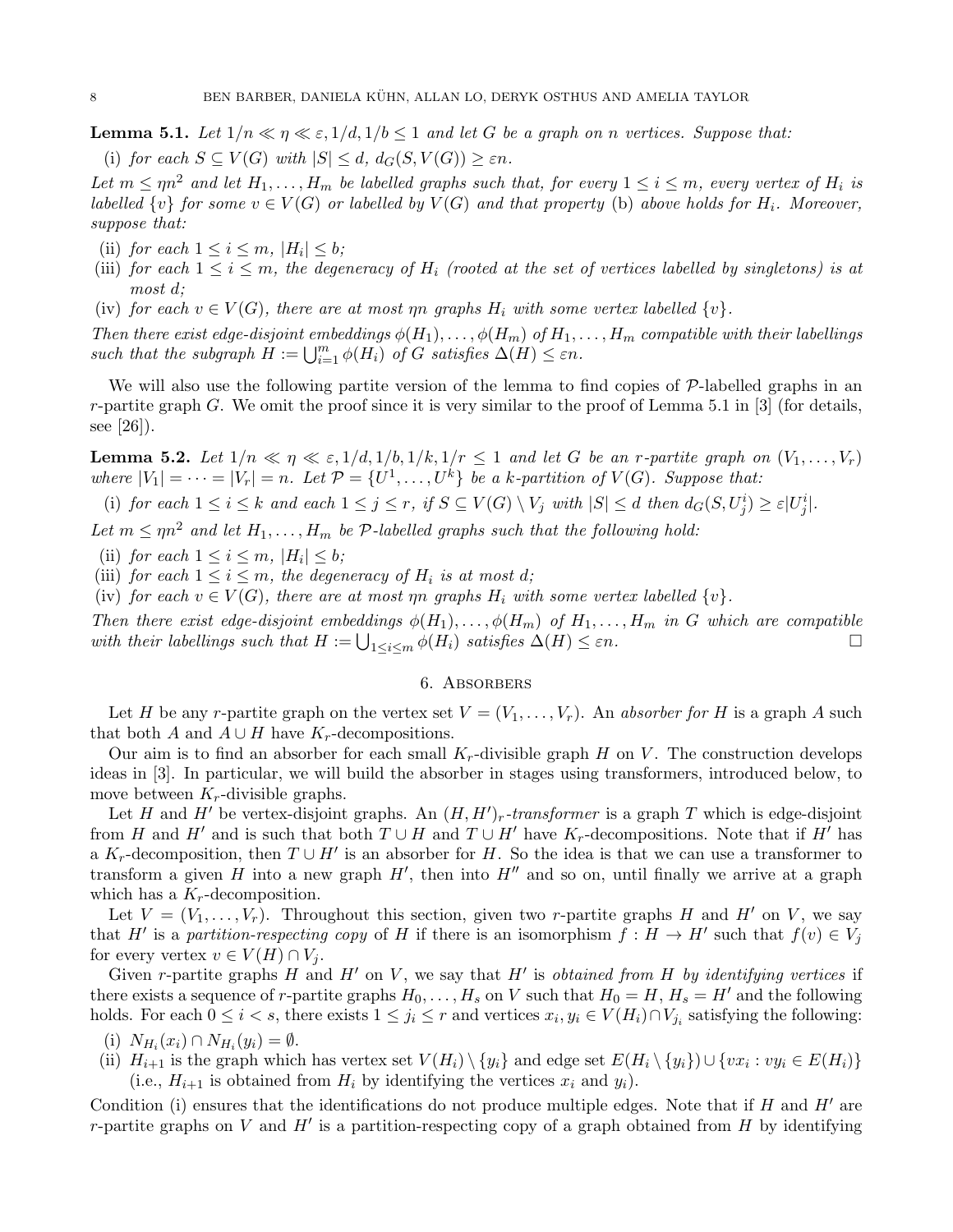**Lemma 5.1.** *Let $1/n \ll \eta \ll \varepsilon, 1/d, 1/b \leq 1$ and let $G$ be a graph on $n$ vertices. Suppose that:*

(i) *for each $S \subseteq V(G)$ with $|S| \leq d$, $d_G(S, V(G)) \geq \varepsilon n$.*

*Let $m \leq \eta n^2$ and let $H_1, \ldots, H_m$ be labelled graphs such that, for every $1 \leq i \leq m$, every vertex of $H_i$ is labelled $\{v\}$ for some $v \in V(G)$ or labelled by $V(G)$ and that property* (b) *above holds for $H_i$. Moreover, suppose that:*

(ii) *for each $1 \leq i \leq m$, $|H_i| \leq b$;*

(iii) *for each $1 \leq i \leq m$, the degeneracy of $H_i$ (rooted at the set of vertices labelled by singletons) is at most $d$;*

(iv) *for each $v \in V(G)$, there are at most $\eta n$ graphs $H_i$ with some vertex labelled $\{v\}$.*

*Then there exist edge-disjoint embeddings $\phi(H_1), \ldots, \phi(H_m)$ of $H_1, \ldots, H_m$ compatible with their labellings such that the subgraph $H := \bigcup_{i=1}^m \phi(H_i)$ of $G$ satisfies $\Delta(H) \leq \varepsilon n$.*

We will also use the following partite version of the lemma to find copies of $\mathcal{P}$-labelled graphs in an $r$-partite graph $G$. We omit the proof since it is very similar to the proof of Lemma 5.1 in [3] (for details, see [26]).

**Lemma 5.2.** *Let $1/n \ll \eta \ll \varepsilon, 1/d, 1/b, 1/k, 1/r \leq 1$ and let $G$ be an $r$-partite graph on $(V_1, \ldots, V_r)$ where $|V_1| = \cdots = |V_r| = n$. Let $\mathcal{P} = \{U^1, \ldots, U^k\}$ be a $k$-partition of $V(G)$. Suppose that:*

(i) *for each $1 \leq i \leq k$ and each $1 \leq j \leq r$, if $S \subseteq V(G) \setminus V_j$ with $|S| \leq d$ then $d_G(S, U^i_j) \geq \varepsilon |U^i_j|$.*

*Let $m \leq \eta n^2$ and let $H_1, \ldots, H_m$ be $\mathcal{P}$-labelled graphs such that the following hold:*

(ii) *for each $1 \leq i \leq m$, $|H_i| \leq b$;*

(iii) *for each $1 \leq i \leq m$, the degeneracy of $H_i$ is at most $d$;*

(iv) *for each $v \in V(G)$, there are at most $\eta n$ graphs $H_i$ with some vertex labelled $\{v\}$.*

*Then there exist edge-disjoint embeddings $\phi(H_1), \ldots, \phi(H_m)$ of $H_1, \ldots, H_m$ in $G$ which are compatible with their labellings such that $H := \bigcup_{1 \leq i \leq m} \phi(H_i)$ satisfies $\Delta(H) \leq \varepsilon n$.* □

## 6. Absorbers

Let $H$ be any $r$-partite graph on the vertex set $V = (V_1, \ldots, V_r)$. An *absorber for $H$* is a graph $A$ such that both $A$ and $A \cup H$ have $K_r$-decompositions.

Our aim is to find an absorber for each small $K_r$-divisible graph $H$ on $V$. The construction develops ideas in [3]. In particular, we will build the absorber in stages using transformers, introduced below, to move between $K_r$-divisible graphs.

Let $H$ and $H'$ be vertex-disjoint graphs. An *$(H, H')_r$-transformer* is a graph $T$ which is edge-disjoint from $H$ and $H'$ and is such that both $T \cup H$ and $T \cup H'$ have $K_r$-decompositions. Note that if $H'$ has a $K_r$-decomposition, then $T \cup H'$ is an absorber for $H$. So the idea is that we can use a transformer to transform a given $H$ into a new graph $H'$, then into $H''$ and so on, until finally we arrive at a graph which has a $K_r$-decomposition.

Let $V = (V_1, \ldots, V_r)$. Throughout this section, given two $r$-partite graphs $H$ and $H'$ on $V$, we say that $H'$ is a *partition-respecting copy* of $H$ if there is an isomorphism $f : H \to H'$ such that $f(v) \in V_j$ for every vertex $v \in V(H) \cap V_j$.

Given $r$-partite graphs $H$ and $H'$ on $V$, we say that $H'$ is *obtained from $H$ by identifying vertices* if there exists a sequence of $r$-partite graphs $H_0, \ldots, H_s$ on $V$ such that $H_0 = H$, $H_s = H'$ and the following holds. For each $0 \leq i < s$, there exists $1 \leq j_i \leq r$ and vertices $x_i, y_i \in V(H_i) \cap V_{j_i}$ satisfying the following:

(i) $N_{H_i}(x_i) \cap N_{H_i}(y_i) = \emptyset$.

(ii) $H_{i+1}$ is the graph which has vertex set $V(H_i) \setminus \{y_i\}$ and edge set $E(H_i \setminus \{y_i\}) \cup \{vx_i : vy_i \in E(H_i)\}$ (i.e., $H_{i+1}$ is obtained from $H_i$ by identifying the vertices $x_i$ and $y_i$).

Condition (i) ensures that the identifications do not produce multiple edges. Note that if $H$ and $H'$ are $r$-partite graphs on $V$ and $H'$ is a partition-respecting copy of a graph obtained from $H$ by identifying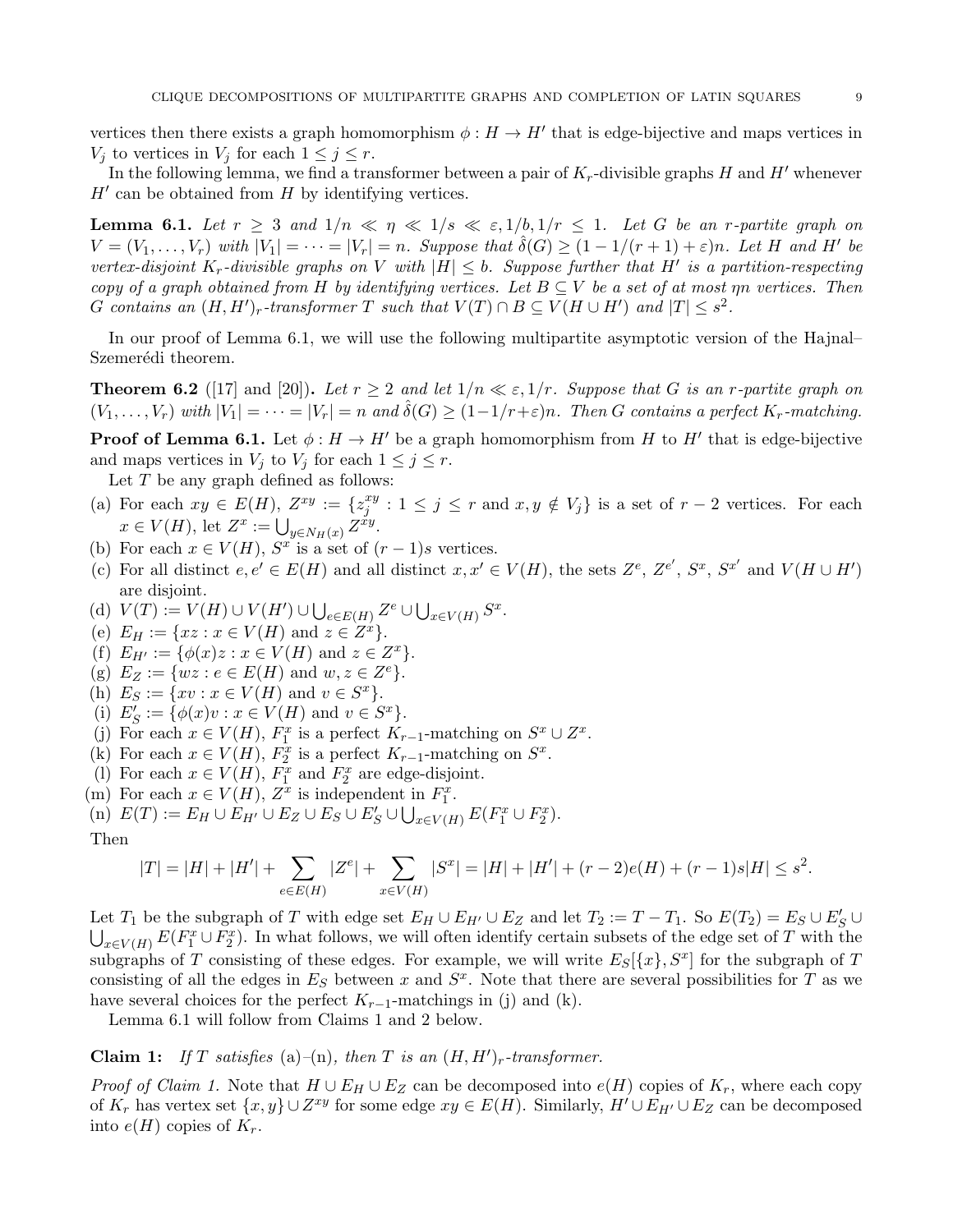vertices then there exists a graph homomorphism $\phi : H \to H'$ that is edge-bijective and maps vertices in $V_j$ to vertices in $V_j$ for each $1 \le j \le r$.

In the following lemma, we find a transformer between a pair of $K_r$-divisible graphs $H$ and $H'$ whenever $H'$ can be obtained from $H$ by identifying vertices.

**Lemma 6.1.** *Let $r \ge 3$ and $1/n \ll \eta \ll 1/s \ll \varepsilon, 1/b, 1/r \le 1$. Let $G$ be an $r$-partite graph on $V = (V_1, \dots, V_r)$ with $|V_1| = \cdots = |V_r| = n$. Suppose that $\hat{\delta}(G) \ge (1 - 1/(r+1) + \varepsilon)n$. Let $H$ and $H'$ be vertex-disjoint $K_r$-divisible graphs on $V$ with $|H| \le b$. Suppose further that $H'$ is a partition-respecting copy of a graph obtained from $H$ by identifying vertices. Let $B \subseteq V$ be a set of at most $\eta n$ vertices. Then $G$ contains an $(H, H')_r$-transformer $T$ such that $V(T) \cap B \subseteq V(H \cup H')$ and $|T| \le s^2$.*

In our proof of Lemma 6.1, we will use the following multipartite asymptotic version of the Hajnal–Szemerédi theorem.

**Theorem 6.2** ([17] and [20])**.** *Let $r \ge 2$ and let $1/n \ll \varepsilon, 1/r$. Suppose that $G$ is an $r$-partite graph on $(V_1, \dots, V_r)$ with $|V_1| = \cdots = |V_r| = n$ and $\hat{\delta}(G) \ge (1 - 1/r + \varepsilon)n$. Then $G$ contains a perfect $K_r$-matching.*

**Proof of Lemma 6.1.** Let $\phi : H \to H'$ be a graph homomorphism from $H$ to $H'$ that is edge-bijective and maps vertices in $V_j$ to $V_j$ for each $1 \le j \le r$.

Let $T$ be any graph defined as follows:

(a) For each $xy \in E(H)$, $Z^{xy} := \{z_j^{xy} : 1 \le j \le r \text{ and } x, y \notin V_j\}$ is a set of $r-2$ vertices. For each $x \in V(H)$, let $Z^x := \bigcup_{y \in N_H(x)} Z^{xy}$.
(b) For each $x \in V(H)$, $S^x$ is a set of $(r-1)s$ vertices.
(c) For all distinct $e, e' \in E(H)$ and all distinct $x, x' \in V(H)$, the sets $Z^e$, $Z^{e'}$, $S^x$, $S^{x'}$ and $V(H \cup H')$ are disjoint.
(d) $V(T) := V(H) \cup V(H') \cup \bigcup_{e \in E(H)} Z^e \cup \bigcup_{x \in V(H)} S^x$.
(e) $E_H := \{xz : x \in V(H) \text{ and } z \in Z^x\}$.
(f) $E_{H'} := \{\phi(x)z : x \in V(H) \text{ and } z \in Z^x\}$.
(g) $E_Z := \{wz : e \in E(H) \text{ and } w, z \in Z^e\}$.
(h) $E_S := \{xv : x \in V(H) \text{ and } v \in S^x\}$.
(i) $E'_S := \{\phi(x)v : x \in V(H) \text{ and } v \in S^x\}$.
(j) For each $x \in V(H)$, $F_1^x$ is a perfect $K_{r-1}$-matching on $S^x \cup Z^x$.
(k) For each $x \in V(H)$, $F_2^x$ is a perfect $K_{r-1}$-matching on $S^x$.
(l) For each $x \in V(H)$, $F_1^x$ and $F_2^x$ are edge-disjoint.
(m) For each $x \in V(H)$, $Z^x$ is independent in $F_1^x$.
(n) $E(T) := E_H \cup E_{H'} \cup E_Z \cup E_S \cup E'_S \cup \bigcup_{x \in V(H)} E(F_1^x \cup F_2^x)$.

Then

$$|T| = |H| + |H'| + \sum_{e \in E(H)} |Z^e| + \sum_{x \in V(H)} |S^x| = |H| + |H'| + (r-2)e(H) + (r-1)s|H| \le s^2.$$

Let $T_1$ be the subgraph of $T$ with edge set $E_H \cup E_{H'} \cup E_Z$ and let $T_2 := T - T_1$. So $E(T_2) = E_S \cup E'_S \cup \bigcup_{x \in V(H)} E(F_1^x \cup F_2^x)$. In what follows, we will often identify certain subsets of the edge set of $T$ with the subgraphs of $T$ consisting of these edges. For example, we will write $E_S[\{x\}, S^x]$ for the subgraph of $T$ consisting of all the edges in $E_S$ between $x$ and $S^x$. Note that there are several possibilities for $T$ as we have several choices for the perfect $K_{r-1}$-matchings in (j) and (k).

Lemma 6.1 will follow from Claims 1 and 2 below.

**Claim 1:** *If $T$ satisfies (a)–(n), then $T$ is an $(H, H')_r$-transformer.*

*Proof of Claim 1.* Note that $H \cup E_H \cup E_Z$ can be decomposed into $e(H)$ copies of $K_r$, where each copy of $K_r$ has vertex set $\{x, y\} \cup Z^{xy}$ for some edge $xy \in E(H)$. Similarly, $H' \cup E_{H'} \cup E_Z$ can be decomposed into $e(H)$ copies of $K_r$.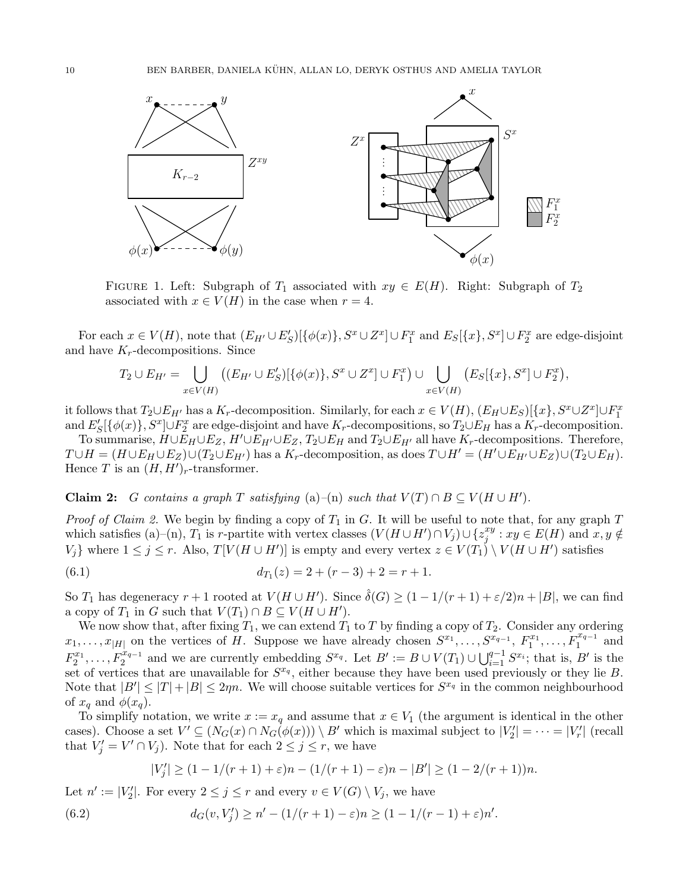FIGURE 1. Left: Subgraph of $T_1$ associated with $xy \in E(H)$. Right: Subgraph of $T_2$ associated with $x \in V(H)$ in the case when $r = 4$.

For each $x \in V(H)$, note that $(E_{H'} \cup E'_S)[\{\phi(x)\}, S^x \cup Z^x] \cup F_1^x$ and $E_S[\{x\}, S^x] \cup F_2^x$ are edge-disjoint and have $K_r$-decompositions. Since

$$T_2 \cup E_{H'} = \bigcup_{x \in V(H)} \big((E_{H'} \cup E'_S)[\{\phi(x)\}, S^x \cup Z^x] \cup F_1^x\big) \cup \bigcup_{x \in V(H)} \big(E_S[\{x\}, S^x] \cup F_2^x\big),$$

it follows that $T_2 \cup E_{H'}$ has a $K_r$-decomposition. Similarly, for each $x \in V(H)$, $(E_H \cup E_S)[\{x\}, S^x \cup Z^x] \cup F_1^x$ and $E'_S[\{\phi(x)\}, S^x] \cup F_2^x$ are edge-disjoint and have $K_r$-decompositions, so $T_2 \cup E_H$ has a $K_r$-decomposition.

To summarise, $H \cup E_H \cup E_Z$, $H' \cup E_{H'} \cup E_Z$, $T_2 \cup E_H$ and $T_2 \cup E_{H'}$ all have $K_r$-decompositions. Therefore, $T \cup H = (H \cup E_H \cup E_Z) \cup (T_2 \cup E_{H'})$ has a $K_r$-decomposition, as does $T \cup H' = (H' \cup E_{H'} \cup E_Z) \cup (T_2 \cup E_H)$. Hence $T$ is an $(H, H')_r$-transformer.

**Claim 2:** *$G$ contains a graph $T$ satisfying* (a)–(n) *such that $V(T) \cap B \subseteq V(H \cup H')$.*

*Proof of Claim 2.* We begin by finding a copy of $T_1$ in $G$. It will be useful to note that, for any graph $T$ which satisfies (a)–(n), $T_1$ is $r$-partite with vertex classes $(V(H \cup H') \cap V_j) \cup \{z_j^{xy} : xy \in E(H) \text{ and } x, y \notin V_j\}$ where $1 \le j \le r$. Also, $T[V(H \cup H')]$ is empty and every vertex $z \in V(T_1) \setminus V(H \cup H')$ satisfies

$$d_{T_1}(z) = 2 + (r - 3) + 2 = r + 1. \tag{6.1}$$

So $T_1$ has degeneracy $r + 1$ rooted at $V(H \cup H')$. Since $\hat{\delta}(G) \ge (1 - 1/(r + 1) + \varepsilon/2)n + |B|$, we can find a copy of $T_1$ in $G$ such that $V(T_1) \cap B \subseteq V(H \cup H')$.

We now show that, after fixing $T_1$, we can extend $T_1$ to $T$ by finding a copy of $T_2$. Consider any ordering $x_1, \ldots, x_{|H|}$ on the vertices of $H$. Suppose we have already chosen $S^{x_1}, \ldots, S^{x_{q-1}}$, $F_1^{x_1}, \ldots, F_1^{x_{q-1}}$ and $F_2^{x_1}, \ldots, F_2^{x_{q-1}}$ and we are currently embedding $S^{x_q}$. Let $B' := B \cup V(T_1) \cup \bigcup_{i=1}^{q-1} S^{x_i}$; that is, $B'$ is the set of vertices that are unavailable for $S^{x_q}$, either because they have been used previously or they lie $B$. Note that $|B'| \le |T| + |B| \le 2\eta n$. We will choose suitable vertices for $S^{x_q}$ in the common neighbourhood of $x_q$ and $\phi(x_q)$.

To simplify notation, we write $x := x_q$ and assume that $x \in V_1$ (the argument is identical in the other cases). Choose a set $V' \subseteq (N_G(x) \cap N_G(\phi(x))) \setminus B'$ which is maximal subject to $|V'_2| = \cdots = |V'_r|$ (recall that $V'_j = V' \cap V_j$). Note that for each $2 \le j \le r$, we have

$$|V'_j| \ge (1 - 1/(r + 1) + \varepsilon)n - (1/(r + 1) - \varepsilon)n - |B'| \ge (1 - 2/(r + 1))n.$$

Let $n' := |V'_2|$. For every $2 \le j \le r$ and every $v \in V(G) \setminus V_j$, we have

$$d_G(v, V'_j) \ge n' - (1/(r + 1) - \varepsilon)n \ge (1 - 1/(r - 1) + \varepsilon)n'. \tag{6.2}$$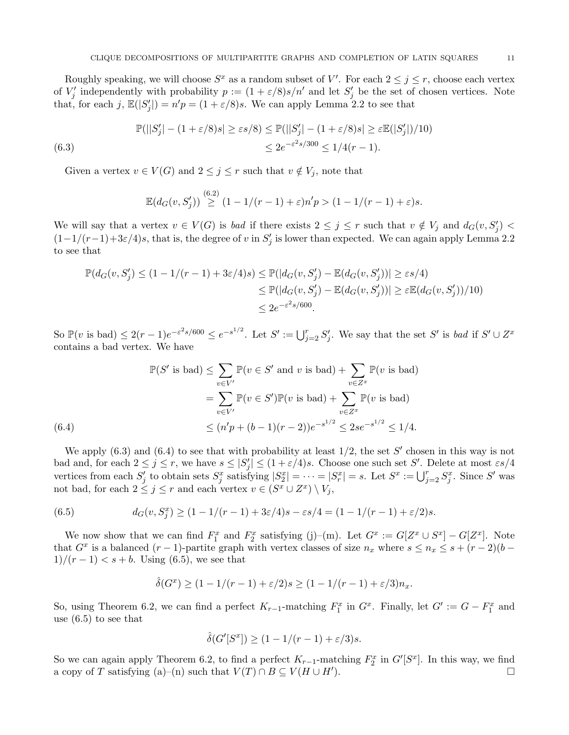Roughly speaking, we will choose $S^x$ as a random subset of $V'$. For each $2 \leq j \leq r$, choose each vertex of $V'_j$ independently with probability $p := (1+\varepsilon/8)s/n'$ and let $S'_j$ be the set of chosen vertices. Note that, for each $j$, $\mathbb{E}(|S'_j|) = n'p = (1+\varepsilon/8)s$. We can apply Lemma 2.2 to see that

$$\begin{aligned}
\mathbb{P}(||S'_j| - (1+\varepsilon/8)s| \geq \varepsilon s/8) &\leq \mathbb{P}(||S'_j| - (1+\varepsilon/8)s| \geq \varepsilon \mathbb{E}(|S'_j|)/10) \\
&\leq 2e^{-\varepsilon^2 s/300} \leq 1/4(r-1).
\end{aligned} \tag{6.3}$$

Given a vertex $v \in V(G)$ and $2 \leq j \leq r$ such that $v \notin V_j$, note that

$$\mathbb{E}(d_G(v, S'_j)) \overset{(6.2)}{\geq} (1 - 1/(r-1) + \varepsilon)n'p > (1 - 1/(r-1) + \varepsilon)s.$$

We will say that a vertex $v \in V(G)$ is *bad* if there exists $2 \leq j \leq r$ such that $v \notin V_j$ and $d_G(v, S'_j) < (1-1/(r-1)+3\varepsilon/4)s$, that is, the degree of $v$ in $S'_j$ is lower than expected. We can again apply Lemma 2.2 to see that

$$\begin{aligned}
\mathbb{P}(d_G(v, S'_j) \leq (1 - 1/(r-1) + 3\varepsilon/4)s) &\leq \mathbb{P}(|d_G(v, S'_j) - \mathbb{E}(d_G(v, S'_j))| \geq \varepsilon s/4) \\
&\leq \mathbb{P}(|d_G(v, S'_j) - \mathbb{E}(d_G(v, S'_j))| \geq \varepsilon \mathbb{E}(d_G(v, S'_j))/10) \\
&\leq 2e^{-\varepsilon^2 s/600}.
\end{aligned}$$

So $\mathbb{P}(v \text{ is bad}) \leq 2(r-1)e^{-\varepsilon^2 s/600} \leq e^{-s^{1/2}}$. Let $S' := \bigcup_{j=2}^r S'_j$. We say that the set $S'$ is *bad* if $S' \cup Z^x$ contains a bad vertex. We have

$$\begin{aligned}
\mathbb{P}(S' \text{ is bad}) &\leq \sum_{v \in V'} \mathbb{P}(v \in S' \text{ and } v \text{ is bad}) + \sum_{v \in Z^x} \mathbb{P}(v \text{ is bad}) \\
&= \sum_{v \in V'} \mathbb{P}(v \in S')\mathbb{P}(v \text{ is bad}) + \sum_{v \in Z^x} \mathbb{P}(v \text{ is bad}) \\
&\leq (n'p + (b-1)(r-2))e^{-s^{1/2}} \leq 2se^{-s^{1/2}} \leq 1/4.
\end{aligned} \tag{6.4}$$

We apply (6.3) and (6.4) to see that with probability at least $1/2$, the set $S'$ chosen in this way is not bad and, for each $2 \leq j \leq r$, we have $s \leq |S'_j| \leq (1+\varepsilon/4)s$. Choose one such set $S'$. Delete at most $\varepsilon s/4$ vertices from each $S'_j$ to obtain sets $S^x_j$ satisfying $|S^x_2| = \cdots = |S^x_r| = s$. Let $S^x := \bigcup_{j=2}^r S^x_j$. Since $S'$ was not bad, for each $2 \leq j \leq r$ and each vertex $v \in (S^x \cup Z^x) \setminus V_j$,

$$d_G(v, S^x_j) \geq (1 - 1/(r-1) + 3\varepsilon/4)s - \varepsilon s/4 = (1 - 1/(r-1) + \varepsilon/2)s. \tag{6.5}$$

We now show that we can find $F^x_1$ and $F^x_2$ satisfying (j)–(m). Let $G^x := G[Z^x \cup S^x] - G[Z^x]$. Note that $G^x$ is a balanced $(r-1)$-partite graph with vertex classes of size $n_x$ where $s \leq n_x \leq s + (r-2)(b-1)/(r-1) < s + b$. Using (6.5), we see that

$$\hat{\delta}(G^x) \geq (1 - 1/(r-1) + \varepsilon/2)s \geq (1 - 1/(r-1) + \varepsilon/3)n_x.$$

So, using Theorem 6.2, we can find a perfect $K_{r-1}$-matching $F^x_1$ in $G^x$. Finally, let $G' := G - F^x_1$ and use (6.5) to see that

$$\hat{\delta}(G'[S^x]) \geq (1 - 1/(r-1) + \varepsilon/3)s.$$

So we can again apply Theorem 6.2, to find a perfect $K_{r-1}$-matching $F^x_2$ in $G'[S^x]$. In this way, we find a copy of $T$ satisfying (a)–(n) such that $V(T) \cap B \subseteq V(H \cup H')$. $\square$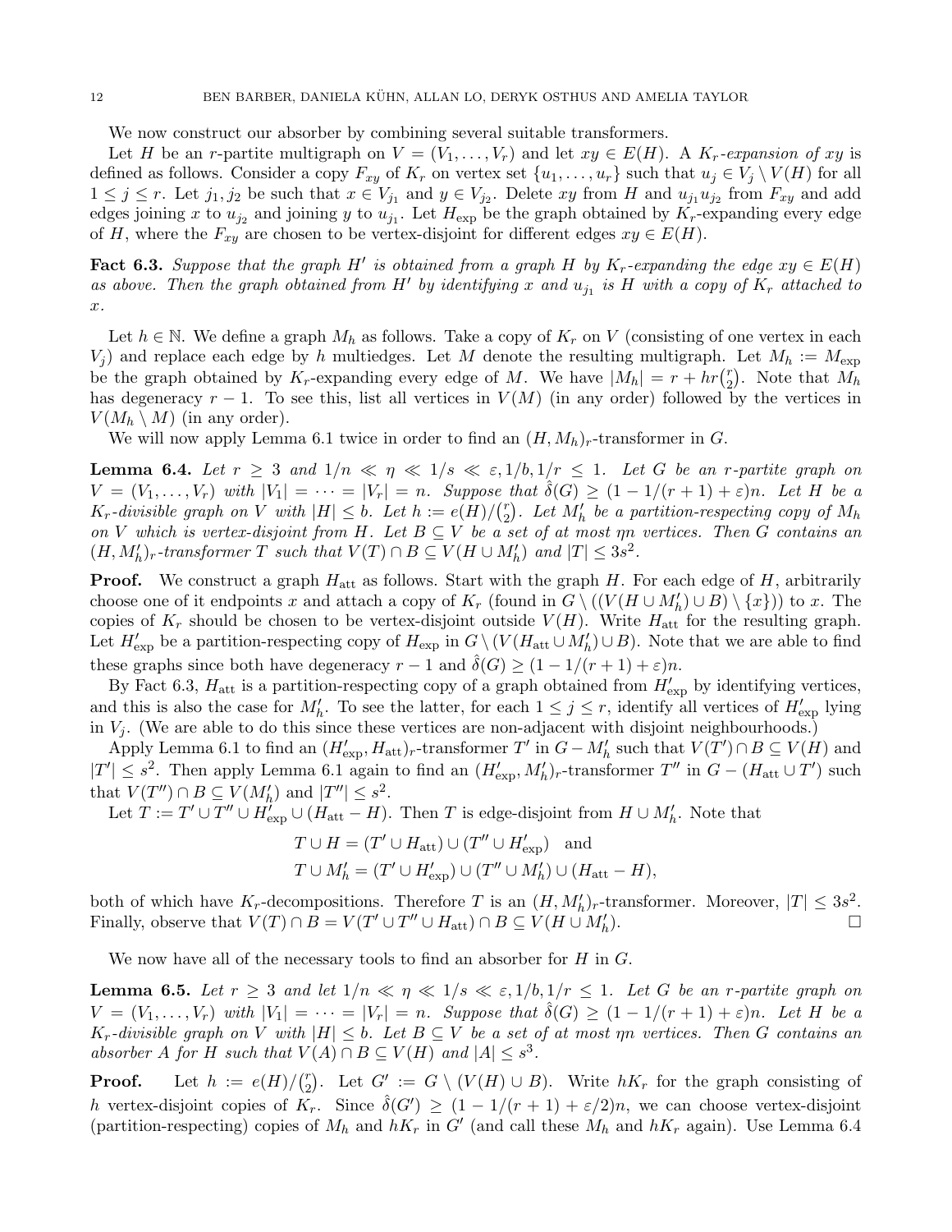We now construct our absorber by combining several suitable transformers.

Let $H$ be an $r$-partite multigraph on $V = (V_1, \dots, V_r)$ and let $xy \in E(H)$. A *$K_r$-expansion of $xy$* is defined as follows. Consider a copy $F_{xy}$ of $K_r$ on vertex set $\{u_1, \dots, u_r\}$ such that $u_j \in V_j \setminus V(H)$ for all $1 \le j \le r$. Let $j_1, j_2$ be such that $x \in V_{j_1}$ and $y \in V_{j_2}$. Delete $xy$ from $H$ and $u_{j_1}u_{j_2}$ from $F_{xy}$ and add edges joining $x$ to $u_{j_2}$ and joining $y$ to $u_{j_1}$. Let $H_{\rm exp}$ be the graph obtained by $K_r$-expanding every edge of $H$, where the $F_{xy}$ are chosen to be vertex-disjoint for different edges $xy \in E(H)$.

**Fact 6.3.** *Suppose that the graph $H'$ is obtained from a graph $H$ by $K_r$-expanding the edge $xy \in E(H)$ as above. Then the graph obtained from $H'$ by identifying $x$ and $u_{j_1}$ is $H$ with a copy of $K_r$ attached to $x$.*

Let $h \in \mathbb{N}$. We define a graph $M_h$ as follows. Take a copy of $K_r$ on $V$ (consisting of one vertex in each $V_j$) and replace each edge by $h$ multiedges. Let $M$ denote the resulting multigraph. Let $M_h := M_{\rm exp}$ be the graph obtained by $K_r$-expanding every edge of $M$. We have $|M_h| = r + hr\binom{r}{2}$. Note that $M_h$ has degeneracy $r-1$. To see this, list all vertices in $V(M)$ (in any order) followed by the vertices in $V(M_h \setminus M)$ (in any order).

We will now apply Lemma 6.1 twice in order to find an $(H, M_h)_r$-transformer in $G$.

**Lemma 6.4.** *Let $r \ge 3$ and $1/n \ll \eta \ll 1/s \ll \varepsilon, 1/b, 1/r \le 1$. Let $G$ be an $r$-partite graph on $V = (V_1, \dots, V_r)$ with $|V_1| = \dots = |V_r| = n$. Suppose that $\hat{\delta}(G) \ge (1 - 1/(r+1) + \varepsilon)n$. Let $H$ be a $K_r$-divisible graph on $V$ with $|H| \le b$. Let $h := e(H)/\binom{r}{2}$. Let $M'_h$ be a partition-respecting copy of $M_h$ on $V$ which is vertex-disjoint from $H$. Let $B \subseteq V$ be a set of at most $\eta n$ vertices. Then $G$ contains an $(H, M'_h)_r$-transformer $T$ such that $V(T) \cap B \subseteq V(H \cup M'_h)$ and $|T| \le 3s^2$.*

**Proof.** We construct a graph $H_{\rm att}$ as follows. Start with the graph $H$. For each edge of $H$, arbitrarily choose one of it endpoints $x$ and attach a copy of $K_r$ (found in $G \setminus ((V(H \cup M'_h) \cup B) \setminus \{x\})$) to $x$. The copies of $K_r$ should be chosen to be vertex-disjoint outside $V(H)$. Write $H_{\rm att}$ for the resulting graph. Let $H'_{\rm exp}$ be a partition-respecting copy of $H_{\rm exp}$ in $G \setminus (V(H_{\rm att} \cup M'_h) \cup B)$. Note that we are able to find these graphs since both have degeneracy $r-1$ and $\hat{\delta}(G) \ge (1 - 1/(r+1) + \varepsilon)n$.

By Fact 6.3, $H_{\rm att}$ is a partition-respecting copy of a graph obtained from $H'_{\rm exp}$ by identifying vertices, and this is also the case for $M'_h$. To see the latter, for each $1 \le j \le r$, identify all vertices of $H'_{\rm exp}$ lying in $V_j$. (We are able to do this since these vertices are non-adjacent with disjoint neighbourhoods.)

Apply Lemma 6.1 to find an $(H'_{\rm exp}, H_{\rm att})_r$-transformer $T'$ in $G - M'_h$ such that $V(T') \cap B \subseteq V(H)$ and $|T'| \le s^2$. Then apply Lemma 6.1 again to find an $(H'_{\rm exp}, M'_h)_r$-transformer $T''$ in $G - (H_{\rm att} \cup T')$ such that $V(T'') \cap B \subseteq V(M'_h)$ and $|T''| \le s^2$.

Let $T := T' \cup T'' \cup H'_{\rm exp} \cup (H_{\rm att} - H)$. Then $T$ is edge-disjoint from $H \cup M'_h$. Note that

$$T \cup H = (T' \cup H_{\rm att}) \cup (T'' \cup H'_{\rm exp}) \quad \text{and}$$
$$T \cup M'_h = (T' \cup H'_{\rm exp}) \cup (T'' \cup M'_h) \cup (H_{\rm att} - H),$$

both of which have $K_r$-decompositions. Therefore $T$ is an $(H, M'_h)_r$-transformer. Moreover, $|T| \le 3s^2$. Finally, observe that $V(T) \cap B = V(T' \cup T'' \cup H_{\rm att}) \cap B \subseteq V(H \cup M'_h)$. $\square$

We now have all of the necessary tools to find an absorber for $H$ in $G$.

**Lemma 6.5.** *Let $r \ge 3$ and let $1/n \ll \eta \ll 1/s \ll \varepsilon, 1/b, 1/r \le 1$. Let $G$ be an $r$-partite graph on $V = (V_1, \dots, V_r)$ with $|V_1| = \dots = |V_r| = n$. Suppose that $\hat{\delta}(G) \ge (1 - 1/(r+1) + \varepsilon)n$. Let $H$ be a $K_r$-divisible graph on $V$ with $|H| \le b$. Let $B \subseteq V$ be a set of at most $\eta n$ vertices. Then $G$ contains an absorber $A$ for $H$ such that $V(A) \cap B \subseteq V(H)$ and $|A| \le s^3$.*

**Proof.** Let $h := e(H)/\binom{r}{2}$. Let $G' := G \setminus (V(H) \cup B)$. Write $hK_r$ for the graph consisting of $h$ vertex-disjoint copies of $K_r$. Since $\hat{\delta}(G') \ge (1 - 1/(r+1) + \varepsilon/2)n$, we can choose vertex-disjoint (partition-respecting) copies of $M_h$ and $hK_r$ in $G'$ (and call these $M_h$ and $hK_r$ again). Use Lemma 6.4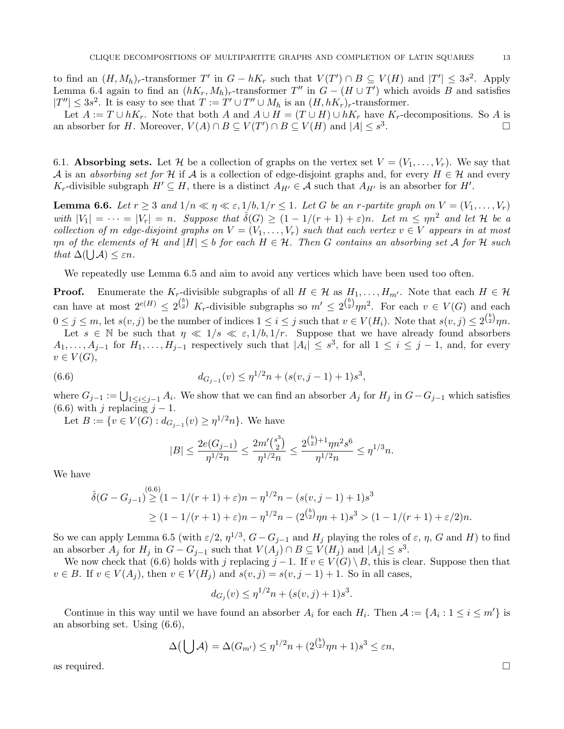to find an $(H, M_h)_r$-transformer $T'$ in $G - hK_r$ such that $V(T') \cap B \subseteq V(H)$ and $|T'| \leq 3s^2$. Apply Lemma 6.4 again to find an $(hK_r, M_h)_r$-transformer $T''$ in $G - (H \cup T')$ which avoids $B$ and satisfies $|T''| \leq 3s^2$. It is easy to see that $T := T' \cup T'' \cup M_h$ is an $(H, hK_r)_r$-transformer.

Let $A := T \cup hK_r$. Note that both $A$ and $A \cup H = (T \cup H) \cup hK_r$ have $K_r$-decompositions. So $A$ is an absorber for $H$. Moreover, $V(A) \cap B \subseteq V(T') \cap B \subseteq V(H)$ and $|A| \leq s^3$. $\square$

### 6.1. Absorbing sets.

Let $\mathcal{H}$ be a collection of graphs on the vertex set $V = (V_1, \dots, V_r)$. We say that $\mathcal{A}$ is an *absorbing set for* $\mathcal{H}$ if $\mathcal{A}$ is a collection of edge-disjoint graphs and, for every $H \in \mathcal{H}$ and every $K_r$-divisible subgraph $H' \subseteq H$, there is a distinct $A_{H'} \in \mathcal{A}$ such that $A_{H'}$ is an absorber for $H'$.

**Lemma 6.6.** *Let $r \geq 3$ and $1/n \ll \eta \ll \varepsilon, 1/b, 1/r \leq 1$. Let $G$ be an $r$-partite graph on $V = (V_1, \dots, V_r)$ with $|V_1| = \dots = |V_r| = n$. Suppose that $\hat{\delta}(G) \geq (1 - 1/(r+1) + \varepsilon)n$. Let $m \leq \eta n^2$ and let $\mathcal{H}$ be a collection of $m$ edge-disjoint graphs on $V = (V_1, \dots, V_r)$ such that each vertex $v \in V$ appears in at most $\eta n$ of the elements of $\mathcal{H}$ and $|H| \leq b$ for each $H \in \mathcal{H}$. Then $G$ contains an absorbing set $\mathcal{A}$ for $\mathcal{H}$ such that $\Delta(\bigcup \mathcal{A}) \leq \varepsilon n$.*

We repeatedly use Lemma 6.5 and aim to avoid any vertices which have been used too often.

**Proof.** Enumerate the $K_r$-divisible subgraphs of all $H \in \mathcal{H}$ as $H_1, \dots, H_{m'}$. Note that each $H \in \mathcal{H}$ can have at most $2^{e(H)} \leq 2^{\binom{b}{2}}$ $K_r$-divisible subgraphs so $m' \leq 2^{\binom{b}{2}} \eta n^2$. For each $v \in V(G)$ and each $0 \leq j \leq m$, let $s(v, j)$ be the number of indices $1 \leq i \leq j$ such that $v \in V(H_i)$. Note that $s(v, j) \leq 2^{\binom{b}{2}} \eta n$.

Let $s \in \mathbb{N}$ be such that $\eta \ll 1/s \ll \varepsilon, 1/b, 1/r$. Suppose that we have already found absorbers $A_1, \dots, A_{j-1}$ for $H_1, \dots, H_{j-1}$ respectively such that $|A_i| \leq s^3$, for all $1 \leq i \leq j-1$, and, for every $v \in V(G)$,

$$d_{G_{j-1}}(v) \leq \eta^{1/2} n + (s(v, j-1) + 1)s^3, \tag{6.6}$$

where $G_{j-1} := \bigcup_{1 \leq i \leq j-1} A_i$. We show that we can find an absorber $A_j$ for $H_j$ in $G - G_{j-1}$ which satisfies (6.6) with $j$ replacing $j-1$.

Let $B := \{v \in V(G) : d_{G_{j-1}}(v) \geq \eta^{1/2} n\}$. We have

$$|B| \leq \frac{2e(G_{j-1})}{\eta^{1/2} n} \leq \frac{2m' \binom{s^3}{2}}{\eta^{1/2} n} \leq \frac{2^{\binom{b}{2}+1} \eta n^2 s^6}{\eta^{1/2} n} \leq \eta^{1/3} n.$$

We have

$$\begin{aligned}
\hat{\delta}(G - G_{j-1}) &\overset{(6.6)}{\geq} (1 - 1/(r+1) + \varepsilon)n - \eta^{1/2} n - (s(v, j-1) + 1)s^3 \\
&\geq (1 - 1/(r+1) + \varepsilon)n - \eta^{1/2} n - (2^{\binom{b}{2}} \eta n + 1)s^3 > (1 - 1/(r+1) + \varepsilon/2)n.
\end{aligned}$$

So we can apply Lemma 6.5 (with $\varepsilon/2$, $\eta^{1/3}$, $G - G_{j-1}$ and $H_j$ playing the roles of $\varepsilon$, $\eta$, $G$ and $H$) to find an absorber $A_j$ for $H_j$ in $G - G_{j-1}$ such that $V(A_j) \cap B \subseteq V(H_j)$ and $|A_j| \leq s^3$.

We now check that (6.6) holds with $j$ replacing $j-1$. If $v \in V(G) \setminus B$, this is clear. Suppose then that $v \in B$. If $v \in V(A_j)$, then $v \in V(H_j)$ and $s(v, j) = s(v, j-1) + 1$. So in all cases,

$$d_{G_j}(v) \leq \eta^{1/2} n + (s(v, j) + 1)s^3.$$

Continue in this way until we have found an absorber $A_i$ for each $H_i$. Then $\mathcal{A} := \{A_i : 1 \leq i \leq m'\}$ is an absorbing set. Using (6.6),

$$\Delta\big(\bigcup \mathcal{A}\big) = \Delta(G_{m'}) \leq \eta^{1/2} n + (2^{\binom{b}{2}} \eta n + 1)s^3 \leq \varepsilon n,$$

as required. $\square$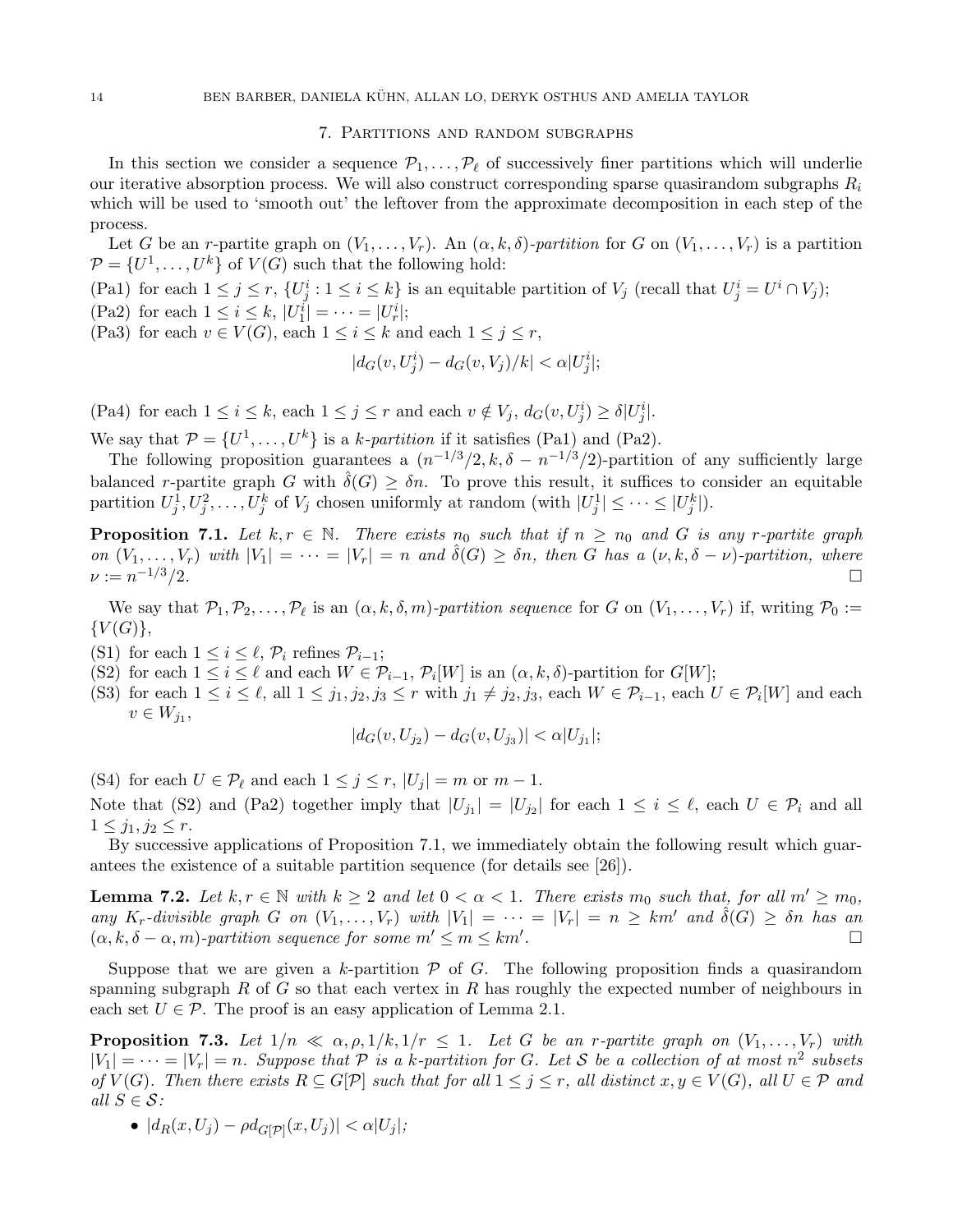## 7. Partitions and random subgraphs

In this section we consider a sequence $\mathcal{P}_1, \ldots, \mathcal{P}_\ell$ of successively finer partitions which will underlie our iterative absorption process. We will also construct corresponding sparse quasirandom subgraphs $R_i$ which will be used to 'smooth out' the leftover from the approximate decomposition in each step of the process.

Let $G$ be an $r$-partite graph on $(V_1, \ldots, V_r)$. An $(\alpha, k, \delta)$-*partition* for $G$ on $(V_1, \ldots, V_r)$ is a partition $\mathcal{P} = \{U^1, \ldots, U^k\}$ of $V(G)$ such that the following hold:

(Pa1) for each $1 \leq j \leq r$, $\{U^i_j : 1 \leq i \leq k\}$ is an equitable partition of $V_j$ (recall that $U^i_j = U^i \cap V_j$);

(Pa2) for each $1 \leq i \leq k$, $|U^i_1| = \cdots = |U^i_r|$;

(Pa3) for each $v \in V(G)$, each $1 \leq i \leq k$ and each $1 \leq j \leq r$,
$$|d_G(v, U^i_j) - d_G(v, V_j)/k| < \alpha |U^i_j|;$$

(Pa4) for each $1 \leq i \leq k$, each $1 \leq j \leq r$ and each $v \notin V_j$, $d_G(v, U^i_j) \geq \delta |U^i_j|$.

We say that $\mathcal{P} = \{U^1, \ldots, U^k\}$ is a $k$-*partition* if it satisfies (Pa1) and (Pa2).

The following proposition guarantees a $(n^{-1/3}/2, k, \delta - n^{-1/3}/2)$-partition of any sufficiently large balanced $r$-partite graph $G$ with $\hat{\delta}(G) \geq \delta n$. To prove this result, it suffices to consider an equitable partition $U^1_j, U^2_j, \ldots, U^k_j$ of $V_j$ chosen uniformly at random (with $|U^1_j| \leq \cdots \leq |U^k_j|$).

**Proposition 7.1.** *Let $k, r \in \mathbb{N}$. There exists $n_0$ such that if $n \geq n_0$ and $G$ is any $r$-partite graph on $(V_1, \ldots, V_r)$ with $|V_1| = \cdots = |V_r| = n$ and $\hat{\delta}(G) \geq \delta n$, then $G$ has a $(\nu, k, \delta - \nu)$-partition, where $\nu := n^{-1/3}/2$.* □

We say that $\mathcal{P}_1, \mathcal{P}_2, \ldots, \mathcal{P}_\ell$ is an $(\alpha, k, \delta, m)$-*partition sequence* for $G$ on $(V_1, \ldots, V_r)$ if, writing $\mathcal{P}_0 := \{V(G)\}$,

(S1) for each $1 \leq i \leq \ell$, $\mathcal{P}_i$ refines $\mathcal{P}_{i-1}$;

(S2) for each $1 \leq i \leq \ell$ and each $W \in \mathcal{P}_{i-1}$, $\mathcal{P}_i[W]$ is an $(\alpha, k, \delta)$-partition for $G[W]$;

(S3) for each $1 \leq i \leq \ell$, all $1 \leq j_1, j_2, j_3 \leq r$ with $j_1 \neq j_2, j_3$, each $W \in \mathcal{P}_{i-1}$, each $U \in \mathcal{P}_i[W]$ and each $v \in W_{j_1}$,
$$|d_G(v, U_{j_2}) - d_G(v, U_{j_3})| < \alpha |U_{j_1}|;$$

(S4) for each $U \in \mathcal{P}_\ell$ and each $1 \leq j \leq r$, $|U_j| = m$ or $m - 1$.

Note that (S2) and (Pa2) together imply that $|U_{j_1}| = |U_{j_2}|$ for each $1 \leq i \leq \ell$, each $U \in \mathcal{P}_i$ and all $1 \leq j_1, j_2 \leq r$.

By successive applications of Proposition 7.1, we immediately obtain the following result which guarantees the existence of a suitable partition sequence (for details see [26]).

**Lemma 7.2.** *Let $k, r \in \mathbb{N}$ with $k \geq 2$ and let $0 < \alpha < 1$. There exists $m_0$ such that, for all $m' \geq m_0$, any $K_r$-divisible graph $G$ on $(V_1, \ldots, V_r)$ with $|V_1| = \cdots = |V_r| = n \geq km'$ and $\hat{\delta}(G) \geq \delta n$ has an $(\alpha, k, \delta - \alpha, m)$-partition sequence for some $m' \leq m \leq km'$.* □

Suppose that we are given a $k$-partition $\mathcal{P}$ of $G$. The following proposition finds a quasirandom spanning subgraph $R$ of $G$ so that each vertex in $R$ has roughly the expected number of neighbours in each set $U \in \mathcal{P}$. The proof is an easy application of Lemma 2.1.

**Proposition 7.3.** *Let $1/n \ll \alpha, \rho, 1/k, 1/r \leq 1$. Let $G$ be an $r$-partite graph on $(V_1, \ldots, V_r)$ with $|V_1| = \cdots = |V_r| = n$. Suppose that $\mathcal{P}$ is a $k$-partition for $G$. Let $\mathcal{S}$ be a collection of at most $n^2$ subsets of $V(G)$. Then there exists $R \subseteq G[\mathcal{P}]$ such that for all $1 \leq j \leq r$, all distinct $x, y \in V(G)$, all $U \in \mathcal{P}$ and all $S \in \mathcal{S}$:*

- $|d_R(x, U_j) - \rho d_{G[\mathcal{P}]}(x, U_j)| < \alpha |U_j|$;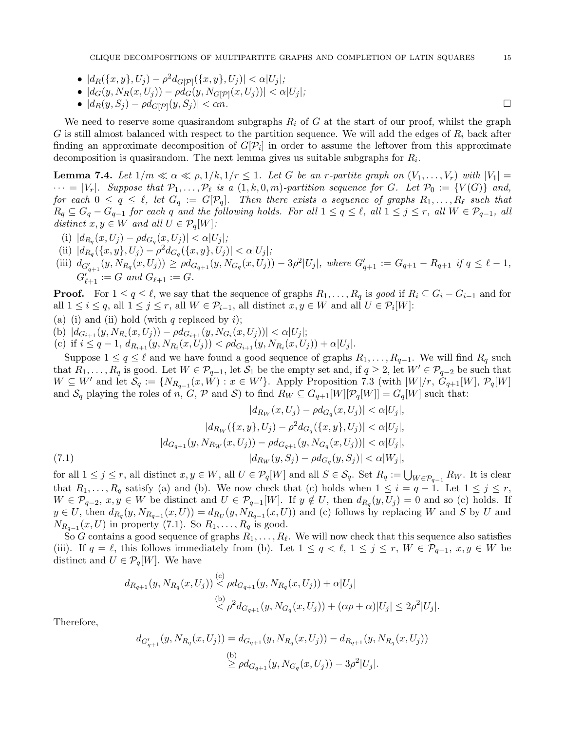- $|d_R(\{x,y\},U_j) - \rho^2 d_{G[\mathcal{P}]}(\{x,y\},U_j)| < \alpha|U_j|$;
- $|d_G(y, N_R(x,U_j)) - \rho d_G(y, N_{G[\mathcal{P}]}(x,U_j))| < \alpha|U_j|$;
- $|d_R(y,S_j) - \rho d_{G[\mathcal{P}]}(y,S_j)| < \alpha n$. □

We need to reserve some quasirandom subgraphs $R_i$ of $G$ at the start of our proof, whilst the graph $G$ is still almost balanced with respect to the partition sequence. We will add the edges of $R_i$ back after finding an approximate decomposition of $G[\mathcal{P}_i]$ in order to assume the leftover from this approximate decomposition is quasirandom. The next lemma gives us suitable subgraphs for $R_i$.

**Lemma 7.4.** *Let $1/m \ll \alpha \ll \rho, 1/k, 1/r \leq 1$. Let $G$ be an $r$-partite graph on $(V_1,\dots,V_r)$ with $|V_1| = \dots = |V_r|$. Suppose that $\mathcal{P}_1,\dots,\mathcal{P}_\ell$ is a $(1,k,0,m)$-partition sequence for $G$. Let $\mathcal{P}_0 := \{V(G)\}$ and, for each $0 \leq q \leq \ell$, let $G_q := G[\mathcal{P}_q]$. Then there exists a sequence of graphs $R_1,\dots,R_\ell$ such that $R_q \subseteq G_q - G_{q-1}$ for each $q$ and the following holds. For all $1 \leq q \leq \ell$, all $1 \leq j \leq r$, all $W \in \mathcal{P}_{q-1}$, all distinct $x,y \in W$ and all $U \in \mathcal{P}_q[W]$:*

- (i) $|d_{R_q}(x,U_j) - \rho d_{G_q}(x,U_j)| < \alpha|U_j|$;
- (ii) $|d_{R_q}(\{x,y\},U_j) - \rho^2 d_{G_q}(\{x,y\},U_j)| < \alpha|U_j|$;
- (iii) $d_{G'_{q+1}}(y, N_{R_q}(x,U_j)) \geq \rho d_{G_{q+1}}(y, N_{G_q}(x,U_j)) - 3\rho^2|U_j|$, *where $G'_{q+1} := G_{q+1} - R_{q+1}$ if $q \leq \ell - 1$, $G'_{\ell+1} := G$ and $G_{\ell+1} := G$.*

**Proof.** For $1 \leq q \leq \ell$, we say that the sequence of graphs $R_1,\dots,R_q$ is *good* if $R_i \subseteq G_i - G_{i-1}$ and for all $1 \leq i \leq q$, all $1 \leq j \leq r$, all $W \in \mathcal{P}_{i-1}$, all distinct $x,y \in W$ and all $U \in \mathcal{P}_i[W]$:

(a) (i) and (ii) hold (with $q$ replaced by $i$);
(b) $|d_{G_{i+1}}(y, N_{R_i}(x,U_j)) - \rho d_{G_{i+1}}(y, N_{G_i}(x,U_j))| < \alpha|U_j|$;
(c) if $i \leq q-1$, $d_{R_{i+1}}(y, N_{R_i}(x,U_j)) < \rho d_{G_{i+1}}(y, N_{R_i}(x,U_j)) + \alpha|U_j|$.

Suppose $1 \leq q \leq \ell$ and we have found a good sequence of graphs $R_1,\dots,R_{q-1}$. We will find $R_q$ such that $R_1,\dots,R_q$ is good. Let $W \in \mathcal{P}_{q-1}$, let $\mathcal{S}_1$ be the empty set and, if $q \geq 2$, let $W' \in \mathcal{P}_{q-2}$ be such that $W \subseteq W'$ and let $\mathcal{S}_q := \{N_{R_{q-1}}(x,W) : x \in W'\}$. Apply Proposition 7.3 (with $|W|/r$, $G_{q+1}[W]$, $\mathcal{P}_q[W]$ and $\mathcal{S}_q$ playing the roles of $n$, $G$, $\mathcal{P}$ and $\mathcal{S}$) to find $R_W \subseteq G_{q+1}[W][\mathcal{P}_q[W]] = G_q[W]$ such that:

$$
\begin{aligned}
|d_{R_W}(x,U_j) - \rho d_{G_q}(x,U_j)| &< \alpha|U_j|,\\
|d_{R_W}(\{x,y\},U_j) - \rho^2 d_{G_q}(\{x,y\},U_j)| &< \alpha|U_j|,\\
|d_{G_{q+1}}(y, N_{R_W}(x,U_j)) - \rho d_{G_{q+1}}(y, N_{G_q}(x,U_j))| &< \alpha|U_j|,\\
|d_{R_W}(y,S_j) - \rho d_{G_q}(y,S_j)| &< \alpha|W_j|, \qquad (7.1)
\end{aligned}
$$

for all $1 \leq j \leq r$, all distinct $x,y \in W$, all $U \in \mathcal{P}_q[W]$ and all $S \in \mathcal{S}_q$. Set $R_q := \bigcup_{W \in \mathcal{P}_{q-1}} R_W$. It is clear that $R_1,\dots,R_q$ satisfy (a) and (b). We now check that (c) holds when $1 \leq i = q-1$. Let $1 \leq j \leq r$, $W \in \mathcal{P}_{q-2}$, $x,y \in W$ be distinct and $U \in \mathcal{P}_{q-1}[W]$. If $y \notin U$, then $d_{R_q}(y,U_j) = 0$ and so (c) holds. If $y \in U$, then $d_{R_q}(y, N_{R_{q-1}}(x,U)) = d_{R_U}(y, N_{R_{q-1}}(x,U))$ and (c) follows by replacing $W$ and $S$ by $U$ and $N_{R_{q-1}}(x,U)$ in property (7.1). So $R_1,\dots,R_q$ is good.

So $G$ contains a good sequence of graphs $R_1,\dots,R_\ell$. We will now check that this sequence also satisfies (iii). If $q = \ell$, this follows immediately from (b). Let $1 \leq q < \ell$, $1 \leq j \leq r$, $W \in \mathcal{P}_{q-1}$, $x,y \in W$ be distinct and $U \in \mathcal{P}_q[W]$. We have

$$
\begin{aligned}
d_{R_{q+1}}(y, N_{R_q}(x,U_j)) &\overset{\text{(c)}}{<} \rho d_{G_{q+1}}(y, N_{R_q}(x,U_j)) + \alpha|U_j|\\
&\overset{\text{(b)}}{<} \rho^2 d_{G_{q+1}}(y, N_{G_q}(x,U_j)) + (\alpha\rho + \alpha)|U_j| \leq 2\rho^2|U_j|.
\end{aligned}
$$

Therefore,

$$
\begin{aligned}
d_{G'_{q+1}}(y, N_{R_q}(x,U_j)) &= d_{G_{q+1}}(y, N_{R_q}(x,U_j)) - d_{R_{q+1}}(y, N_{R_q}(x,U_j))\\
&\overset{\text{(b)}}{\geq} \rho d_{G_{q+1}}(y, N_{G_q}(x,U_j)) - 3\rho^2|U_j|.
\end{aligned}
$$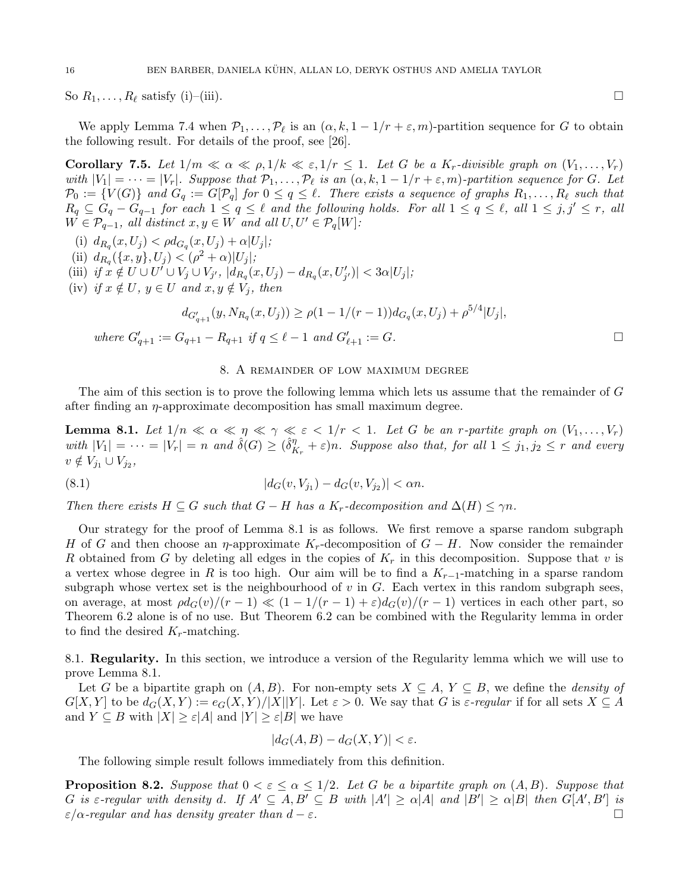So $R_1, \ldots, R_\ell$ satisfy (i)–(iii). $\square$

We apply Lemma 7.4 when $\mathcal{P}_1, \ldots, \mathcal{P}_\ell$ is an $(\alpha, k, 1-1/r+\varepsilon, m)$-partition sequence for $G$ to obtain the following result. For details of the proof, see [26].

**Corollary 7.5.** *Let $1/m \ll \alpha \ll \rho, 1/k \ll \varepsilon, 1/r \le 1$. Let $G$ be a $K_r$-divisible graph on $(V_1, \ldots, V_r)$ with $|V_1| = \cdots = |V_r|$. Suppose that $\mathcal{P}_1, \ldots, \mathcal{P}_\ell$ is an $(\alpha, k, 1-1/r+\varepsilon, m)$-partition sequence for $G$. Let $\mathcal{P}_0 := \{V(G)\}$ and $G_q := G[\mathcal{P}_q]$ for $0 \le q \le \ell$. There exists a sequence of graphs $R_1, \ldots, R_\ell$ such that $R_q \subseteq G_q - G_{q-1}$ for each $1 \le q \le \ell$ and the following holds. For all $1 \le q \le \ell$, all $1 \le j, j' \le r$, all $W \in \mathcal{P}_{q-1}$, all distinct $x, y \in W$ and all $U, U' \in \mathcal{P}_q[W]$:*

(i) $d_{R_q}(x, U_j) < \rho d_{G_q}(x, U_j) + \alpha |U_j|$;

(ii) $d_{R_q}(\{x, y\}, U_j) < (\rho^2 + \alpha)|U_j|$;

(iii) *if $x \notin U \cup U' \cup V_j \cup V_{j'}$,* $|d_{R_q}(x, U_j) - d_{R_q}(x, U'_{j'})| < 3\alpha |U_j|$;

(iv) *if $x \notin U$, $y \in U$ and $x, y \notin V_j$, then*

$$d_{G'_{q+1}}(y, N_{R_q}(x, U_j)) \ge \rho(1 - 1/(r-1)) d_{G_q}(x, U_j) + \rho^{5/4}|U_j|,$$

*where $G'_{q+1} := G_{q+1} - R_{q+1}$ if $q \le \ell - 1$ and $G'_{\ell+1} := G$.* $\square$

## 8. A remainder of low maximum degree

The aim of this section is to prove the following lemma which lets us assume that the remainder of $G$ after finding an $\eta$-approximate decomposition has small maximum degree.

**Lemma 8.1.** *Let $1/n \ll \alpha \ll \eta \ll \gamma \ll \varepsilon < 1/r < 1$. Let $G$ be an $r$-partite graph on $(V_1, \ldots, V_r)$ with $|V_1| = \cdots = |V_r| = n$ and $\hat{\delta}(G) \ge (\hat{\delta}^\eta_{K_r} + \varepsilon)n$. Suppose also that, for all $1 \le j_1, j_2 \le r$ and every $v \notin V_{j_1} \cup V_{j_2}$,*

$$|d_G(v, V_{j_1}) - d_G(v, V_{j_2})| < \alpha n. \tag{8.1}$$

*Then there exists $H \subseteq G$ such that $G - H$ has a $K_r$-decomposition and $\Delta(H) \le \gamma n$.*

Our strategy for the proof of Lemma 8.1 is as follows. We first remove a sparse random subgraph $H$ of $G$ and then choose an $\eta$-approximate $K_r$-decomposition of $G - H$. Now consider the remainder $R$ obtained from $G$ by deleting all edges in the copies of $K_r$ in this decomposition. Suppose that $v$ is a vertex whose degree in $R$ is too high. Our aim will be to find a $K_{r-1}$-matching in a sparse random subgraph whose vertex set is the neighbourhood of $v$ in $G$. Each vertex in this random subgraph sees, on average, at most $\rho d_G(v)/(r-1) \ll (1 - 1/(r-1) + \varepsilon) d_G(v)/(r-1)$ vertices in each other part, so Theorem 6.2 alone is of no use. But Theorem 6.2 can be combined with the Regularity lemma in order to find the desired $K_r$-matching.

### 8.1. Regularity.

In this section, we introduce a version of the Regularity lemma which we will use to prove Lemma 8.1.

Let $G$ be a bipartite graph on $(A, B)$. For non-empty sets $X \subseteq A$, $Y \subseteq B$, we define the *density of* $G[X, Y]$ to be $d_G(X, Y) := e_G(X, Y)/|X||Y|$. Let $\varepsilon > 0$. We say that $G$ is *$\varepsilon$-regular* if for all sets $X \subseteq A$ and $Y \subseteq B$ with $|X| \ge \varepsilon |A|$ and $|Y| \ge \varepsilon |B|$ we have

$$|d_G(A, B) - d_G(X, Y)| < \varepsilon.$$

The following simple result follows immediately from this definition.

**Proposition 8.2.** *Suppose that $0 < \varepsilon \le \alpha \le 1/2$. Let $G$ be a bipartite graph on $(A, B)$. Suppose that $G$ is $\varepsilon$-regular with density $d$. If $A' \subseteq A$, $B' \subseteq B$ with $|A'| \ge \alpha |A|$ and $|B'| \ge \alpha |B|$ then $G[A', B']$ is $\varepsilon/\alpha$-regular and has density greater than $d - \varepsilon$.* $\square$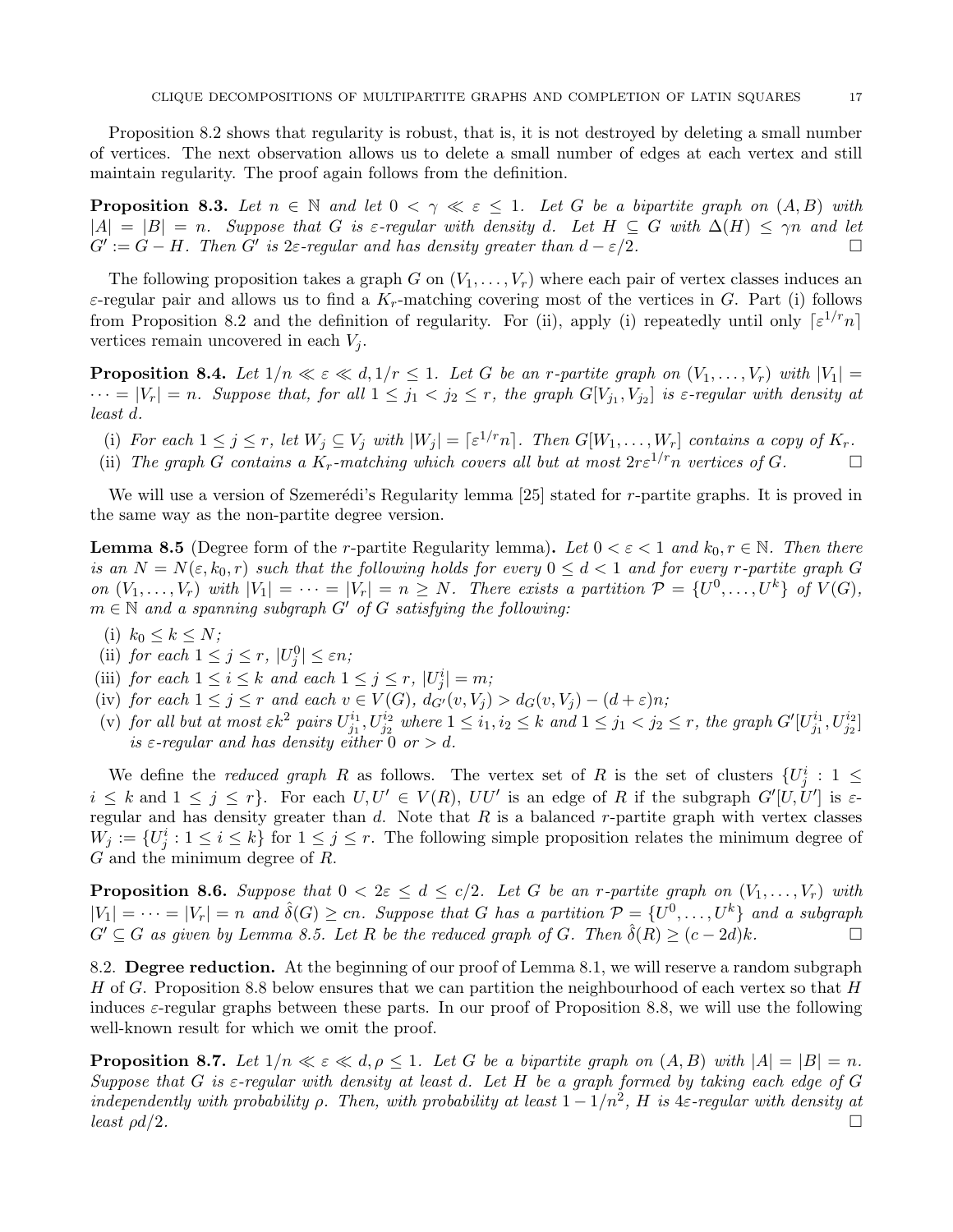Proposition 8.2 shows that regularity is robust, that is, it is not destroyed by deleting a small number of vertices. The next observation allows us to delete a small number of edges at each vertex and still maintain regularity. The proof again follows from the definition.

**Proposition 8.3.** *Let $n \in \mathbb{N}$ and let $0 < \gamma \ll \varepsilon \leq 1$. Let $G$ be a bipartite graph on $(A, B)$ with $|A| = |B| = n$. Suppose that $G$ is $\varepsilon$-regular with density $d$. Let $H \subseteq G$ with $\Delta(H) \leq \gamma n$ and let $G' := G - H$. Then $G'$ is $2\varepsilon$-regular and has density greater than $d - \varepsilon/2$.* □

The following proposition takes a graph $G$ on $(V_1, \dots, V_r)$ where each pair of vertex classes induces an $\varepsilon$-regular pair and allows us to find a $K_r$-matching covering most of the vertices in $G$. Part (i) follows from Proposition 8.2 and the definition of regularity. For (ii), apply (i) repeatedly until only $\lceil \varepsilon^{1/r} n \rceil$ vertices remain uncovered in each $V_j$.

**Proposition 8.4.** *Let $1/n \ll \varepsilon \ll d, 1/r \leq 1$. Let $G$ be an $r$-partite graph on $(V_1, \dots, V_r)$ with $|V_1| = \cdots = |V_r| = n$. Suppose that, for all $1 \leq j_1 < j_2 \leq r$, the graph $G[V_{j_1}, V_{j_2}]$ is $\varepsilon$-regular with density at least $d$.*

- (i) *For each $1 \leq j \leq r$, let $W_j \subseteq V_j$ with $|W_j| = \lceil \varepsilon^{1/r} n \rceil$. Then $G[W_1, \dots, W_r]$ contains a copy of $K_r$.*
- (ii) *The graph $G$ contains a $K_r$-matching which covers all but at most $2r\varepsilon^{1/r} n$ vertices of $G$.* □

We will use a version of Szemerédi's Regularity lemma [25] stated for $r$-partite graphs. It is proved in the same way as the non-partite degree version.

**Lemma 8.5** (Degree form of the $r$-partite Regularity lemma)**.** *Let $0 < \varepsilon < 1$ and $k_0, r \in \mathbb{N}$. Then there is an $N = N(\varepsilon, k_0, r)$ such that the following holds for every $0 \leq d < 1$ and for every $r$-partite graph $G$ on $(V_1, \dots, V_r)$ with $|V_1| = \cdots = |V_r| = n \geq N$. There exists a partition $\mathcal{P} = \{U^0, \dots, U^k\}$ of $V(G)$, $m \in \mathbb{N}$ and a spanning subgraph $G'$ of $G$ satisfying the following:*

- (i) *$k_0 \leq k \leq N$;*
- (ii) *for each $1 \leq j \leq r$, $|U_j^0| \leq \varepsilon n$;*
- (iii) *for each $1 \leq i \leq k$ and each $1 \leq j \leq r$, $|U_j^i| = m$;*
- (iv) *for each $1 \leq j \leq r$ and each $v \in V(G)$, $d_{G'}(v, V_j) > d_G(v, V_j) - (d + \varepsilon)n$;*
- (v) *for all but at most $\varepsilon k^2$ pairs $U_{j_1}^{i_1}, U_{j_2}^{i_2}$ where $1 \leq i_1, i_2 \leq k$ and $1 \leq j_1 < j_2 \leq r$, the graph $G'[U_{j_1}^{i_1}, U_{j_2}^{i_2}]$ is $\varepsilon$-regular and has density either $0$ or $> d$.*

We define the *reduced graph* $R$ as follows. The vertex set of $R$ is the set of clusters $\{U_j^i : 1 \leq i \leq k \text{ and } 1 \leq j \leq r\}$. For each $U, U' \in V(R)$, $UU'$ is an edge of $R$ if the subgraph $G'[U, U']$ is $\varepsilon$-regular and has density greater than $d$. Note that $R$ is a balanced $r$-partite graph with vertex classes $W_j := \{U_j^i : 1 \leq i \leq k\}$ for $1 \leq j \leq r$. The following simple proposition relates the minimum degree of $G$ and the minimum degree of $R$.

**Proposition 8.6.** *Suppose that $0 < 2\varepsilon \leq d \leq c/2$. Let $G$ be an $r$-partite graph on $(V_1, \dots, V_r)$ with $|V_1| = \cdots = |V_r| = n$ and $\hat{\delta}(G) \geq cn$. Suppose that $G$ has a partition $\mathcal{P} = \{U^0, \dots, U^k\}$ and a subgraph $G' \subseteq G$ as given by Lemma 8.5. Let $R$ be the reduced graph of $G$. Then $\hat{\delta}(R) \geq (c - 2d)k$.* □

## 8.2. Degree reduction.

At the beginning of our proof of Lemma 8.1, we will reserve a random subgraph $H$ of $G$. Proposition 8.8 below ensures that we can partition the neighbourhood of each vertex so that $H$ induces $\varepsilon$-regular graphs between these parts. In our proof of Proposition 8.8, we will use the following well-known result for which we omit the proof.

**Proposition 8.7.** *Let $1/n \ll \varepsilon \ll d, \rho \leq 1$. Let $G$ be a bipartite graph on $(A, B)$ with $|A| = |B| = n$. Suppose that $G$ is $\varepsilon$-regular with density at least $d$. Let $H$ be a graph formed by taking each edge of $G$ independently with probability $\rho$. Then, with probability at least $1 - 1/n^2$, $H$ is $4\varepsilon$-regular with density at least $\rho d/2$.* □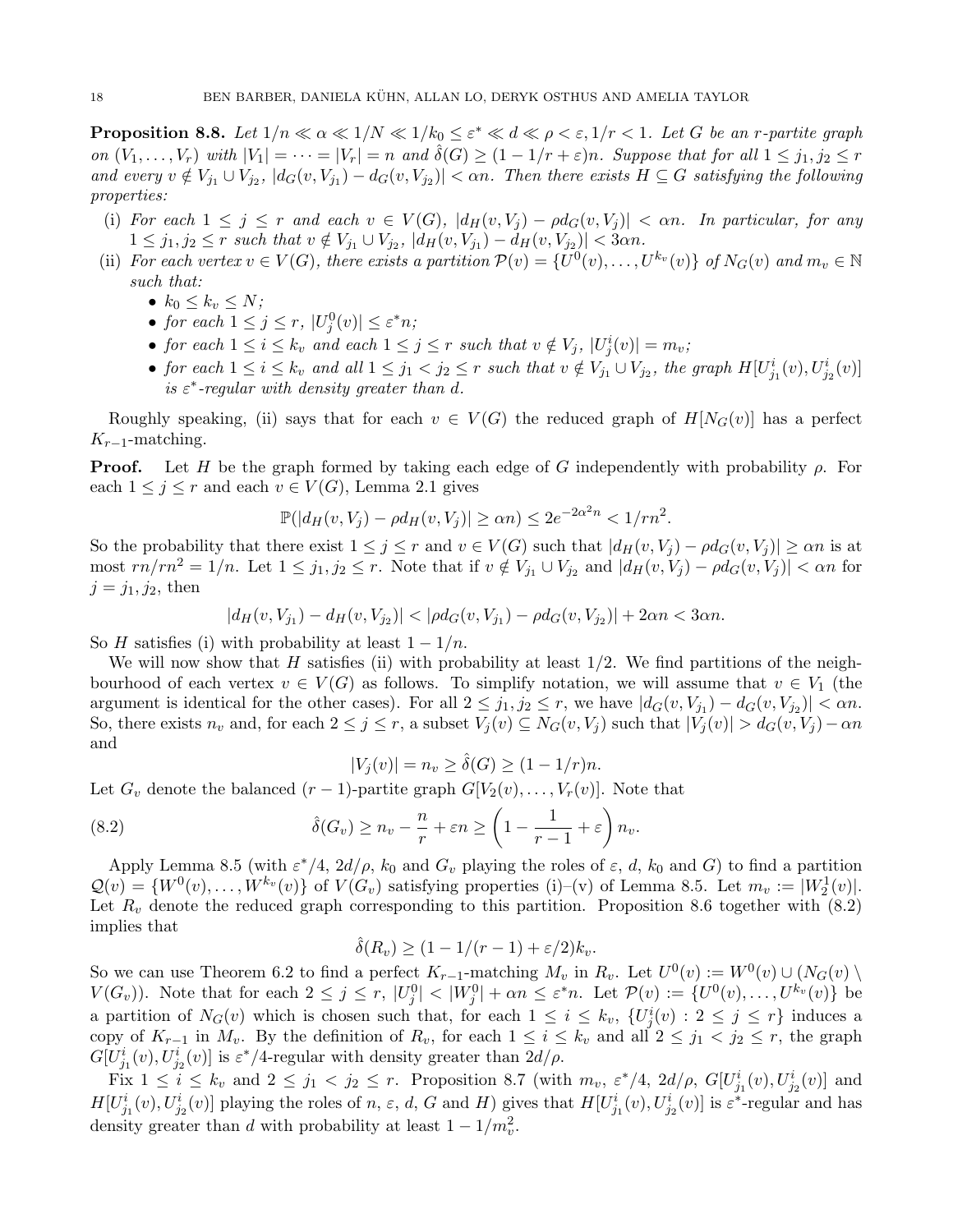**Proposition 8.8.** *Let $1/n \ll \alpha \ll 1/N \ll 1/k_0 \leq \varepsilon^* \ll d \ll \rho < \varepsilon, 1/r < 1$. Let $G$ be an $r$-partite graph on $(V_1, \ldots, V_r)$ with $|V_1| = \cdots = |V_r| = n$ and $\hat{\delta}(G) \geq (1 - 1/r + \varepsilon)n$. Suppose that for all $1 \leq j_1, j_2 \leq r$ and every $v \notin V_{j_1} \cup V_{j_2}$, $|d_G(v, V_{j_1}) - d_G(v, V_{j_2})| < \alpha n$. Then there exists $H \subseteq G$ satisfying the following properties:*

- (i) *For each $1 \leq j \leq r$ and each $v \in V(G)$, $|d_H(v, V_j) - \rho d_G(v, V_j)| < \alpha n$. In particular, for any $1 \leq j_1, j_2 \leq r$ such that $v \notin V_{j_1} \cup V_{j_2}$, $|d_H(v, V_{j_1}) - d_H(v, V_{j_2})| < 3\alpha n$.*
- (ii) *For each vertex $v \in V(G)$, there exists a partition $\mathcal{P}(v) = \{U^0(v), \ldots, U^{k_v}(v)\}$ of $N_G(v)$ and $m_v \in \mathbb{N}$ such that:*
  - *$k_0 \leq k_v \leq N$;*
  - *for each $1 \leq j \leq r$, $|U^0_j(v)| \leq \varepsilon^* n$;*
  - *for each $1 \leq i \leq k_v$ and each $1 \leq j \leq r$ such that $v \notin V_j$, $|U^i_j(v)| = m_v$;*
  - *for each $1 \leq i \leq k_v$ and all $1 \leq j_1 < j_2 \leq r$ such that $v \notin V_{j_1} \cup V_{j_2}$, the graph $H[U^i_{j_1}(v), U^i_{j_2}(v)]$ is $\varepsilon^*$-regular with density greater than $d$.*

Roughly speaking, (ii) says that for each $v \in V(G)$ the reduced graph of $H[N_G(v)]$ has a perfect $K_{r-1}$-matching.

**Proof.** Let $H$ be the graph formed by taking each edge of $G$ independently with probability $\rho$. For each $1 \leq j \leq r$ and each $v \in V(G)$, Lemma 2.1 gives

$$\mathbb{P}(|d_H(v, V_j) - \rho d_H(v, V_j)| \geq \alpha n) \leq 2e^{-2\alpha^2 n} < 1/rn^2.$$

So the probability that there exist $1 \leq j \leq r$ and $v \in V(G)$ such that $|d_H(v, V_j) - \rho d_G(v, V_j)| \geq \alpha n$ is at most $rn/rn^2 = 1/n$. Let $1 \leq j_1, j_2 \leq r$. Note that if $v \notin V_{j_1} \cup V_{j_2}$ and $|d_H(v, V_j) - \rho d_G(v, V_j)| < \alpha n$ for $j = j_1, j_2$, then

$$|d_H(v, V_{j_1}) - d_H(v, V_{j_2})| < |\rho d_G(v, V_{j_1}) - \rho d_G(v, V_{j_2})| + 2\alpha n < 3\alpha n.$$

So $H$ satisfies (i) with probability at least $1 - 1/n$.

We will now show that $H$ satisfies (ii) with probability at least $1/2$. We find partitions of the neighbourhood of each vertex $v \in V(G)$ as follows. To simplify notation, we will assume that $v \in V_1$ (the argument is identical for the other cases). For all $2 \leq j_1, j_2 \leq r$, we have $|d_G(v, V_{j_1}) - d_G(v, V_{j_2})| < \alpha n$. So, there exists $n_v$ and, for each $2 \leq j \leq r$, a subset $V_j(v) \subseteq N_G(v, V_j)$ such that $|V_j(v)| > d_G(v, V_j) - \alpha n$ and

$$|V_j(v)| = n_v \geq \hat{\delta}(G) \geq (1 - 1/r)n.$$

Let $G_v$ denote the balanced $(r-1)$-partite graph $G[V_2(v), \ldots, V_r(v)]$. Note that

$$\hat{\delta}(G_v) \geq n_v - \frac{n}{r} + \varepsilon n \geq \left(1 - \frac{1}{r-1} + \varepsilon\right) n_v. \tag{8.2}$$

Apply Lemma 8.5 (with $\varepsilon^*/4$, $2d/\rho$, $k_0$ and $G_v$ playing the roles of $\varepsilon$, $d$, $k_0$ and $G$) to find a partition $\mathcal{Q}(v) = \{W^0(v), \ldots, W^{k_v}(v)\}$ of $V(G_v)$ satisfying properties (i)–(v) of Lemma 8.5. Let $m_v := |W^1_2(v)|$. Let $R_v$ denote the reduced graph corresponding to this partition. Proposition 8.6 together with (8.2) implies that

$$\hat{\delta}(R_v) \geq (1 - 1/(r-1) + \varepsilon/2)k_v.$$

So we can use Theorem 6.2 to find a perfect $K_{r-1}$-matching $M_v$ in $R_v$. Let $U^0(v) := W^0(v) \cup (N_G(v) \setminus V(G_v))$. Note that for each $2 \leq j \leq r$, $|U^0_j| < |W^0_j| + \alpha n \leq \varepsilon^* n$. Let $\mathcal{P}(v) := \{U^0(v), \ldots, U^{k_v}(v)\}$ be a partition of $N_G(v)$ which is chosen such that, for each $1 \leq i \leq k_v$, $\{U^i_j(v) : 2 \leq j \leq r\}$ induces a copy of $K_{r-1}$ in $M_v$. By the definition of $R_v$, for each $1 \leq i \leq k_v$ and all $2 \leq j_1 < j_2 \leq r$, the graph $G[U^i_{j_1}(v), U^i_{j_2}(v)]$ is $\varepsilon^*/4$-regular with density greater than $2d/\rho$.

Fix $1 \leq i \leq k_v$ and $2 \leq j_1 < j_2 \leq r$. Proposition 8.7 (with $m_v$, $\varepsilon^*/4$, $2d/\rho$, $G[U^i_{j_1}(v), U^i_{j_2}(v)]$ and $H[U^i_{j_1}(v), U^i_{j_2}(v)]$ playing the roles of $n$, $\varepsilon$, $d$, $G$ and $H$) gives that $H[U^i_{j_1}(v), U^i_{j_2}(v)]$ is $\varepsilon^*$-regular and has density greater than $d$ with probability at least $1 - 1/m_v^2$.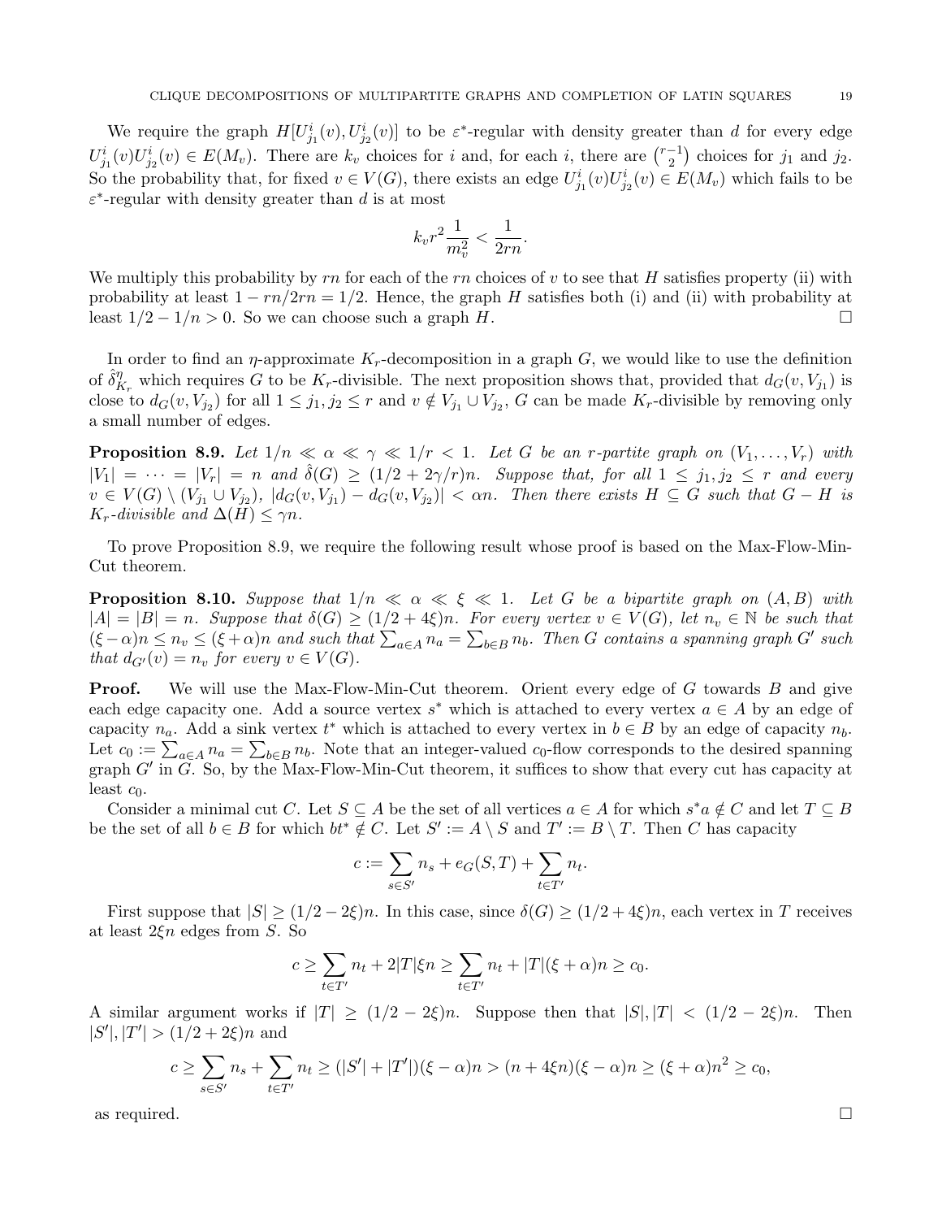We require the graph $H[U^i_{j_1}(v), U^i_{j_2}(v)]$ to be $\varepsilon^*$-regular with density greater than $d$ for every edge $U^i_{j_1}(v)U^i_{j_2}(v) \in E(M_v)$. There are $k_v$ choices for $i$ and, for each $i$, there are $\binom{r-1}{2}$ choices for $j_1$ and $j_2$. So the probability that, for fixed $v \in V(G)$, there exists an edge $U^i_{j_1}(v)U^i_{j_2}(v) \in E(M_v)$ which fails to be $\varepsilon^*$-regular with density greater than $d$ is at most

$$k_v r^2 \frac{1}{m_v^2} < \frac{1}{2rn}.$$

We multiply this probability by $rn$ for each of the $rn$ choices of $v$ to see that $H$ satisfies property (ii) with probability at least $1 - rn/2rn = 1/2$. Hence, the graph $H$ satisfies both (i) and (ii) with probability at least $1/2 - 1/n > 0$. So we can choose such a graph $H$. $\square$

In order to find an $\eta$-approximate $K_r$-decomposition in a graph $G$, we would like to use the definition of $\hat{\delta}^\eta_{K_r}$ which requires $G$ to be $K_r$-divisible. The next proposition shows that, provided that $d_G(v, V_{j_1})$ is close to $d_G(v, V_{j_2})$ for all $1 \leq j_1, j_2 \leq r$ and $v \notin V_{j_1} \cup V_{j_2}$, $G$ can be made $K_r$-divisible by removing only a small number of edges.

**Proposition 8.9.** *Let $1/n \ll \alpha \ll \gamma \ll 1/r < 1$. Let $G$ be an $r$-partite graph on $(V_1, \dots, V_r)$ with $|V_1| = \dots = |V_r| = n$ and $\hat{\delta}(G) \geq (1/2 + 2\gamma/r)n$. Suppose that, for all $1 \leq j_1, j_2 \leq r$ and every $v \in V(G) \setminus (V_{j_1} \cup V_{j_2})$, $|d_G(v, V_{j_1}) - d_G(v, V_{j_2})| < \alpha n$. Then there exists $H \subseteq G$ such that $G - H$ is $K_r$-divisible and $\Delta(H) \leq \gamma n$.*

To prove Proposition 8.9, we require the following result whose proof is based on the Max-Flow-Min-Cut theorem.

**Proposition 8.10.** *Suppose that $1/n \ll \alpha \ll \xi \ll 1$. Let $G$ be a bipartite graph on $(A, B)$ with $|A| = |B| = n$. Suppose that $\delta(G) \geq (1/2 + 4\xi)n$. For every vertex $v \in V(G)$, let $n_v \in \mathbb{N}$ be such that $(\xi - \alpha)n \leq n_v \leq (\xi + \alpha)n$ and such that $\sum_{a \in A} n_a = \sum_{b \in B} n_b$. Then $G$ contains a spanning graph $G'$ such that $d_{G'}(v) = n_v$ for every $v \in V(G)$.*

**Proof.** We will use the Max-Flow-Min-Cut theorem. Orient every edge of $G$ towards $B$ and give each edge capacity one. Add a source vertex $s^*$ which is attached to every vertex $a \in A$ by an edge of capacity $n_a$. Add a sink vertex $t^*$ which is attached to every vertex in $b \in B$ by an edge of capacity $n_b$. Let $c_0 := \sum_{a \in A} n_a = \sum_{b \in B} n_b$. Note that an integer-valued $c_0$-flow corresponds to the desired spanning graph $G'$ in $G$. So, by the Max-Flow-Min-Cut theorem, it suffices to show that every cut has capacity at least $c_0$.

Consider a minimal cut $C$. Let $S \subseteq A$ be the set of all vertices $a \in A$ for which $s^*a \notin C$ and let $T \subseteq B$ be the set of all $b \in B$ for which $bt^* \notin C$. Let $S' := A \setminus S$ and $T' := B \setminus T$. Then $C$ has capacity

$$c := \sum_{s \in S'} n_s + e_G(S, T) + \sum_{t \in T'} n_t.$$

First suppose that $|S| \geq (1/2 - 2\xi)n$. In this case, since $\delta(G) \geq (1/2 + 4\xi)n$, each vertex in $T$ receives at least $2\xi n$ edges from $S$. So

$$c \geq \sum_{t \in T'} n_t + 2|T|\xi n \geq \sum_{t \in T'} n_t + |T|(\xi + \alpha)n \geq c_0.$$

A similar argument works if $|T| \geq (1/2 - 2\xi)n$. Suppose then that $|S|, |T| < (1/2 - 2\xi)n$. Then $|S'|, |T'| > (1/2 + 2\xi)n$ and

$$c \geq \sum_{s \in S'} n_s + \sum_{t \in T'} n_t \geq (|S'| + |T'|)(\xi - \alpha)n > (n + 4\xi n)(\xi - \alpha)n \geq (\xi + \alpha)n^2 \geq c_0,$$

as required. $\square$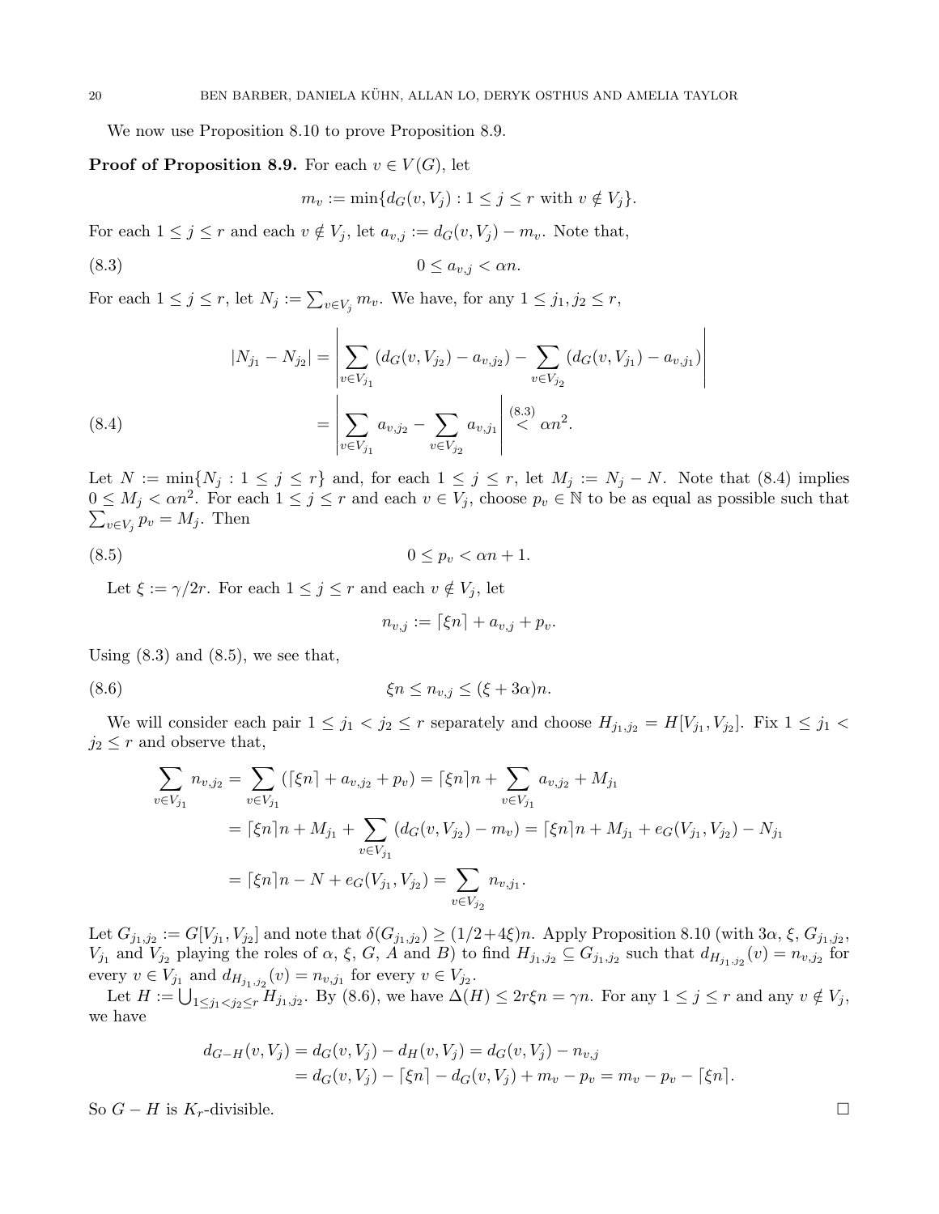We now use Proposition 8.10 to prove Proposition 8.9.

**Proof of Proposition 8.9.** For each $v \in V(G)$, let

$$m_v := \min\{d_G(v, V_j) : 1 \leq j \leq r \text{ with } v \notin V_j\}.$$

For each $1 \leq j \leq r$ and each $v \notin V_j$, let $a_{v,j} := d_G(v, V_j) - m_v$. Note that,

$$0 \leq a_{v,j} < \alpha n. \tag{8.3}$$

For each $1 \leq j \leq r$, let $N_j := \sum_{v \in V_j} m_v$. We have, for any $1 \leq j_1, j_2 \leq r$,

$$\begin{aligned}
|N_{j_1} - N_{j_2}| &= \left| \sum_{v \in V_{j_1}} (d_G(v, V_{j_2}) - a_{v,j_2}) - \sum_{v \in V_{j_2}} (d_G(v, V_{j_1}) - a_{v,j_1}) \right| \\
&= \left| \sum_{v \in V_{j_1}} a_{v,j_2} - \sum_{v \in V_{j_2}} a_{v,j_1} \right| \overset{(8.3)}{<} \alpha n^2.
\end{aligned} \tag{8.4}$$

Let $N := \min\{N_j : 1 \leq j \leq r\}$ and, for each $1 \leq j \leq r$, let $M_j := N_j - N$. Note that (8.4) implies $0 \leq M_j < \alpha n^2$. For each $1 \leq j \leq r$ and each $v \in V_j$, choose $p_v \in \mathbb{N}$ to be as equal as possible such that $\sum_{v \in V_j} p_v = M_j$. Then

$$0 \leq p_v < \alpha n + 1. \tag{8.5}$$

Let $\xi := \gamma/2r$. For each $1 \leq j \leq r$ and each $v \notin V_j$, let

$$n_{v,j} := \lceil \xi n \rceil + a_{v,j} + p_v.$$

Using (8.3) and (8.5), we see that,

$$\xi n \leq n_{v,j} \leq (\xi + 3\alpha)n. \tag{8.6}$$

We will consider each pair $1 \leq j_1 < j_2 \leq r$ separately and choose $H_{j_1,j_2} = H[V_{j_1}, V_{j_2}]$. Fix $1 \leq j_1 < j_2 \leq r$ and observe that,

$$\begin{aligned}
\sum_{v \in V_{j_1}} n_{v,j_2} &= \sum_{v \in V_{j_1}} (\lceil \xi n \rceil + a_{v,j_2} + p_v) = \lceil \xi n \rceil n + \sum_{v \in V_{j_1}} a_{v,j_2} + M_{j_1} \\
&= \lceil \xi n \rceil n + M_{j_1} + \sum_{v \in V_{j_1}} (d_G(v, V_{j_2}) - m_v) = \lceil \xi n \rceil n + M_{j_1} + e_G(V_{j_1}, V_{j_2}) - N_{j_1} \\
&= \lceil \xi n \rceil n - N + e_G(V_{j_1}, V_{j_2}) = \sum_{v \in V_{j_2}} n_{v,j_1}.
\end{aligned}$$

Let $G_{j_1,j_2} := G[V_{j_1}, V_{j_2}]$ and note that $\delta(G_{j_1,j_2}) \geq (1/2 + 4\xi)n$. Apply Proposition 8.10 (with $3\alpha$, $\xi$, $G_{j_1,j_2}$, $V_{j_1}$ and $V_{j_2}$ playing the roles of $\alpha$, $\xi$, $G$, $A$ and $B$) to find $H_{j_1,j_2} \subseteq G_{j_1,j_2}$ such that $d_{H_{j_1,j_2}}(v) = n_{v,j_2}$ for every $v \in V_{j_1}$ and $d_{H_{j_1,j_2}}(v) = n_{v,j_1}$ for every $v \in V_{j_2}$.

Let $H := \bigcup_{1 \leq j_1 < j_2 \leq r} H_{j_1,j_2}$. By (8.6), we have $\Delta(H) \leq 2r\xi n = \gamma n$. For any $1 \leq j \leq r$ and any $v \notin V_j$, we have

$$\begin{aligned}
d_{G-H}(v, V_j) &= d_G(v, V_j) - d_H(v, V_j) = d_G(v, V_j) - n_{v,j} \\
&= d_G(v, V_j) - \lceil \xi n \rceil - d_G(v, V_j) + m_v - p_v = m_v - p_v - \lceil \xi n \rceil.
\end{aligned}$$

So $G - H$ is $K_r$-divisible. $\square$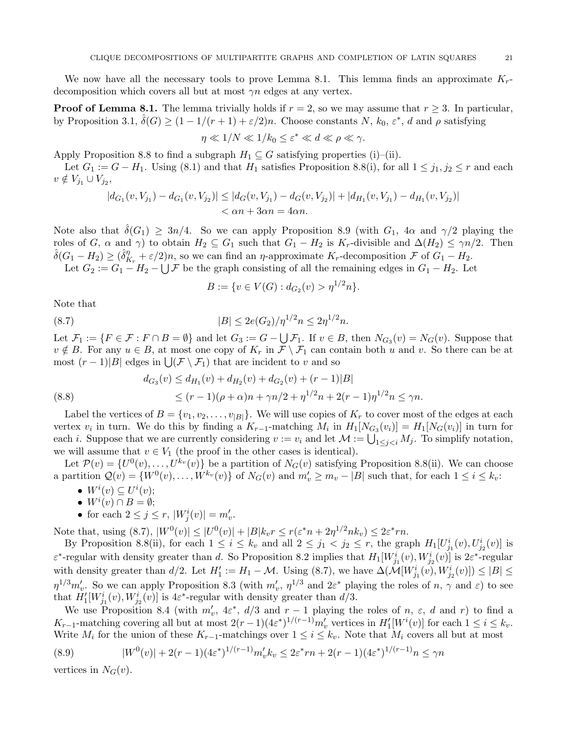We now have all the necessary tools to prove Lemma 8.1. This lemma finds an approximate $K_r$-decomposition which covers all but at most $\gamma n$ edges at any vertex.

**Proof of Lemma 8.1.** The lemma trivially holds if $r = 2$, so we may assume that $r \geq 3$. In particular, by Proposition 3.1, $\hat{\delta}(G) \geq (1 - 1/(r+1) + \varepsilon/2)n$. Choose constants $N$, $k_0$, $\varepsilon^*$, $d$ and $\rho$ satisfying

$$\eta \ll 1/N \ll 1/k_0 \leq \varepsilon^* \ll d \ll \rho \ll \gamma.$$

Apply Proposition 8.8 to find a subgraph $H_1 \subseteq G$ satisfying properties (i)–(ii).

Let $G_1 := G - H_1$. Using (8.1) and that $H_1$ satisfies Proposition 8.8(i), for all $1 \leq j_1, j_2 \leq r$ and each $v \notin V_{j_1} \cup V_{j_2}$,

$$\begin{aligned}|d_{G_1}(v, V_{j_1}) - d_{G_1}(v, V_{j_2})| &\leq |d_G(v, V_{j_1}) - d_G(v, V_{j_2})| + |d_{H_1}(v, V_{j_1}) - d_{H_1}(v, V_{j_2})| \\ &< \alpha n + 3\alpha n = 4\alpha n.\end{aligned}$$

Note also that $\hat{\delta}(G_1) \geq 3n/4$. So we can apply Proposition 8.9 (with $G_1$, $4\alpha$ and $\gamma/2$ playing the roles of $G$, $\alpha$ and $\gamma$) to obtain $H_2 \subseteq G_1$ such that $G_1 - H_2$ is $K_r$-divisible and $\Delta(H_2) \leq \gamma n/2$. Then $\hat{\delta}(G_1 - H_2) \geq (\hat{\delta}^\eta_{K_r} + \varepsilon/2)n$, so we can find an $\eta$-approximate $K_r$-decomposition $\mathcal{F}$ of $G_1 - H_2$.

Let $G_2 := G_1 - H_2 - \bigcup \mathcal{F}$ be the graph consisting of all the remaining edges in $G_1 - H_2$. Let

$$B := \{v \in V(G) : d_{G_2}(v) > \eta^{1/2}n\}.$$

Note that

$$|B| \leq 2e(G_2)/\eta^{1/2}n \leq 2\eta^{1/2}n. \tag{8.7}$$

Let $\mathcal{F}_1 := \{F \in \mathcal{F} : F \cap B = \emptyset\}$ and let $G_3 := G - \bigcup \mathcal{F}_1$. If $v \in B$, then $N_{G_3}(v) = N_G(v)$. Suppose that $v \notin B$. For any $u \in B$, at most one copy of $K_r$ in $\mathcal{F} \setminus \mathcal{F}_1$ can contain both $u$ and $v$. So there can be at most $(r-1)|B|$ edges in $\bigcup(\mathcal{F} \setminus \mathcal{F}_1)$ that are incident to $v$ and so

$$\begin{aligned}d_{G_3}(v) &\leq d_{H_1}(v) + d_{H_2}(v) + d_{G_2}(v) + (r-1)|B| \\ &\leq (r-1)(\rho + \alpha)n + \gamma n/2 + \eta^{1/2}n + 2(r-1)\eta^{1/2}n \leq \gamma n.\end{aligned} \tag{8.8}$$

Label the vertices of $B = \{v_1, v_2, \ldots, v_{|B|}\}$. We will use copies of $K_r$ to cover most of the edges at each vertex $v_i$ in turn. We do this by finding a $K_{r-1}$-matching $M_i$ in $H_1[N_{G_3}(v_i)] = H_1[N_G(v_i)]$ in turn for each $i$. Suppose that we are currently considering $v := v_i$ and let $\mathcal{M} := \bigcup_{1 \leq j < i} M_j$. To simplify notation, we will assume that $v \in V_1$ (the proof in the other cases is identical).

Let $\mathcal{P}(v) = \{U^0(v), \ldots, U^{k_v}(v)\}$ be a partition of $N_G(v)$ satisfying Proposition 8.8(ii). We can choose a partition $\mathcal{Q}(v) = \{W^0(v), \ldots, W^{k_v}(v)\}$ of $N_G(v)$ and $m'_v \geq m_v - |B|$ such that, for each $1 \leq i \leq k_v$:

- $W^i(v) \subseteq U^i(v)$;
- $W^i(v) \cap B = \emptyset$;
- for each $2 \leq j \leq r$, $|W^i_j(v)| = m'_v$.

Note that, using (8.7), $|W^0(v)| \leq |U^0(v)| + |B|k_v r \leq r(\varepsilon^* n + 2\eta^{1/2}nk_v) \leq 2\varepsilon^* rn$.

By Proposition 8.8(ii), for each $1 \leq i \leq k_v$ and all $2 \leq j_1 < j_2 \leq r$, the graph $H_1[U^i_{j_1}(v), U^i_{j_2}(v)]$ is $\varepsilon^*$-regular with density greater than $d$. So Proposition 8.2 implies that $H_1[W^i_{j_1}(v), W^i_{j_2}(v)]$ is $2\varepsilon^*$-regular with density greater than $d/2$. Let $H'_1 := H_1 - \mathcal{M}$. Using (8.7), we have $\Delta(\mathcal{M}[W^i_{j_1}(v), W^i_{j_2}(v)]) \leq |B| \leq \eta^{1/3}m'_v$. So we can apply Proposition 8.3 (with $m'_v$, $\eta^{1/3}$ and $2\varepsilon^*$ playing the roles of $n$, $\gamma$ and $\varepsilon$) to see that $H'_1[W^i_{j_1}(v), W^i_{j_2}(v)]$ is $4\varepsilon^*$-regular with density greater than $d/3$.

We use Proposition 8.4 (with $m'_v$, $4\varepsilon^*$, $d/3$ and $r-1$ playing the roles of $n$, $\varepsilon$, $d$ and $r$) to find a $K_{r-1}$-matching covering all but at most $2(r-1)(4\varepsilon^*)^{1/(r-1)}m'_v$ vertices in $H'_1[W^i(v)]$ for each $1 \leq i \leq k_v$. Write $M_i$ for the union of these $K_{r-1}$-matchings over $1 \leq i \leq k_v$. Note that $M_i$ covers all but at most

$$|W^0(v)| + 2(r-1)(4\varepsilon^*)^{1/(r-1)}m'_v k_v \leq 2\varepsilon^* rn + 2(r-1)(4\varepsilon^*)^{1/(r-1)}n \leq \gamma n \tag{8.9}$$

vertices in $N_G(v)$.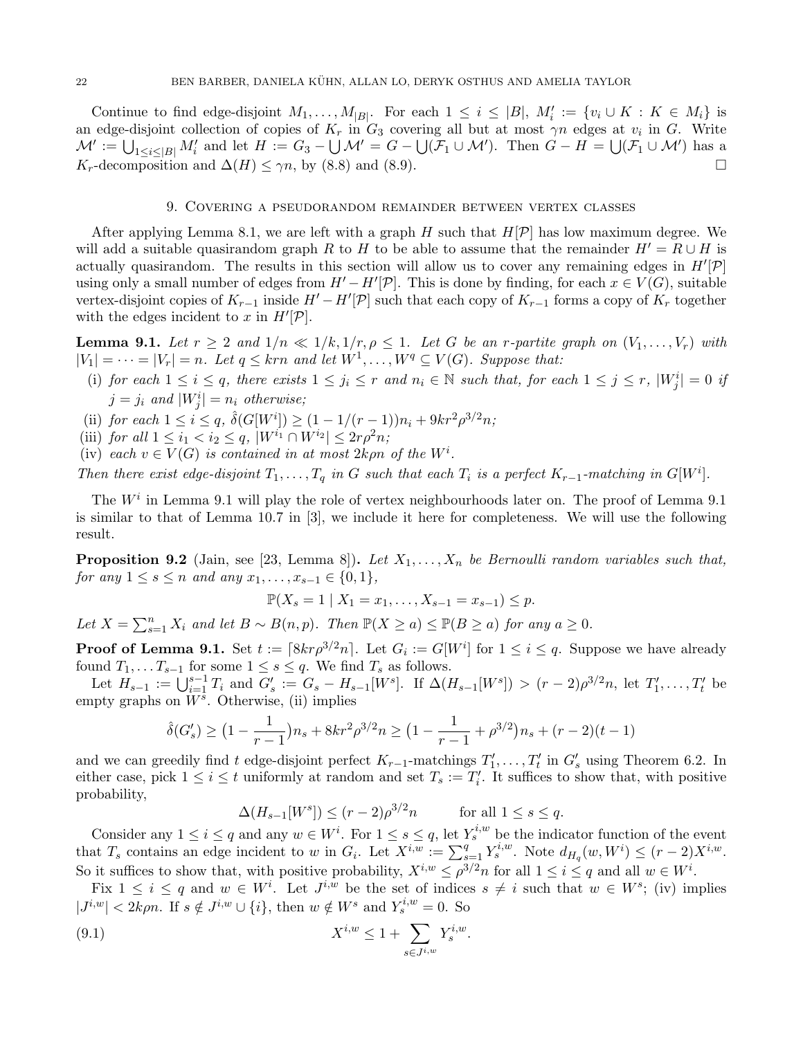Continue to find edge-disjoint $M_1, \dots, M_{|B|}$. For each $1 \le i \le |B|$, $M'_i := \{v_i \cup K : K \in M_i\}$ is an edge-disjoint collection of copies of $K_r$ in $G_3$ covering all but at most $\gamma n$ edges at $v_i$ in $G$. Write $\mathcal{M}' := \bigcup_{1\le i\le |B|} M'_i$ and let $H := G_3 - \bigcup \mathcal{M}' = G - \bigcup(\mathcal{F}_1 \cup \mathcal{M}')$. Then $G - H = \bigcup(\mathcal{F}_1 \cup \mathcal{M}')$ has a $K_r$-decomposition and $\Delta(H) \le \gamma n$, by (8.8) and (8.9). $\square$

## 9. Covering a pseudorandom remainder between vertex classes

After applying Lemma 8.1, we are left with a graph $H$ such that $H[\mathcal{P}]$ has low maximum degree. We will add a suitable quasirandom graph $R$ to $H$ to be able to assume that the remainder $H' = R \cup H$ is actually quasirandom. The results in this section will allow us to cover any remaining edges in $H'[\mathcal{P}]$ using only a small number of edges from $H' - H'[\mathcal{P}]$. This is done by finding, for each $x \in V(G)$, suitable vertex-disjoint copies of $K_{r-1}$ inside $H' - H'[\mathcal{P}]$ such that each copy of $K_{r-1}$ forms a copy of $K_r$ together with the edges incident to $x$ in $H'[\mathcal{P}]$.

**Lemma 9.1.** *Let $r \ge 2$ and $1/n \ll 1/k, 1/r, \rho \le 1$. Let $G$ be an $r$-partite graph on $(V_1, \dots, V_r)$ with $|V_1| = \dots = |V_r| = n$. Let $q \le krn$ and let $W^1, \dots, W^q \subseteq V(G)$. Suppose that:*

- (i) *for each $1 \le i \le q$, there exists $1 \le j_i \le r$ and $n_i \in \mathbb{N}$ such that, for each $1 \le j \le r$, $|W^i_j| = 0$ if $j = j_i$ and $|W^i_j| = n_i$ otherwise;*
- (ii) *for each $1 \le i \le q$, $\hat{\delta}(G[W^i]) \ge (1 - 1/(r-1))n_i + 9kr^2\rho^{3/2}n$;*
- (iii) *for all $1 \le i_1 < i_2 \le q$, $|W^{i_1} \cap W^{i_2}| \le 2r\rho^2 n$;*
- (iv) *each $v \in V(G)$ is contained in at most $2k\rho n$ of the $W^i$.*

*Then there exist edge-disjoint $T_1, \dots, T_q$ in $G$ such that each $T_i$ is a perfect $K_{r-1}$-matching in $G[W^i]$.*

The $W^i$ in Lemma 9.1 will play the role of vertex neighbourhoods later on. The proof of Lemma 9.1 is similar to that of Lemma 10.7 in [3], we include it here for completeness. We will use the following result.

**Proposition 9.2** (Jain, see [23, Lemma 8]). *Let $X_1, \dots, X_n$ be Bernoulli random variables such that, for any $1 \le s \le n$ and any $x_1, \dots, x_{s-1} \in \{0, 1\}$,*

$$\mathbb{P}(X_s = 1 \mid X_1 = x_1, \dots, X_{s-1} = x_{s-1}) \le p.$$

*Let $X = \sum_{s=1}^n X_i$ and let $B \sim B(n, p)$. Then $\mathbb{P}(X \ge a) \le \mathbb{P}(B \ge a)$ for any $a \ge 0$.*

**Proof of Lemma 9.1.** Set $t := \lceil 8kr\rho^{3/2}n \rceil$. Let $G_i := G[W^i]$ for $1 \le i \le q$. Suppose we have already found $T_1, \dots T_{s-1}$ for some $1 \le s \le q$. We find $T_s$ as follows.

Let $H_{s-1} := \bigcup_{i=1}^{s-1} T_i$ and $G'_s := G_s - H_{s-1}[W^s]$. If $\Delta(H_{s-1}[W^s]) > (r-2)\rho^{3/2}n$, let $T'_1, \dots, T'_t$ be empty graphs on $W^s$. Otherwise, (ii) implies

$$\hat{\delta}(G'_s) \ge \big(1 - \frac{1}{r-1}\big)n_s + 8kr^2\rho^{3/2}n \ge \big(1 - \frac{1}{r-1} + \rho^{3/2}\big)n_s + (r-2)(t-1)$$

and we can greedily find $t$ edge-disjoint perfect $K_{r-1}$-matchings $T'_1, \dots, T'_t$ in $G'_s$ using Theorem 6.2. In either case, pick $1 \le i \le t$ uniformly at random and set $T_s := T'_i$. It suffices to show that, with positive probability,

$$\Delta(H_{s-1}[W^s]) \le (r-2)\rho^{3/2}n \qquad \text{for all } 1 \le s \le q.$$

Consider any $1 \le i \le q$ and any $w \in W^i$. For $1 \le s \le q$, let $Y^{i,w}_s$ be the indicator function of the event that $T_s$ contains an edge incident to $w$ in $G_i$. Let $X^{i,w} := \sum_{s=1}^q Y^{i,w}_s$. Note $d_{H_q}(w, W^i) \le (r-2)X^{i,w}$. So it suffices to show that, with positive probability, $X^{i,w} \le \rho^{3/2}n$ for all $1 \le i \le q$ and all $w \in W^i$.

Fix $1 \le i \le q$ and $w \in W^i$. Let $J^{i,w}$ be the set of indices $s \ne i$ such that $w \in W^s$; (iv) implies $|J^{i,w}| < 2k\rho n$. If $s \notin J^{i,w} \cup \{i\}$, then $w \notin W^s$ and $Y^{i,w}_s = 0$. So

$$X^{i,w} \le 1 + \sum_{s \in J^{i,w}} Y^{i,w}_s. \tag{9.1}$$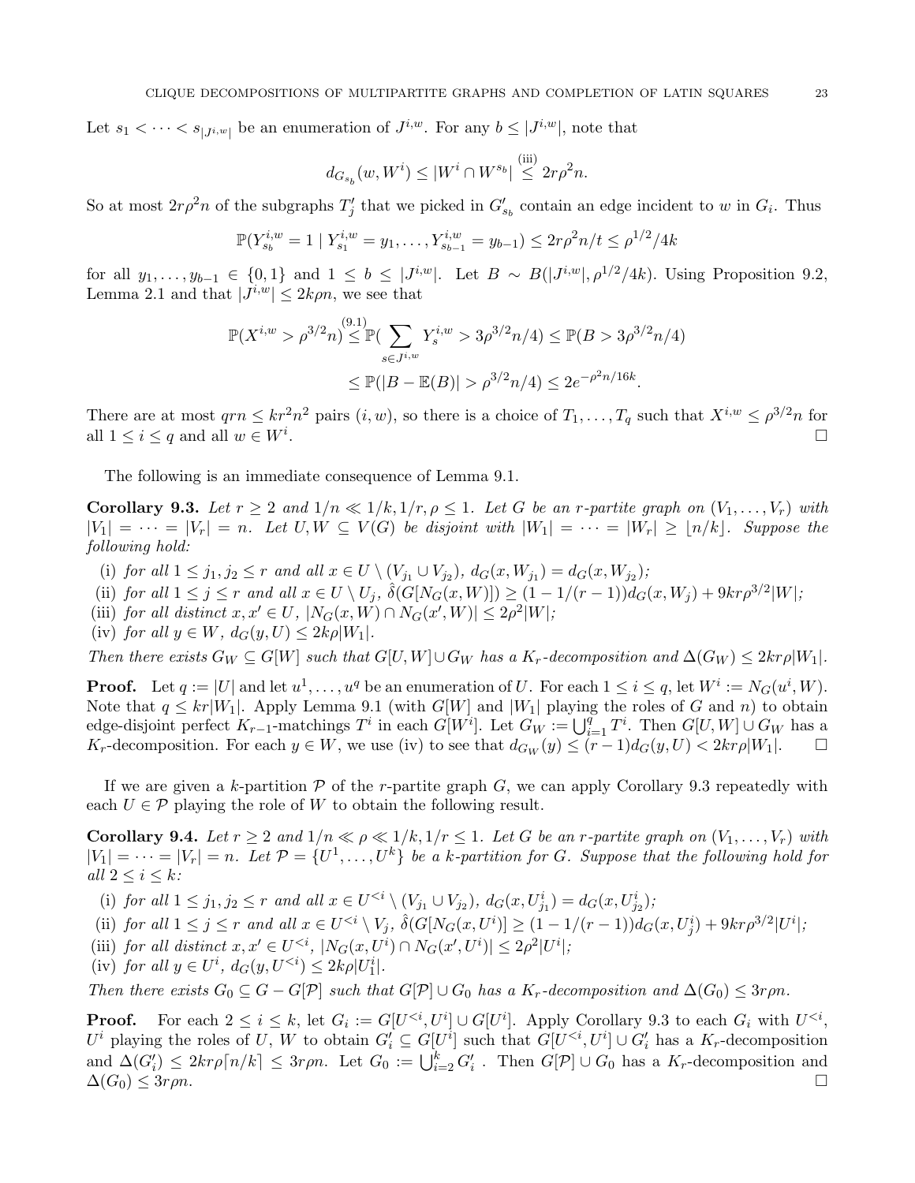Let $s_1 < \cdots < s_{|J^{i,w}|}$ be an enumeration of $J^{i,w}$. For any $b \leq |J^{i,w}|$, note that

$$d_{G_{s_b}}(w, W^i) \leq |W^i \cap W^{s_b}| \overset{\text{(iii)}}{\leq} 2r\rho^2 n.$$

So at most $2r\rho^2 n$ of the subgraphs $T_j'$ that we picked in $G_{s_b}'$ contain an edge incident to $w$ in $G_i$. Thus

$$\mathbb{P}(Y_{s_b}^{i,w} = 1 \mid Y_{s_1}^{i,w} = y_1, \ldots, Y_{s_{b-1}}^{i,w} = y_{b-1}) \leq 2r\rho^2 n/t \leq \rho^{1/2}/4k$$

for all $y_1, \ldots, y_{b-1} \in \{0,1\}$ and $1 \leq b \leq |J^{i,w}|$. Let $B \sim B(|J^{i,w}|, \rho^{1/2}/4k)$. Using Proposition 9.2, Lemma 2.1 and that $|J^{i,w}| \leq 2k\rho n$, we see that

$$\begin{aligned}
\mathbb{P}(X^{i,w} > \rho^{3/2} n) &\overset{(9.1)}{\leq} \mathbb{P}(\sum_{s \in J^{i,w}} Y_s^{i,w} > 3\rho^{3/2} n/4) \leq \mathbb{P}(B > 3\rho^{3/2} n/4) \\
&\leq \mathbb{P}(|B - \mathbb{E}(B)| > \rho^{3/2} n/4) \leq 2e^{-\rho^2 n/16k}.
\end{aligned}$$

There are at most $qrn \leq kr^2 n^2$ pairs $(i, w)$, so there is a choice of $T_1, \ldots, T_q$ such that $X^{i,w} \leq \rho^{3/2} n$ for all $1 \leq i \leq q$ and all $w \in W^i$. $\square$

The following is an immediate consequence of Lemma 9.1.

**Corollary 9.3.** *Let $r \geq 2$ and $1/n \ll 1/k, 1/r, \rho \leq 1$. Let $G$ be an $r$-partite graph on $(V_1, \ldots, V_r)$ with $|V_1| = \cdots = |V_r| = n$. Let $U, W \subseteq V(G)$ be disjoint with $|W_1| = \cdots = |W_r| \geq \lfloor n/k \rfloor$. Suppose the following hold:*

- (i) *for all $1 \leq j_1, j_2 \leq r$ and all $x \in U \setminus (V_{j_1} \cup V_{j_2})$, $d_G(x, W_{j_1}) = d_G(x, W_{j_2})$;*
- (ii) *for all $1 \leq j \leq r$ and all $x \in U \setminus U_j$, $\hat{\delta}(G[N_G(x, W)]) \geq (1 - 1/(r-1)) d_G(x, W_j) + 9kr\rho^{3/2}|W|$;*
- (iii) *for all distinct $x, x' \in U$, $|N_G(x, W) \cap N_G(x', W)| \leq 2\rho^2 |W|$;*
- (iv) *for all $y \in W$, $d_G(y, U) \leq 2k\rho |W_1|$.*

*Then there exists $G_W \subseteq G[W]$ such that $G[U, W] \cup G_W$ has a $K_r$-decomposition and $\Delta(G_W) \leq 2kr\rho|W_1|$.*

**Proof.** Let $q := |U|$ and let $u^1, \ldots, u^q$ be an enumeration of $U$. For each $1 \leq i \leq q$, let $W^i := N_G(u^i, W)$. Note that $q \leq kr|W_1|$. Apply Lemma 9.1 (with $G[W]$ and $|W_1|$ playing the roles of $G$ and $n$) to obtain edge-disjoint perfect $K_{r-1}$-matchings $T^i$ in each $G[W^i]$. Let $G_W := \bigcup_{i=1}^q T^i$. Then $G[U, W] \cup G_W$ has a $K_r$-decomposition. For each $y \in W$, we use (iv) to see that $d_{G_W}(y) \leq (r-1) d_G(y, U) < 2kr\rho|W_1|$. $\square$

If we are given a $k$-partition $\mathcal{P}$ of the $r$-partite graph $G$, we can apply Corollary 9.3 repeatedly with each $U \in \mathcal{P}$ playing the role of $W$ to obtain the following result.

**Corollary 9.4.** *Let $r \geq 2$ and $1/n \ll \rho \ll 1/k, 1/r \leq 1$. Let $G$ be an $r$-partite graph on $(V_1, \ldots, V_r)$ with $|V_1| = \cdots = |V_r| = n$. Let $\mathcal{P} = \{U^1, \ldots, U^k\}$ be a $k$-partition for $G$. Suppose that the following hold for all $2 \leq i \leq k$:*

- (i) *for all $1 \leq j_1, j_2 \leq r$ and all $x \in U^{<i} \setminus (V_{j_1} \cup V_{j_2})$, $d_G(x, U^i_{j_1}) = d_G(x, U^i_{j_2})$;*
- (ii) *for all $1 \leq j \leq r$ and all $x \in U^{<i} \setminus V_j$, $\hat{\delta}(G[N_G(x, U^i)]) \geq (1 - 1/(r-1)) d_G(x, U^i_j) + 9kr\rho^{3/2}|U^i|$;*
- (iii) *for all distinct $x, x' \in U^{<i}$, $|N_G(x, U^i) \cap N_G(x', U^i)| \leq 2\rho^2 |U^i|$;*
- (iv) *for all $y \in U^i$, $d_G(y, U^{<i}) \leq 2k\rho|U^i_1|$.*

*Then there exists $G_0 \subseteq G - G[\mathcal{P}]$ such that $G[\mathcal{P}] \cup G_0$ has a $K_r$-decomposition and $\Delta(G_0) \leq 3r\rho n$.*

**Proof.** For each $2 \leq i \leq k$, let $G_i := G[U^{<i}, U^i] \cup G[U^i]$. Apply Corollary 9.3 to each $G_i$ with $U^{<i}$, $U^i$ playing the roles of $U$, $W$ to obtain $G_i' \subseteq G[U^i]$ such that $G[U^{<i}, U^i] \cup G_i'$ has a $K_r$-decomposition and $\Delta(G_i') \leq 2kr\rho\lceil n/k \rceil \leq 3r\rho n$. Let $G_0 := \bigcup_{i=2}^k G_i'$ . Then $G[\mathcal{P}] \cup G_0$ has a $K_r$-decomposition and $\Delta(G_0) \leq 3r\rho n$. $\square$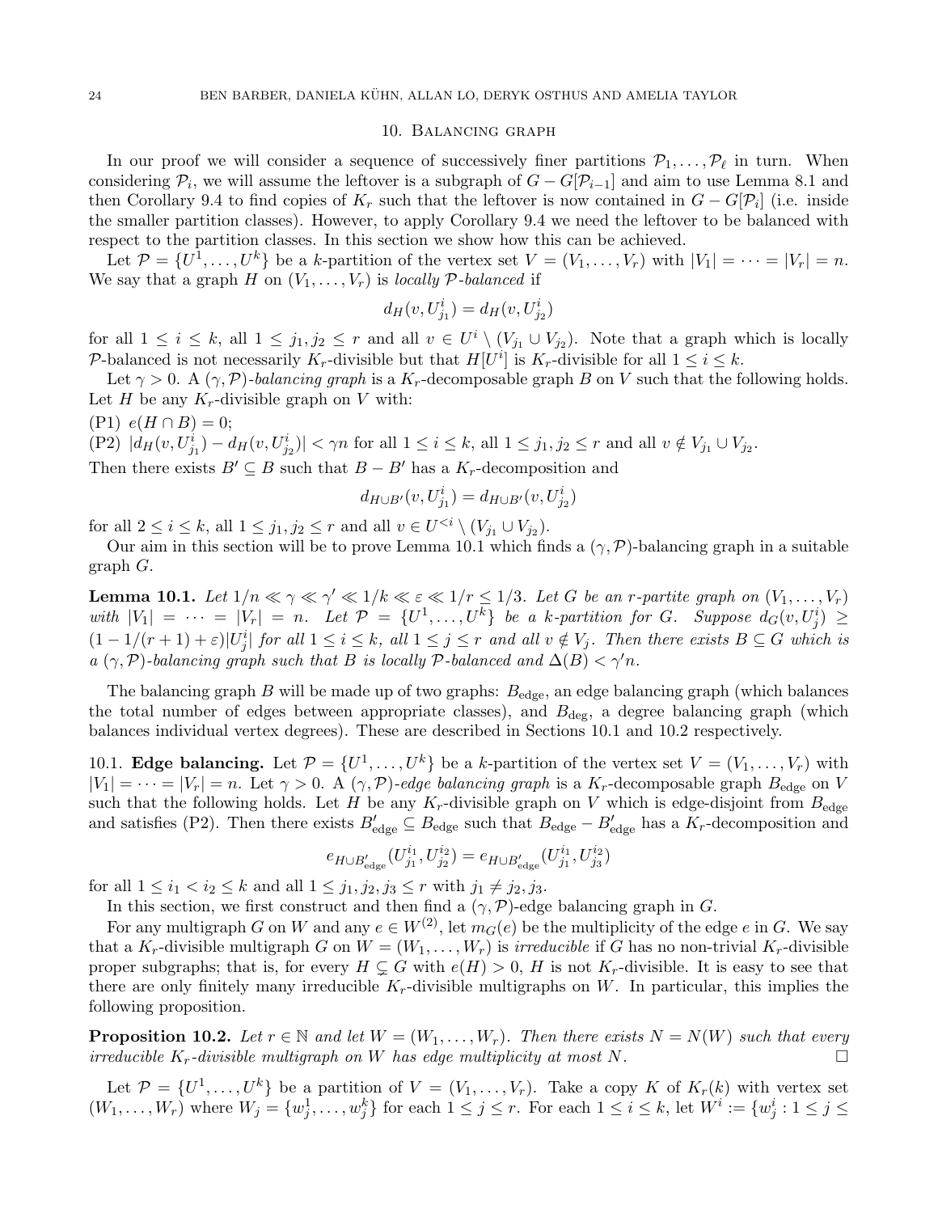## 10. Balancing graph

In our proof we will consider a sequence of successively finer partitions $\mathcal{P}_1, \ldots, \mathcal{P}_\ell$ in turn. When considering $\mathcal{P}_i$, we will assume the leftover is a subgraph of $G - G[\mathcal{P}_{i-1}]$ and aim to use Lemma 8.1 and then Corollary 9.4 to find copies of $K_r$ such that the leftover is now contained in $G - G[\mathcal{P}_i]$ (i.e. inside the smaller partition classes). However, to apply Corollary 9.4 we need the leftover to be balanced with respect to the partition classes. In this section we show how this can be achieved.

Let $\mathcal{P} = \{U^1, \ldots, U^k\}$ be a $k$-partition of the vertex set $V = (V_1, \ldots, V_r)$ with $|V_1| = \cdots = |V_r| = n$. We say that a graph $H$ on $(V_1, \ldots, V_r)$ is *locally $\mathcal{P}$-balanced* if

$$d_H(v, U^i_{j_1}) = d_H(v, U^i_{j_2})$$

for all $1 \le i \le k$, all $1 \le j_1, j_2 \le r$ and all $v \in U^i \setminus (V_{j_1} \cup V_{j_2})$. Note that a graph which is locally $\mathcal{P}$-balanced is not necessarily $K_r$-divisible but that $H[U^i]$ is $K_r$-divisible for all $1 \le i \le k$.

Let $\gamma > 0$. A *$(\gamma, \mathcal{P})$-balancing graph* is a $K_r$-decomposable graph $B$ on $V$ such that the following holds. Let $H$ be any $K_r$-divisible graph on $V$ with:

(P1) $e(H \cap B) = 0$;

(P2) $|d_H(v, U^i_{j_1}) - d_H(v, U^i_{j_2})| < \gamma n$ for all $1 \le i \le k$, all $1 \le j_1, j_2 \le r$ and all $v \notin V_{j_1} \cup V_{j_2}$.

Then there exists $B' \subseteq B$ such that $B - B'$ has a $K_r$-decomposition and

$$d_{H \cup B'}(v, U^i_{j_1}) = d_{H \cup B'}(v, U^i_{j_2})$$

for all $2 \le i \le k$, all $1 \le j_1, j_2 \le r$ and all $v \in U^{<i} \setminus (V_{j_1} \cup V_{j_2})$.

Our aim in this section will be to prove Lemma 10.1 which finds a $(\gamma, \mathcal{P})$-balancing graph in a suitable graph $G$.

**Lemma 10.1.** *Let $1/n \ll \gamma \ll \gamma' \ll 1/k \ll \varepsilon \ll 1/r \le 1/3$. Let $G$ be an $r$-partite graph on $(V_1, \ldots, V_r)$ with $|V_1| = \cdots = |V_r| = n$. Let $\mathcal{P} = \{U^1, \ldots, U^k\}$ be a $k$-partition for $G$. Suppose $d_G(v, U^i_j) \ge (1 - 1/(r+1) + \varepsilon)|U^i_j|$ for all $1 \le i \le k$, all $1 \le j \le r$ and all $v \notin V_j$. Then there exists $B \subseteq G$ which is a $(\gamma, \mathcal{P})$-balancing graph such that $B$ is locally $\mathcal{P}$-balanced and $\Delta(B) < \gamma' n$.*

The balancing graph $B$ will be made up of two graphs: $B_{\text{edge}}$, an edge balancing graph (which balances the total number of edges between appropriate classes), and $B_{\text{deg}}$, a degree balancing graph (which balances individual vertex degrees). These are described in Sections 10.1 and 10.2 respectively.

### 10.1. Edge balancing.

Let $\mathcal{P} = \{U^1, \ldots, U^k\}$ be a $k$-partition of the vertex set $V = (V_1, \ldots, V_r)$ with $|V_1| = \cdots = |V_r| = n$. Let $\gamma > 0$. A *$(\gamma, \mathcal{P})$-edge balancing graph* is a $K_r$-decomposable graph $B_{\text{edge}}$ on $V$ such that the following holds. Let $H$ be any $K_r$-divisible graph on $V$ which is edge-disjoint from $B_{\text{edge}}$ and satisfies (P2). Then there exists $B'_{\text{edge}} \subseteq B_{\text{edge}}$ such that $B_{\text{edge}} - B'_{\text{edge}}$ has a $K_r$-decomposition and

$$e_{H \cup B'_{\text{edge}}}(U^{i_1}_{j_1}, U^{i_2}_{j_2}) = e_{H \cup B'_{\text{edge}}}(U^{i_1}_{j_1}, U^{i_2}_{j_3})$$

for all $1 \le i_1 < i_2 \le k$ and all $1 \le j_1, j_2, j_3 \le r$ with $j_1 \ne j_2, j_3$.

In this section, we first construct and then find a $(\gamma, \mathcal{P})$-edge balancing graph in $G$.

For any multigraph $G$ on $W$ and any $e \in W^{(2)}$, let $m_G(e)$ be the multiplicity of the edge $e$ in $G$. We say that a $K_r$-divisible multigraph $G$ on $W = (W_1, \ldots, W_r)$ is *irreducible* if $G$ has no non-trivial $K_r$-divisible proper subgraphs; that is, for every $H \subsetneq G$ with $e(H) > 0$, $H$ is not $K_r$-divisible. It is easy to see that there are only finitely many irreducible $K_r$-divisible multigraphs on $W$. In particular, this implies the following proposition.

**Proposition 10.2.** *Let $r \in \mathbb{N}$ and let $W = (W_1, \ldots, W_r)$. Then there exists $N = N(W)$ such that every irreducible $K_r$-divisible multigraph on $W$ has edge multiplicity at most $N$.* $\square$

Let $\mathcal{P} = \{U^1, \ldots, U^k\}$ be a partition of $V = (V_1, \ldots, V_r)$. Take a copy $K$ of $K_r(k)$ with vertex set $(W_1, \ldots, W_r)$ where $W_j = \{w^1_j, \ldots, w^k_j\}$ for each $1 \le j \le r$. For each $1 \le i \le k$, let $W^i := \{w^i_j : 1 \le j \le$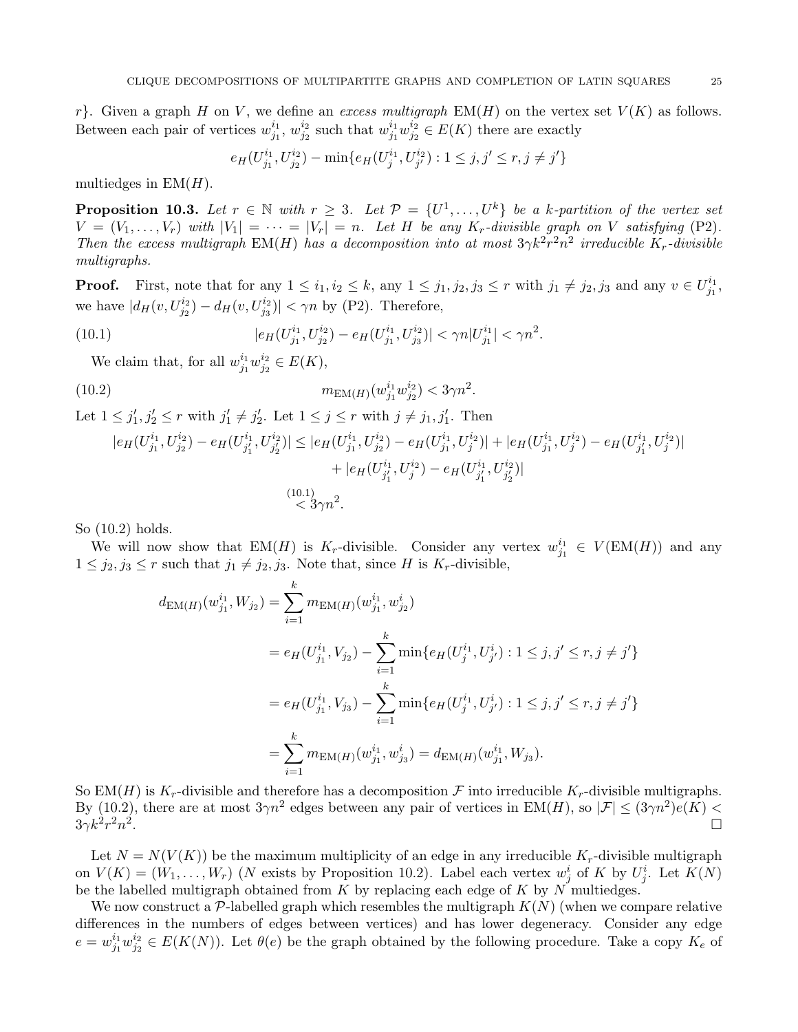$r\}$. Given a graph $H$ on $V$, we define an *excess multigraph* $\mathrm{EM}(H)$ on the vertex set $V(K)$ as follows. Between each pair of vertices $w_{j_1}^{i_1}$, $w_{j_2}^{i_2}$ such that $w_{j_1}^{i_1}w_{j_2}^{i_2} \in E(K)$ there are exactly

$$e_H(U_{j_1}^{i_1}, U_{j_2}^{i_2}) - \min\{e_H(U_j^{i_1}, U_{j'}^{i_2}) : 1 \le j, j' \le r, j \ne j'\}$$

multiedges in $\mathrm{EM}(H)$.

**Proposition 10.3.** *Let $r \in \mathbb{N}$ with $r \ge 3$. Let $\mathcal{P} = \{U^1, \dots, U^k\}$ be a $k$-partition of the vertex set $V = (V_1, \dots, V_r)$ with $|V_1| = \dots = |V_r| = n$. Let $H$ be any $K_r$-divisible graph on $V$ satisfying* (P2). *Then the excess multigraph $\mathrm{EM}(H)$ has a decomposition into at most $3\gamma k^2 r^2 n^2$ irreducible $K_r$-divisible multigraphs.*

**Proof.** First, note that for any $1 \le i_1, i_2 \le k$, any $1 \le j_1, j_2, j_3 \le r$ with $j_1 \ne j_2, j_3$ and any $v \in U_{j_1}^{i_1}$, we have $|d_H(v, U_{j_2}^{i_2}) - d_H(v, U_{j_3}^{i_2})| < \gamma n$ by (P2). Therefore,

$$|e_H(U_{j_1}^{i_1}, U_{j_2}^{i_2}) - e_H(U_{j_1}^{i_1}, U_{j_3}^{i_2})| < \gamma n |U_{j_1}^{i_1}| < \gamma n^2. \tag{10.1}$$

We claim that, for all $w_{j_1}^{i_1}w_{j_2}^{i_2} \in E(K)$,

$$m_{\mathrm{EM}(H)}(w_{j_1}^{i_1}w_{j_2}^{i_2}) < 3\gamma n^2. \tag{10.2}$$

Let $1 \le j_1', j_2' \le r$ with $j_1' \ne j_2'$. Let $1 \le j \le r$ with $j \ne j_1, j_1'$. Then

$$\begin{aligned}
|e_H(U_{j_1}^{i_1}, U_{j_2}^{i_2}) - e_H(U_{j_1'}^{i_1}, U_{j_2'}^{i_2})| &\le |e_H(U_{j_1}^{i_1}, U_{j_2}^{i_2}) - e_H(U_{j_1}^{i_1}, U_{j}^{i_2})| + |e_H(U_{j_1}^{i_1}, U_{j}^{i_2}) - e_H(U_{j_1'}^{i_1}, U_{j}^{i_2})| \\
&\quad + |e_H(U_{j_1'}^{i_1}, U_{j}^{i_2}) - e_H(U_{j_1'}^{i_1}, U_{j_2'}^{i_2})| \\
&\overset{(10.1)}{<} 3\gamma n^2.
\end{aligned}$$

So (10.2) holds.

We will now show that $\mathrm{EM}(H)$ is $K_r$-divisible. Consider any vertex $w_{j_1}^{i_1} \in V(\mathrm{EM}(H))$ and any $1 \le j_2, j_3 \le r$ such that $j_1 \ne j_2, j_3$. Note that, since $H$ is $K_r$-divisible,

$$\begin{aligned}
d_{\mathrm{EM}(H)}(w_{j_1}^{i_1}, W_{j_2}) &= \sum_{i=1}^{k} m_{\mathrm{EM}(H)}(w_{j_1}^{i_1}, w_{j_2}^{i}) \\
&= e_H(U_{j_1}^{i_1}, V_{j_2}) - \sum_{i=1}^{k} \min\{e_H(U_j^{i_1}, U_{j'}^{i}) : 1 \le j, j' \le r, j \ne j'\} \\
&= e_H(U_{j_1}^{i_1}, V_{j_3}) - \sum_{i=1}^{k} \min\{e_H(U_j^{i_1}, U_{j'}^{i}) : 1 \le j, j' \le r, j \ne j'\} \\
&= \sum_{i=1}^{k} m_{\mathrm{EM}(H)}(w_{j_1}^{i_1}, w_{j_3}^{i}) = d_{\mathrm{EM}(H)}(w_{j_1}^{i_1}, W_{j_3}).
\end{aligned}$$

So $\mathrm{EM}(H)$ is $K_r$-divisible and therefore has a decomposition $\mathcal{F}$ into irreducible $K_r$-divisible multigraphs. By (10.2), there are at most $3\gamma n^2$ edges between any pair of vertices in $\mathrm{EM}(H)$, so $|\mathcal{F}| \le (3\gamma n^2)e(K) < 3\gamma k^2 r^2 n^2$. $\square$

Let $N = N(V(K))$ be the maximum multiplicity of an edge in any irreducible $K_r$-divisible multigraph on $V(K) = (W_1, \dots, W_r)$ ($N$ exists by Proposition 10.2). Label each vertex $w_j^i$ of $K$ by $U_j^i$. Let $K(N)$ be the labelled multigraph obtained from $K$ by replacing each edge of $K$ by $N$ multiedges.

We now construct a $\mathcal{P}$-labelled graph which resembles the multigraph $K(N)$ (when we compare relative differences in the numbers of edges between vertices) and has lower degeneracy. Consider any edge $e = w_{j_1}^{i_1}w_{j_2}^{i_2} \in E(K(N))$. Let $\theta(e)$ be the graph obtained by the following procedure. Take a copy $K_e$ of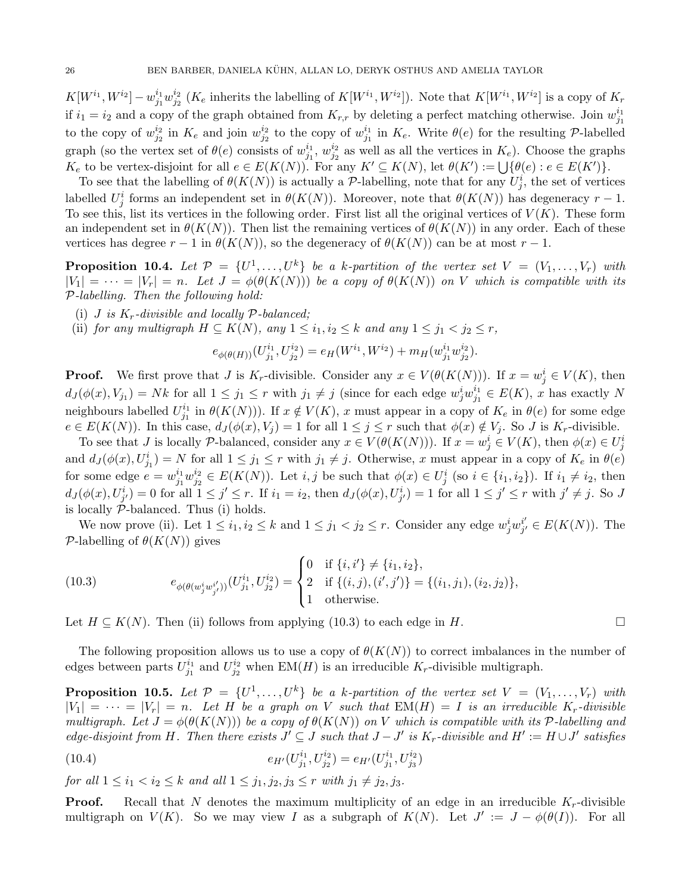$K[W^{i_1}, W^{i_2}] - w^{i_1}_{j_1} w^{i_2}_{j_2}$ ($K_e$ inherits the labelling of $K[W^{i_1}, W^{i_2}]$). Note that $K[W^{i_1}, W^{i_2}]$ is a copy of $K_r$ if $i_1 = i_2$ and a copy of the graph obtained from $K_{r,r}$ by deleting a perfect matching otherwise. Join $w^{i_1}_{j_1}$ to the copy of $w^{i_2}_{j_2}$ in $K_e$ and join $w^{i_2}_{j_2}$ to the copy of $w^{i_1}_{j_1}$ in $K_e$. Write $\theta(e)$ for the resulting $\mathcal{P}$-labelled graph (so the vertex set of $\theta(e)$ consists of $w^{i_1}_{j_1}$, $w^{i_2}_{j_2}$ as well as all the vertices in $K_e$). Choose the graphs $K_e$ to be vertex-disjoint for all $e \in E(K(N))$. For any $K' \subseteq K(N)$, let $\theta(K') := \bigcup\{\theta(e) : e \in E(K')\}$.

To see that the labelling of $\theta(K(N))$ is actually a $\mathcal{P}$-labelling, note that for any $U^i_j$, the set of vertices labelled $U^i_j$ forms an independent set in $\theta(K(N))$. Moreover, note that $\theta(K(N))$ has degeneracy $r-1$. To see this, list its vertices in the following order. First list all the original vertices of $V(K)$. These form an independent set in $\theta(K(N))$. Then list the remaining vertices of $\theta(K(N))$ in any order. Each of these vertices has degree $r-1$ in $\theta(K(N))$, so the degeneracy of $\theta(K(N))$ can be at most $r-1$.

**Proposition 10.4.** *Let $\mathcal{P} = \{U^1, \dots, U^k\}$ be a $k$-partition of the vertex set $V = (V_1, \dots, V_r)$ with $|V_1| = \dots = |V_r| = n$. Let $J = \phi(\theta(K(N)))$ be a copy of $\theta(K(N))$ on $V$ which is compatible with its $\mathcal{P}$-labelling. Then the following hold:*

(i) *$J$ is $K_r$-divisible and locally $\mathcal{P}$-balanced;*
(ii) *for any multigraph $H \subseteq K(N)$, any $1 \le i_1, i_2 \le k$ and any $1 \le j_1 < j_2 \le r$,*
$$e_{\phi(\theta(H))}(U^{i_1}_{j_1}, U^{i_2}_{j_2}) = e_H(W^{i_1}, W^{i_2}) + m_H(w^{i_1}_{j_1} w^{i_2}_{j_2}).$$

**Proof.** We first prove that $J$ is $K_r$-divisible. Consider any $x \in V(\theta(K(N)))$. If $x = w^i_j \in V(K)$, then $d_J(\phi(x), V_{j_1}) = Nk$ for all $1 \le j_1 \le r$ with $j_1 \neq j$ (since for each edge $w^i_j w^{i_1}_{j_1} \in E(K)$, $x$ has exactly $N$ neighbours labelled $U^{i_1}_{j_1}$ in $\theta(K(N))$). If $x \notin V(K)$, $x$ must appear in a copy of $K_e$ in $\theta(e)$ for some edge $e \in E(K(N))$. In this case, $d_J(\phi(x), V_j) = 1$ for all $1 \le j \le r$ such that $\phi(x) \notin V_j$. So $J$ is $K_r$-divisible.

To see that $J$ is locally $\mathcal{P}$-balanced, consider any $x \in V(\theta(K(N)))$. If $x = w^i_j \in V(K)$, then $\phi(x) \in U^i_j$ and $d_J(\phi(x), U^i_{j_1}) = N$ for all $1 \le j_1 \le r$ with $j_1 \neq j$. Otherwise, $x$ must appear in a copy of $K_e$ in $\theta(e)$ for some edge $e = w^{i_1}_{j_1} w^{i_2}_{j_2} \in E(K(N))$. Let $i, j$ be such that $\phi(x) \in U^i_j$ (so $i \in \{i_1, i_2\}$). If $i_1 \neq i_2$, then $d_J(\phi(x), U^i_{j'}) = 0$ for all $1 \le j' \le r$. If $i_1 = i_2$, then $d_J(\phi(x), U^i_{j'}) = 1$ for all $1 \le j' \le r$ with $j' \neq j$. So $J$ is locally $\mathcal{P}$-balanced. Thus (i) holds.

We now prove (ii). Let $1 \le i_1, i_2 \le k$ and $1 \le j_1 < j_2 \le r$. Consider any edge $w^i_j w^{i'}_{j'} \in E(K(N))$. The $\mathcal{P}$-labelling of $\theta(K(N))$ gives

$$e_{\phi(\theta(w^i_j w^{i'}_{j'}))}(U^{i_1}_{j_1}, U^{i_2}_{j_2}) = \begin{cases} 0 & \text{if } \{i, i'\} \neq \{i_1, i_2\}, \\ 2 & \text{if } \{(i,j), (i',j')\} = \{(i_1, j_1), (i_2, j_2)\}, \\ 1 & \text{otherwise.} \end{cases} \tag{10.3}$$

Let $H \subseteq K(N)$. Then (ii) follows from applying (10.3) to each edge in $H$. $\square$

The following proposition allows us to use a copy of $\theta(K(N))$ to correct imbalances in the number of edges between parts $U^{i_1}_{j_1}$ and $U^{i_2}_{j_2}$ when $\mathrm{EM}(H)$ is an irreducible $K_r$-divisible multigraph.

**Proposition 10.5.** *Let $\mathcal{P} = \{U^1, \dots, U^k\}$ be a $k$-partition of the vertex set $V = (V_1, \dots, V_r)$ with $|V_1| = \dots = |V_r| = n$. Let $H$ be a graph on $V$ such that $\mathrm{EM}(H) = I$ is an irreducible $K_r$-divisible multigraph. Let $J = \phi(\theta(K(N)))$ be a copy of $\theta(K(N))$ on $V$ which is compatible with its $\mathcal{P}$-labelling and edge-disjoint from $H$. Then there exists $J' \subseteq J$ such that $J - J'$ is $K_r$-divisible and $H' := H \cup J'$ satisfies*

$$e_{H'}(U^{i_1}_{j_1}, U^{i_2}_{j_2}) = e_{H'}(U^{i_1}_{j_1}, U^{i_2}_{j_3}) \tag{10.4}$$

*for all $1 \le i_1 < i_2 \le k$ and all $1 \le j_1, j_2, j_3 \le r$ with $j_1 \neq j_2, j_3$.*

**Proof.** Recall that $N$ denotes the maximum multiplicity of an edge in an irreducible $K_r$-divisible multigraph on $V(K)$. So we may view $I$ as a subgraph of $K(N)$. Let $J' := J - \phi(\theta(I))$. For all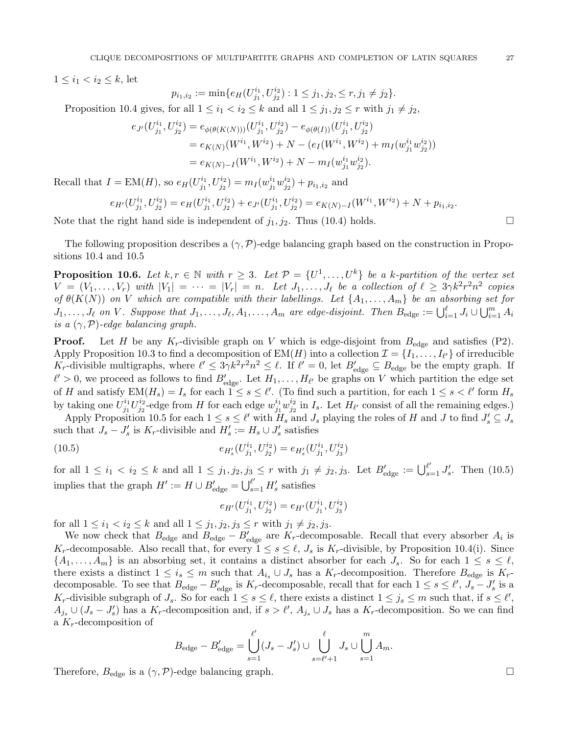$1 \le i_1 < i_2 \le k$, let

$$p_{i_1,i_2} := \min\{e_H(U^{i_1}_{j_1}, U^{i_2}_{j_2}) : 1 \le j_1, j_2, \le r, j_1 \ne j_2\}.$$

Proposition 10.4 gives, for all $1 \le i_1 < i_2 \le k$ and all $1 \le j_1, j_2 \le r$ with $j_1 \ne j_2$,

$$\begin{aligned} e_{J'}(U^{i_1}_{j_1}, U^{i_2}_{j_2}) &= e_{\phi(\theta(K(N)))}(U^{i_1}_{j_1}, U^{i_2}_{j_2}) - e_{\phi(\theta(I))}(U^{i_1}_{j_1}, U^{i_2}_{j_2}) \\ &= e_{K(N)}(W^{i_1}, W^{i_2}) + N - (e_I(W^{i_1}, W^{i_2}) + m_I(w^{i_1}_{j_1} w^{i_2}_{j_2})) \\ &= e_{K(N)-I}(W^{i_1}, W^{i_2}) + N - m_I(w^{i_1}_{j_1} w^{i_2}_{j_2}). \end{aligned}$$

Recall that $I = \mathrm{EM}(H)$, so $e_H(U^{i_1}_{j_1}, U^{i_2}_{j_2}) = m_I(w^{i_1}_{j_1} w^{i_2}_{j_2}) + p_{i_1,i_2}$ and

$$e_{H'}(U^{i_1}_{j_1}, U^{i_2}_{j_2}) = e_H(U^{i_1}_{j_1}, U^{i_2}_{j_2}) + e_{J'}(U^{i_1}_{j_1}, U^{i_2}_{j_2}) = e_{K(N)-I}(W^{i_1}, W^{i_2}) + N + p_{i_1,i_2}.$$

Note that the right hand side is independent of $j_1, j_2$. Thus (10.4) holds. $\square$

The following proposition describes a $(\gamma, \mathcal{P})$-edge balancing graph based on the construction in Propositions 10.4 and 10.5

**Proposition 10.6.** *Let $k, r \in \mathbb{N}$ with $r \ge 3$. Let $\mathcal{P} = \{U^1, \dots, U^k\}$ be a $k$-partition of the vertex set $V = (V_1, \dots, V_r)$ with $|V_1| = \dots = |V_r| = n$. Let $J_1, \dots, J_\ell$ be a collection of $\ell \ge 3\gamma k^2 r^2 n^2$ copies of $\theta(K(N))$ on $V$ which are compatible with their labellings. Let $\{A_1, \dots, A_m\}$ be an absorbing set for $J_1, \dots, J_\ell$ on $V$. Suppose that $J_1, \dots, J_\ell, A_1, \dots, A_m$ are edge-disjoint. Then $B_{\mathrm{edge}} := \bigcup_{i=1}^{\ell} J_i \cup \bigcup_{i=1}^{m} A_i$ is a $(\gamma, \mathcal{P})$-edge balancing graph.*

**Proof.** Let $H$ be any $K_r$-divisible graph on $V$ which is edge-disjoint from $B_{\mathrm{edge}}$ and satisfies (P2). Apply Proposition 10.3 to find a decomposition of $\mathrm{EM}(H)$ into a collection $\mathcal{I} = \{I_1, \dots, I_{\ell'}\}$ of irreducible $K_r$-divisible multigraphs, where $\ell' \le 3\gamma k^2 r^2 n^2 \le \ell$. If $\ell' = 0$, let $B'_{\mathrm{edge}} \subseteq B_{\mathrm{edge}}$ be the empty graph. If $\ell' > 0$, we proceed as follows to find $B'_{\mathrm{edge}}$. Let $H_1, \dots, H_{\ell'}$ be graphs on $V$ which partition the edge set of $H$ and satisfy $\mathrm{EM}(H_s) = I_s$ for each $1 \le s \le \ell'$. (To find such a partition, for each $1 \le s < \ell'$ form $H_s$ by taking one $U^{i_1}_{j_1} U^{i_2}_{j_2}$-edge from $H$ for each edge $w^{i_1}_{j_1} w^{i_2}_{j_2}$ in $I_s$. Let $H_{\ell'}$ consist of all the remaining edges.)

Apply Proposition 10.5 for each $1 \le s \le \ell'$ with $H_s$ and $J_s$ playing the roles of $H$ and $J$ to find $J'_s \subseteq J_s$ such that $J_s - J'_s$ is $K_r$-divisible and $H'_s := H_s \cup J'_s$ satisfies

$$e_{H'_s}(U^{i_1}_{j_1}, U^{i_2}_{j_2}) = e_{H'_s}(U^{i_1}_{j_1}, U^{i_2}_{j_3}) \tag{10.5}$$

for all $1 \le i_1 < i_2 \le k$ and all $1 \le j_1, j_2, j_3 \le r$ with $j_1 \ne j_2, j_3$. Let $B'_{\mathrm{edge}} := \bigcup_{s=1}^{\ell'} J'_s$. Then (10.5) implies that the graph $H' := H \cup B'_{\mathrm{edge}} = \bigcup_{s=1}^{\ell'} H'_s$ satisfies

$$e_{H'}(U^{i_1}_{j_1}, U^{i_2}_{j_2}) = e_{H'}(U^{i_1}_{j_1}, U^{i_2}_{j_3})$$

for all $1 \le i_1 < i_2 \le k$ and all $1 \le j_1, j_2, j_3 \le r$ with $j_1 \ne j_2, j_3$.

We now check that $B_{\mathrm{edge}}$ and $B_{\mathrm{edge}} - B'_{\mathrm{edge}}$ are $K_r$-decomposable. Recall that every absorber $A_i$ is $K_r$-decomposable. Also recall that, for every $1 \le s \le \ell$, $J_s$ is $K_r$-divisible, by Proposition 10.4(i). Since $\{A_1, \dots, A_m\}$ is an absorbing set, it contains a distinct absorber for each $J_s$. So for each $1 \le s \le \ell$, there exists a distinct $1 \le i_s \le m$ such that $A_{i_s} \cup J_s$ has a $K_r$-decomposition. Therefore $B_{\mathrm{edge}}$ is $K_r$-decomposable. To see that $B_{\mathrm{edge}} - B'_{\mathrm{edge}}$ is $K_r$-decomposable, recall that for each $1 \le s \le \ell'$, $J_s - J'_s$ is a $K_r$-divisible subgraph of $J_s$. So for each $1 \le s \le \ell$, there exists a distinct $1 \le j_s \le m$ such that, if $s \le \ell'$, $A_{j_s} \cup (J_s - J'_s)$ has a $K_r$-decomposition and, if $s > \ell'$, $A_{j_s} \cup J_s$ has a $K_r$-decomposition. So we can find a $K_r$-decomposition of

$$B_{\mathrm{edge}} - B'_{\mathrm{edge}} = \bigcup_{s=1}^{\ell'} (J_s - J'_s) \cup \bigcup_{s=\ell'+1}^{\ell} J_s \cup \bigcup_{s=1}^{m} A_m.$$

Therefore, $B_{\mathrm{edge}}$ is a $(\gamma, \mathcal{P})$-edge balancing graph. $\square$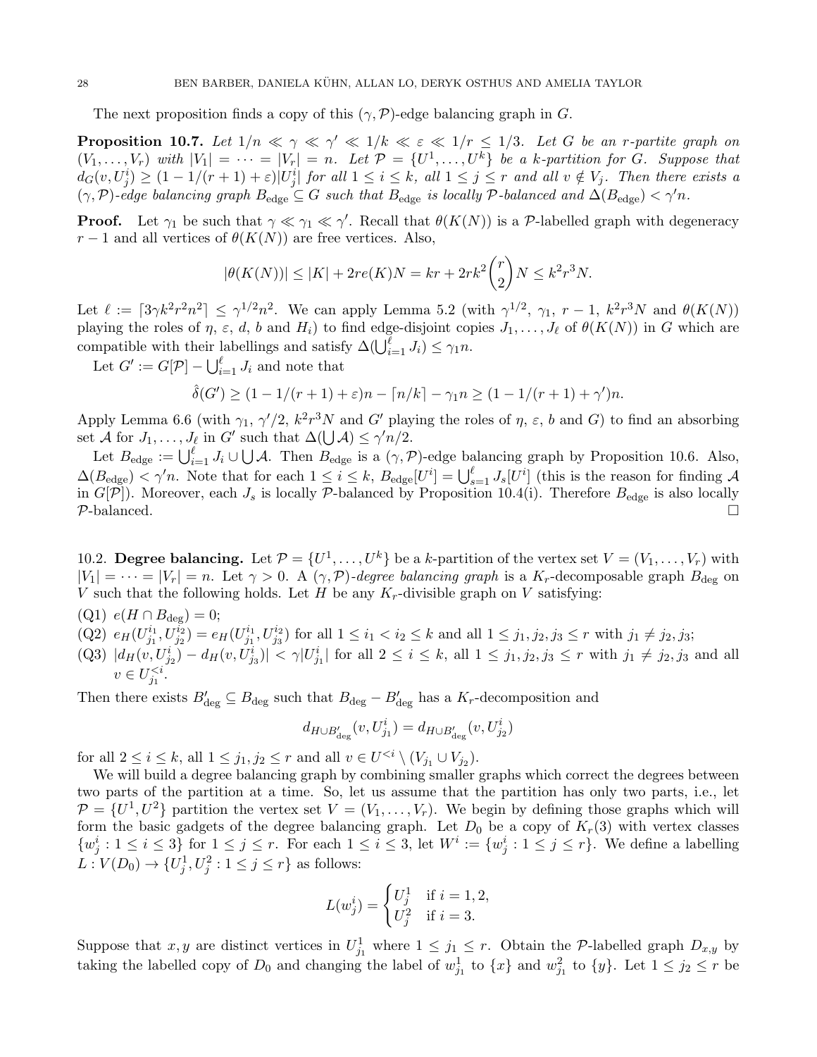The next proposition finds a copy of this $(\gamma, \mathcal{P})$-edge balancing graph in $G$.

**Proposition 10.7.** *Let $1/n \ll \gamma \ll \gamma' \ll 1/k \ll \varepsilon \ll 1/r \leq 1/3$. Let $G$ be an $r$-partite graph on $(V_1, \dots, V_r)$ with $|V_1| = \dots = |V_r| = n$. Let $\mathcal{P} = \{U^1, \dots, U^k\}$ be a $k$-partition for $G$. Suppose that $d_G(v, U^i_j) \geq (1 - 1/(r+1) + \varepsilon)|U^i_j|$ for all $1 \leq i \leq k$, all $1 \leq j \leq r$ and all $v \notin V_j$. Then there exists a $(\gamma, \mathcal{P})$-edge balancing graph $B_{\text{edge}} \subseteq G$ such that $B_{\text{edge}}$ is locally $\mathcal{P}$-balanced and $\Delta(B_{\text{edge}}) < \gamma' n$.*

**Proof.** Let $\gamma_1$ be such that $\gamma \ll \gamma_1 \ll \gamma'$. Recall that $\theta(K(N))$ is a $\mathcal{P}$-labelled graph with degeneracy $r-1$ and all vertices of $\theta(K(N))$ are free vertices. Also,

$$|\theta(K(N))| \leq |K| + 2re(K)N = kr + 2rk^2\binom{r}{2}N \leq k^2r^3N.$$

Let $\ell := \lceil 3\gamma k^2 r^2 n^2 \rceil \leq \gamma^{1/2} n^2$. We can apply Lemma 5.2 (with $\gamma^{1/2}$, $\gamma_1$, $r-1$, $k^2r^3N$ and $\theta(K(N))$ playing the roles of $\eta$, $\varepsilon$, $d$, $b$ and $H_i$) to find edge-disjoint copies $J_1, \dots, J_\ell$ of $\theta(K(N))$ in $G$ which are compatible with their labellings and satisfy $\Delta(\bigcup_{i=1}^{\ell} J_i) \leq \gamma_1 n$.

Let $G' := G[\mathcal{P}] - \bigcup_{i=1}^{\ell} J_i$ and note that

$$\hat{\delta}(G') \geq (1 - 1/(r+1) + \varepsilon)n - \lceil n/k \rceil - \gamma_1 n \geq (1 - 1/(r+1) + \gamma')n.$$

Apply Lemma 6.6 (with $\gamma_1$, $\gamma'/2$, $k^2r^3N$ and $G'$ playing the roles of $\eta$, $\varepsilon$, $b$ and $G$) to find an absorbing set $\mathcal{A}$ for $J_1, \dots, J_\ell$ in $G'$ such that $\Delta(\bigcup \mathcal{A}) \leq \gamma' n/2$.

Let $B_{\text{edge}} := \bigcup_{i=1}^{\ell} J_i \cup \bigcup \mathcal{A}$. Then $B_{\text{edge}}$ is a $(\gamma, \mathcal{P})$-edge balancing graph by Proposition 10.6. Also, $\Delta(B_{\text{edge}}) < \gamma' n$. Note that for each $1 \leq i \leq k$, $B_{\text{edge}}[U^i] = \bigcup_{s=1}^{\ell} J_s[U^i]$ (this is the reason for finding $\mathcal{A}$ in $G[\mathcal{P}]$). Moreover, each $J_s$ is locally $\mathcal{P}$-balanced by Proposition 10.4(i). Therefore $B_{\text{edge}}$ is also locally $\mathcal{P}$-balanced. □

## 10.2. Degree balancing.

Let $\mathcal{P} = \{U^1, \dots, U^k\}$ be a $k$-partition of the vertex set $V = (V_1, \dots, V_r)$ with $|V_1| = \dots = |V_r| = n$. Let $\gamma > 0$. A *$(\gamma, \mathcal{P})$-degree balancing graph* is a $K_r$-decomposable graph $B_{\text{deg}}$ on $V$ such that the following holds. Let $H$ be any $K_r$-divisible graph on $V$ satisfying:

(Q1) $e(H \cap B_{\text{deg}}) = 0$;

(Q2) $e_H(U^{i_1}_{j_1}, U^{i_2}_{j_2}) = e_H(U^{i_1}_{j_1}, U^{i_2}_{j_3})$ for all $1 \leq i_1 < i_2 \leq k$ and all $1 \leq j_1, j_2, j_3 \leq r$ with $j_1 \neq j_2, j_3$;

(Q3) $|d_H(v, U^i_{j_2}) - d_H(v, U^i_{j_3})| < \gamma |U^i_{j_1}|$ for all $2 \leq i \leq k$, all $1 \leq j_1, j_2, j_3 \leq r$ with $j_1 \neq j_2, j_3$ and all $v \in U^{<i}_{j_1}$.

Then there exists $B'_{\text{deg}} \subseteq B_{\text{deg}}$ such that $B_{\text{deg}} - B'_{\text{deg}}$ has a $K_r$-decomposition and

$$d_{H \cup B'_{\text{deg}}}(v, U^i_{j_1}) = d_{H \cup B'_{\text{deg}}}(v, U^i_{j_2})$$

for all $2 \leq i \leq k$, all $1 \leq j_1, j_2 \leq r$ and all $v \in U^{<i} \setminus (V_{j_1} \cup V_{j_2})$.

We will build a degree balancing graph by combining smaller graphs which correct the degrees between two parts of the partition at a time. So, let us assume that the partition has only two parts, i.e., let $\mathcal{P} = \{U^1, U^2\}$ partition the vertex set $V = (V_1, \dots, V_r)$. We begin by defining those graphs which will form the basic gadgets of the degree balancing graph. Let $D_0$ be a copy of $K_r(3)$ with vertex classes $\{w^i_j : 1 \leq i \leq 3\}$ for $1 \leq j \leq r$. For each $1 \leq i \leq 3$, let $W^i := \{w^i_j : 1 \leq j \leq r\}$. We define a labelling $L : V(D_0) \to \{U^1_j, U^2_j : 1 \leq j \leq r\}$ as follows:

$$L(w^i_j) = \begin{cases} U^1_j & \text{if } i = 1, 2, \\ U^2_j & \text{if } i = 3. \end{cases}$$

Suppose that $x, y$ are distinct vertices in $U^1_{j_1}$ where $1 \leq j_1 \leq r$. Obtain the $\mathcal{P}$-labelled graph $D_{x,y}$ by taking the labelled copy of $D_0$ and changing the label of $w^1_{j_1}$ to $\{x\}$ and $w^2_{j_1}$ to $\{y\}$. Let $1 \leq j_2 \leq r$ be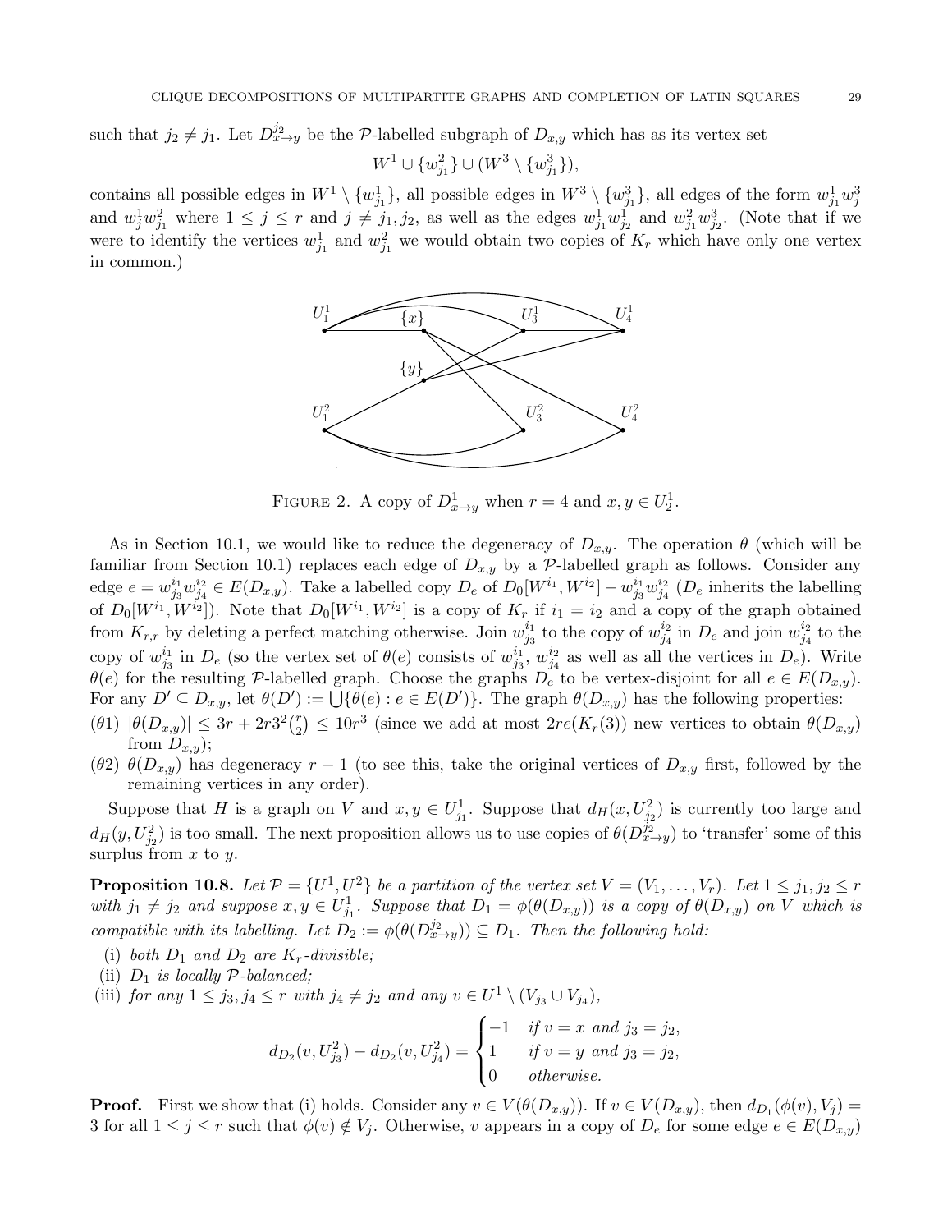such that $j_2 \neq j_1$. Let $D^{j_2}_{x\to y}$ be the $\mathcal{P}$-labelled subgraph of $D_{x,y}$ which has as its vertex set

$$W^1 \cup \{w^2_{j_1}\} \cup (W^3 \setminus \{w^3_{j_1}\}),$$

contains all possible edges in $W^1 \setminus \{w^1_{j_1}\}$, all possible edges in $W^3 \setminus \{w^3_{j_1}\}$, all edges of the form $w^1_{j_1} w^3_j$ and $w^1_j w^2_{j_1}$ where $1 \leq j \leq r$ and $j \neq j_1, j_2$, as well as the edges $w^1_{j_1} w^1_{j_2}$ and $w^2_{j_1} w^3_{j_2}$. (Note that if we were to identify the vertices $w^1_{j_1}$ and $w^2_{j_1}$ we would obtain two copies of $K_r$ which have only one vertex in common.)

$U^1_1$

$\{x\}$

$U^1_3$

$U^1_4$

$\{y\}$

$U^2_1$

$U^2_3$

$U^2_4$

FIGURE 2. A copy of $D^1_{x\to y}$ when $r = 4$ and $x, y \in U^1_2$.

As in Section 10.1, we would like to reduce the degeneracy of $D_{x,y}$. The operation $\theta$ (which will be familiar from Section 10.1) replaces each edge of $D_{x,y}$ by a $\mathcal{P}$-labelled graph as follows. Consider any edge $e = w^{i_1}_{j_3} w^{i_2}_{j_4} \in E(D_{x,y})$. Take a labelled copy $D_e$ of $D_0[W^{i_1}, W^{i_2}] - w^{i_1}_{j_3} w^{i_2}_{j_4}$ ($D_e$ inherits the labelling of $D_0[W^{i_1}, W^{i_2}]$). Note that $D_0[W^{i_1}, W^{i_2}]$ is a copy of $K_r$ if $i_1 = i_2$ and a copy of the graph obtained from $K_{r,r}$ by deleting a perfect matching otherwise. Join $w^{i_1}_{j_3}$ to the copy of $w^{i_2}_{j_4}$ in $D_e$ and join $w^{i_2}_{j_4}$ to the copy of $w^{i_1}_{j_3}$ in $D_e$ (so the vertex set of $\theta(e)$ consists of $w^{i_1}_{j_3}$, $w^{i_2}_{j_4}$ as well as all the vertices in $D_e$). Write $\theta(e)$ for the resulting $\mathcal{P}$-labelled graph. Choose the graphs $D_e$ to be vertex-disjoint for all $e \in E(D_{x,y})$. For any $D' \subseteq D_{x,y}$, let $\theta(D') := \bigcup\{\theta(e) : e \in E(D')\}$. The graph $\theta(D_{x,y})$ has the following properties:

($\theta$1) $|\theta(D_{x,y})| \leq 3r + 2r3^2\binom{r}{2} \leq 10r^3$ (since we add at most $2re(K_r(3))$ new vertices to obtain $\theta(D_{x,y})$ from $D_{x,y}$);

($\theta$2) $\theta(D_{x,y})$ has degeneracy $r-1$ (to see this, take the original vertices of $D_{x,y}$ first, followed by the remaining vertices in any order).

Suppose that $H$ is a graph on $V$ and $x, y \in U^1_{j_1}$. Suppose that $d_H(x, U^2_{j_2})$ is currently too large and $d_H(y, U^2_{j_2})$ is too small. The next proposition allows us to use copies of $\theta(D^{j_2}_{x\to y})$ to 'transfer' some of this surplus from $x$ to $y$.

**Proposition 10.8.** *Let $\mathcal{P} = \{U^1, U^2\}$ be a partition of the vertex set $V = (V_1, \ldots, V_r)$. Let $1 \leq j_1, j_2 \leq r$ with $j_1 \neq j_2$ and suppose $x, y \in U^1_{j_1}$. Suppose that $D_1 = \phi(\theta(D_{x,y}))$ is a copy of $\theta(D_{x,y})$ on $V$ which is compatible with its labelling. Let $D_2 := \phi(\theta(D^{j_2}_{x\to y})) \subseteq D_1$. Then the following hold:*

(i) *both $D_1$ and $D_2$ are $K_r$-divisible;*

(ii) *$D_1$ is locally $\mathcal{P}$-balanced;*

(iii) *for any $1 \leq j_3, j_4 \leq r$ with $j_4 \neq j_2$ and any $v \in U^1 \setminus (V_{j_3} \cup V_{j_4})$,*

$$d_{D_2}(v, U^2_{j_3}) - d_{D_2}(v, U^2_{j_4}) = \begin{cases} -1 & \text{if } v = x \text{ and } j_3 = j_2, \\ 1 & \text{if } v = y \text{ and } j_3 = j_2, \\ 0 & \text{otherwise.} \end{cases}$$

**Proof.** First we show that (i) holds. Consider any $v \in V(\theta(D_{x,y}))$. If $v \in V(D_{x,y})$, then $d_{D_1}(\phi(v), V_j) = 3$ for all $1 \leq j \leq r$ such that $\phi(v) \notin V_j$. Otherwise, $v$ appears in a copy of $D_e$ for some edge $e \in E(D_{x,y})$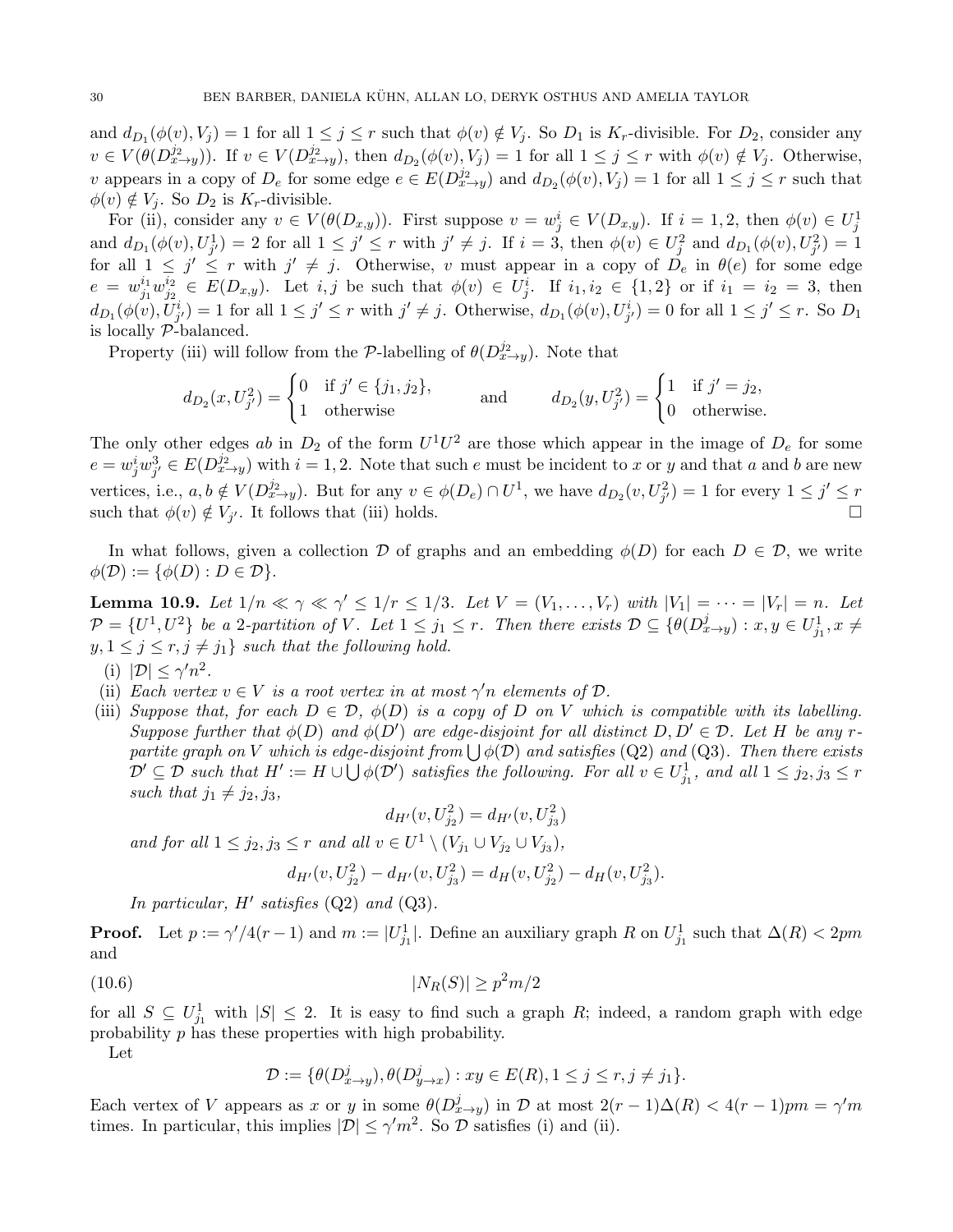and $d_{D_1}(\phi(v), V_j) = 1$ for all $1 \le j \le r$ such that $\phi(v) \notin V_j$. So $D_1$ is $K_r$-divisible. For $D_2$, consider any $v \in V(\theta(D^{j_2}_{x\to y}))$. If $v \in V(D^{j_2}_{x\to y})$, then $d_{D_2}(\phi(v), V_j) = 1$ for all $1 \le j \le r$ with $\phi(v) \notin V_j$. Otherwise, $v$ appears in a copy of $D_e$ for some edge $e \in E(D^{j_2}_{x\to y})$ and $d_{D_2}(\phi(v), V_j) = 1$ for all $1 \le j \le r$ such that $\phi(v) \notin V_j$. So $D_2$ is $K_r$-divisible.

For (ii), consider any $v \in V(\theta(D_{x,y}))$. First suppose $v = w^i_j \in V(D_{x,y})$. If $i = 1, 2$, then $\phi(v) \in U^1_j$ and $d_{D_1}(\phi(v), U^1_{j'}) = 2$ for all $1 \le j' \le r$ with $j' \ne j$. If $i = 3$, then $\phi(v) \in U^2_j$ and $d_{D_1}(\phi(v), U^2_{j'}) = 1$ for all $1 \le j' \le r$ with $j' \ne j$. Otherwise, $v$ must appear in a copy of $D_e$ in $\theta(e)$ for some edge $e = w^{i_1}_{j_1} w^{i_2}_{j_2} \in E(D_{x,y})$. Let $i, j$ be such that $\phi(v) \in U^i_j$. If $i_1, i_2 \in \{1, 2\}$ or if $i_1 = i_2 = 3$, then $d_{D_1}(\phi(v), U^i_{j'}) = 1$ for all $1 \le j' \le r$ with $j' \ne j$. Otherwise, $d_{D_1}(\phi(v), U^i_{j'}) = 0$ for all $1 \le j' \le r$. So $D_1$ is locally $\mathcal{P}$-balanced.

Property (iii) will follow from the $\mathcal{P}$-labelling of $\theta(D^{j_2}_{x\to y})$. Note that

$$d_{D_2}(x, U^2_{j'}) = \begin{cases} 0 & \text{if } j' \in \{j_1, j_2\}, \\ 1 & \text{otherwise} \end{cases} \qquad \text{and} \qquad d_{D_2}(y, U^2_{j'}) = \begin{cases} 1 & \text{if } j' = j_2, \\ 0 & \text{otherwise.} \end{cases}$$

The only other edges $ab$ in $D_2$ of the form $U^1U^2$ are those which appear in the image of $D_e$ for some $e = w^i_j w^3_{j'} \in E(D^{j_2}_{x\to y})$ with $i = 1, 2$. Note that such $e$ must be incident to $x$ or $y$ and that $a$ and $b$ are new vertices, i.e., $a, b \notin V(D^{j_2}_{x\to y})$. But for any $v \in \phi(D_e) \cap U^1$, we have $d_{D_2}(v, U^2_{j'}) = 1$ for every $1 \le j' \le r$ such that $\phi(v) \notin V_{j'}$. It follows that (iii) holds. □

In what follows, given a collection $\mathcal{D}$ of graphs and an embedding $\phi(D)$ for each $D \in \mathcal{D}$, we write $\phi(\mathcal{D}) := \{\phi(D) : D \in \mathcal{D}\}$.

**Lemma 10.9.** *Let $1/n \ll \gamma \ll \gamma' \le 1/r \le 1/3$. Let $V = (V_1, \dots, V_r)$ with $|V_1| = \dots = |V_r| = n$. Let $\mathcal{P} = \{U^1, U^2\}$ be a 2-partition of $V$. Let $1 \le j_1 \le r$. Then there exists $\mathcal{D} \subseteq \{\theta(D^j_{x\to y}) : x, y \in U^1_{j_1}, x \ne y, 1 \le j \le r, j \ne j_1\}$ such that the following hold.*

- (i) *$|\mathcal{D}| \le \gamma' n^2$.*
- (ii) *Each vertex $v \in V$ is a root vertex in at most $\gamma' n$ elements of $\mathcal{D}$.*
- (iii) *Suppose that, for each $D \in \mathcal{D}$, $\phi(D)$ is a copy of $D$ on $V$ which is compatible with its labelling. Suppose further that $\phi(D)$ and $\phi(D')$ are edge-disjoint for all distinct $D, D' \in \mathcal{D}$. Let $H$ be any $r$-partite graph on $V$ which is edge-disjoint from $\bigcup \phi(\mathcal{D})$ and satisfies (Q2) and (Q3). Then there exists $\mathcal{D}' \subseteq \mathcal{D}$ such that $H' := H \cup \bigcup \phi(\mathcal{D}')$ satisfies the following. For all $v \in U^1_{j_1}$, and all $1 \le j_2, j_3 \le r$ such that $j_1 \ne j_2, j_3$,*
$$d_{H'}(v, U^2_{j_2}) = d_{H'}(v, U^2_{j_3})$$
*and for all $1 \le j_2, j_3 \le r$ and all $v \in U^1 \setminus (V_{j_1} \cup V_{j_2} \cup V_{j_3})$,*
$$d_{H'}(v, U^2_{j_2}) - d_{H'}(v, U^2_{j_3}) = d_H(v, U^2_{j_2}) - d_H(v, U^2_{j_3}).$$
*In particular, $H'$ satisfies (Q2) and (Q3).*

**Proof.** Let $p := \gamma'/4(r-1)$ and $m := |U^1_{j_1}|$. Define an auxiliary graph $R$ on $U^1_{j_1}$ such that $\Delta(R) < 2pm$ and

$$|N_R(S)| \ge p^2 m/2 \tag{10.6}$$

for all $S \subseteq U^1_{j_1}$ with $|S| \le 2$. It is easy to find such a graph $R$; indeed, a random graph with edge probability $p$ has these properties with high probability.

Let

$$\mathcal{D} := \{\theta(D^j_{x\to y}), \theta(D^j_{y\to x}) : xy \in E(R), 1 \le j \le r, j \ne j_1\}.$$

Each vertex of $V$ appears as $x$ or $y$ in some $\theta(D^j_{x\to y})$ in $\mathcal{D}$ at most $2(r-1)\Delta(R) < 4(r-1)pm = \gamma' m$ times. In particular, this implies $|\mathcal{D}| \le \gamma' m^2$. So $\mathcal{D}$ satisfies (i) and (ii).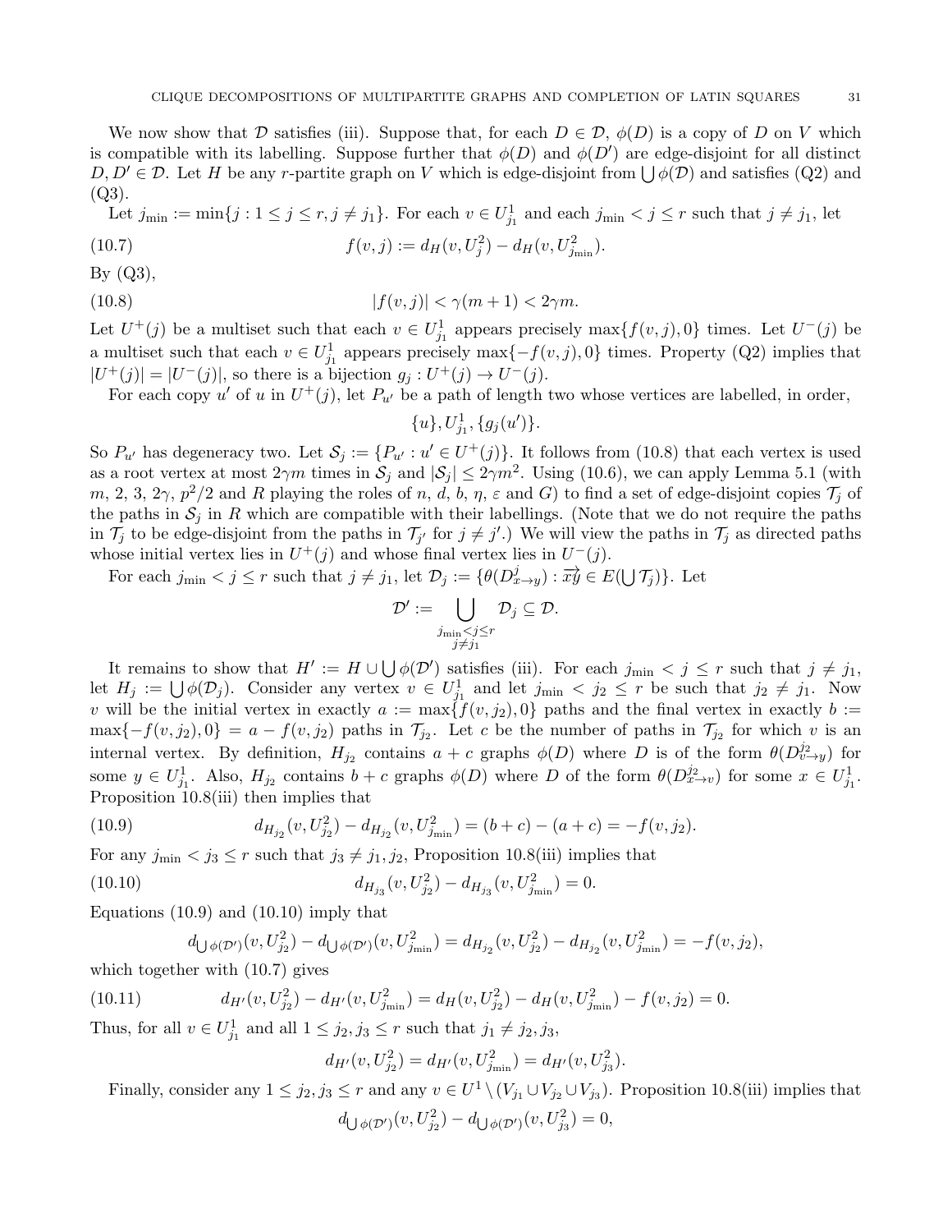We now show that $\mathcal{D}$ satisfies (iii). Suppose that, for each $D \in \mathcal{D}$, $\phi(D)$ is a copy of $D$ on $V$ which is compatible with its labelling. Suppose further that $\phi(D)$ and $\phi(D')$ are edge-disjoint for all distinct $D, D' \in \mathcal{D}$. Let $H$ be any $r$-partite graph on $V$ which is edge-disjoint from $\bigcup \phi(\mathcal{D})$ and satisfies (Q2) and (Q3).

Let $j_{\min} := \min\{j : 1 \le j \le r, j \ne j_1\}$. For each $v \in U^1_{j_1}$ and each $j_{\min} < j \le r$ such that $j \ne j_1$, let

$$f(v,j) := d_H(v, U^2_j) - d_H(v, U^2_{j_{\min}}). \tag{10.7}$$

By (Q3),

$$|f(v,j)| < \gamma(m+1) < 2\gamma m. \tag{10.8}$$

Let $U^+(j)$ be a multiset such that each $v \in U^1_{j_1}$ appears precisely $\max\{f(v,j), 0\}$ times. Let $U^-(j)$ be a multiset such that each $v \in U^1_{j_1}$ appears precisely $\max\{-f(v,j), 0\}$ times. Property (Q2) implies that $|U^+(j)| = |U^-(j)|$, so there is a bijection $g_j : U^+(j) \to U^-(j)$.

For each copy $u'$ of $u$ in $U^+(j)$, let $P_{u'}$ be a path of length two whose vertices are labelled, in order,

$$\{u\}, U^1_{j_1}, \{g_j(u')\}.$$

So $P_{u'}$ has degeneracy two. Let $\mathcal{S}_j := \{P_{u'} : u' \in U^+(j)\}$. It follows from (10.8) that each vertex is used as a root vertex at most $2\gamma m$ times in $\mathcal{S}_j$ and $|\mathcal{S}_j| \le 2\gamma m^2$. Using (10.6), we can apply Lemma 5.1 (with $m$, 2, 3, $2\gamma$, $p^2/2$ and $R$ playing the roles of $n$, $d$, $b$, $\eta$, $\varepsilon$ and $G$) to find a set of edge-disjoint copies $\mathcal{T}_j$ of the paths in $\mathcal{S}_j$ in $R$ which are compatible with their labellings. (Note that we do not require the paths in $\mathcal{T}_j$ to be edge-disjoint from the paths in $\mathcal{T}_{j'}$ for $j \ne j'$.) We will view the paths in $\mathcal{T}_j$ as directed paths whose initial vertex lies in $U^+(j)$ and whose final vertex lies in $U^-(j)$.

For each $j_{\min} < j \le r$ such that $j \ne j_1$, let $\mathcal{D}_j := \{\theta(D^j_{x \to y}) : \overrightarrow{xy} \in E(\bigcup \mathcal{T}_j)\}$. Let

$$\mathcal{D}' := \bigcup_{\substack{j_{\min} < j \le r \\ j \ne j_1}} \mathcal{D}_j \subseteq \mathcal{D}.$$

It remains to show that $H' := H \cup \bigcup \phi(\mathcal{D}')$ satisfies (iii). For each $j_{\min} < j \le r$ such that $j \ne j_1$, let $H_j := \bigcup \phi(\mathcal{D}_j)$. Consider any vertex $v \in U^1_{j_1}$ and let $j_{\min} < j_2 \le r$ be such that $j_2 \ne j_1$. Now $v$ will be the initial vertex in exactly $a := \max\{f(v,j_2), 0\}$ paths and the final vertex in exactly $b := \max\{-f(v,j_2), 0\} = a - f(v,j_2)$ paths in $\mathcal{T}_{j_2}$. Let $c$ be the number of paths in $\mathcal{T}_{j_2}$ for which $v$ is an internal vertex. By definition, $H_{j_2}$ contains $a + c$ graphs $\phi(D)$ where $D$ is of the form $\theta(D^{j_2}_{v \to y})$ for some $y \in U^1_{j_1}$. Also, $H_{j_2}$ contains $b + c$ graphs $\phi(D)$ where $D$ of the form $\theta(D^{j_2}_{x \to v})$ for some $x \in U^1_{j_1}$. Proposition 10.8(iii) then implies that

$$d_{H_{j_2}}(v, U^2_{j_2}) - d_{H_{j_2}}(v, U^2_{j_{\min}}) = (b + c) - (a + c) = -f(v, j_2). \tag{10.9}$$

For any $j_{\min} < j_3 \le r$ such that $j_3 \ne j_1, j_2$, Proposition 10.8(iii) implies that

$$d_{H_{j_3}}(v, U^2_{j_2}) - d_{H_{j_3}}(v, U^2_{j_{\min}}) = 0. \tag{10.10}$$

Equations (10.9) and (10.10) imply that

$$d_{\bigcup \phi(\mathcal{D}')}(v, U^2_{j_2}) - d_{\bigcup \phi(\mathcal{D}')}(v, U^2_{j_{\min}}) = d_{H_{j_2}}(v, U^2_{j_2}) - d_{H_{j_2}}(v, U^2_{j_{\min}}) = -f(v, j_2),$$

which together with (10.7) gives

$$d_{H'}(v, U^2_{j_2}) - d_{H'}(v, U^2_{j_{\min}}) = d_H(v, U^2_{j_2}) - d_H(v, U^2_{j_{\min}}) - f(v, j_2) = 0. \tag{10.11}$$

Thus, for all $v \in U^1_{j_1}$ and all $1 \le j_2, j_3 \le r$ such that $j_1 \ne j_2, j_3$,

$$d_{H'}(v, U^2_{j_2}) = d_{H'}(v, U^2_{j_{\min}}) = d_{H'}(v, U^2_{j_3}).$$

Finally, consider any $1 \le j_2, j_3 \le r$ and any $v \in U^1 \setminus (V_{j_1} \cup V_{j_2} \cup V_{j_3})$. Proposition 10.8(iii) implies that

$$d_{\bigcup \phi(\mathcal{D}')}(v, U^2_{j_2}) - d_{\bigcup \phi(\mathcal{D}')}(v, U^2_{j_3}) = 0,$$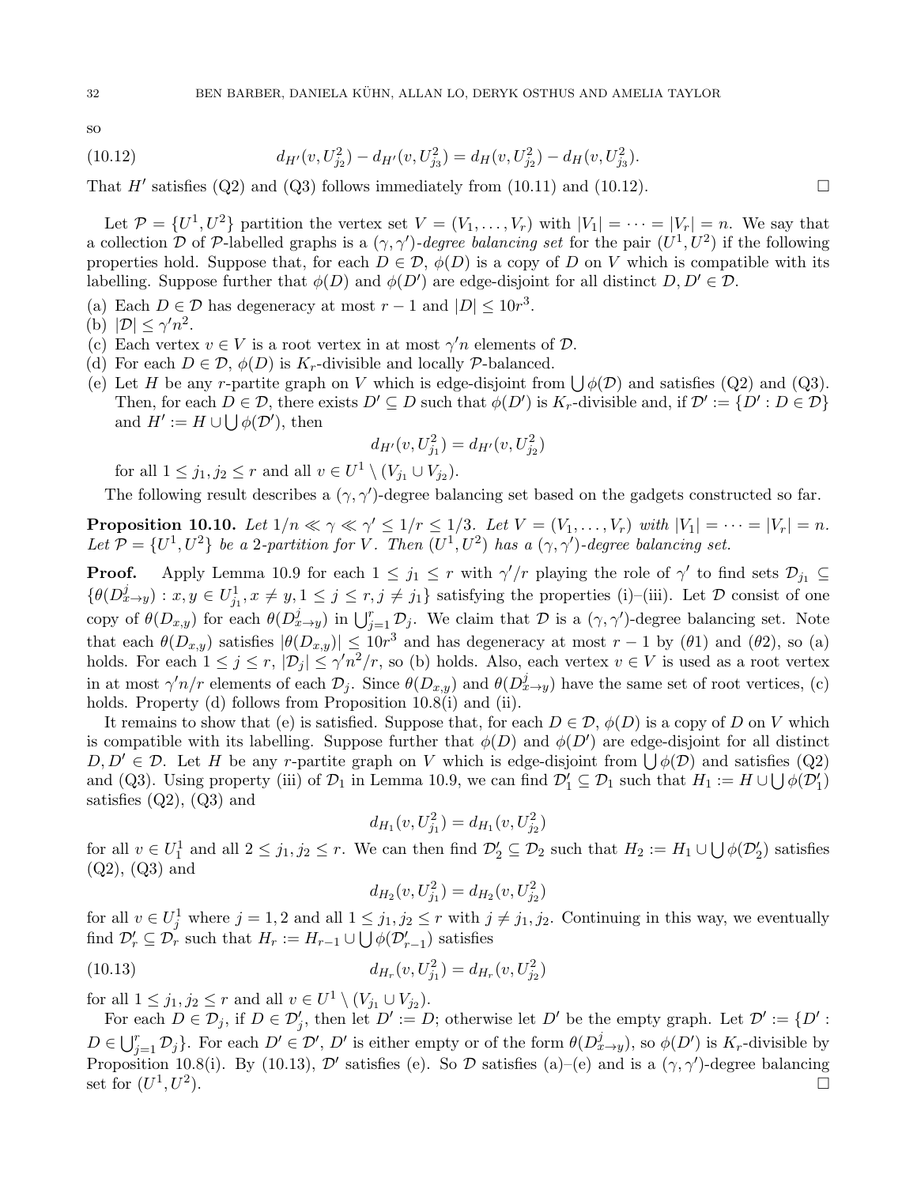so

$$d_{H'}(v, U^2_{j_2}) - d_{H'}(v, U^2_{j_3}) = d_H(v, U^2_{j_2}) - d_H(v, U^2_{j_3}). \tag{10.12}$$

That $H'$ satisfies (Q2) and (Q3) follows immediately from (10.11) and (10.12). □

Let $\mathcal{P} = \{U^1, U^2\}$ partition the vertex set $V = (V_1, \ldots, V_r)$ with $|V_1| = \cdots = |V_r| = n$. We say that a collection $\mathcal{D}$ of $\mathcal{P}$-labelled graphs is a $(\gamma, \gamma')$-*degree balancing set* for the pair $(U^1, U^2)$ if the following properties hold. Suppose that, for each $D \in \mathcal{D}$, $\phi(D)$ is a copy of $D$ on $V$ which is compatible with its labelling. Suppose further that $\phi(D)$ and $\phi(D')$ are edge-disjoint for all distinct $D, D' \in \mathcal{D}$.

(a) Each $D \in \mathcal{D}$ has degeneracy at most $r-1$ and $|D| \leq 10r^3$.
(b) $|\mathcal{D}| \leq \gamma' n^2$.
(c) Each vertex $v \in V$ is a root vertex in at most $\gamma' n$ elements of $\mathcal{D}$.
(d) For each $D \in \mathcal{D}$, $\phi(D)$ is $K_r$-divisible and locally $\mathcal{P}$-balanced.
(e) Let $H$ be any $r$-partite graph on $V$ which is edge-disjoint from $\bigcup \phi(\mathcal{D})$ and satisfies (Q2) and (Q3). Then, for each $D \in \mathcal{D}$, there exists $D' \subseteq D$ such that $\phi(D')$ is $K_r$-divisible and, if $\mathcal{D}' := \{D' : D \in \mathcal{D}\}$ and $H' := H \cup \bigcup \phi(\mathcal{D}')$, then

$$d_{H'}(v, U^2_{j_1}) = d_{H'}(v, U^2_{j_2})$$

for all $1 \leq j_1, j_2 \leq r$ and all $v \in U^1 \setminus (V_{j_1} \cup V_{j_2})$.

The following result describes a $(\gamma, \gamma')$-degree balancing set based on the gadgets constructed so far.

**Proposition 10.10.** *Let $1/n \ll \gamma \ll \gamma' \leq 1/r \leq 1/3$. Let $V = (V_1, \ldots, V_r)$ with $|V_1| = \cdots = |V_r| = n$. Let $\mathcal{P} = \{U^1, U^2\}$ be a 2-partition for $V$. Then $(U^1, U^2)$ has a $(\gamma, \gamma')$-degree balancing set.*

**Proof.** Apply Lemma 10.9 for each $1 \leq j_1 \leq r$ with $\gamma'/r$ playing the role of $\gamma'$ to find sets $\mathcal{D}_{j_1} \subseteq \{\theta(D^j_{x \to y}) : x, y \in U^1_{j_1}, x \neq y, 1 \leq j \leq r, j \neq j_1\}$ satisfying the properties (i)–(iii). Let $\mathcal{D}$ consist of one copy of $\theta(D_{x,y})$ for each $\theta(D^j_{x \to y})$ in $\bigcup_{j=1}^r \mathcal{D}_j$. We claim that $\mathcal{D}$ is a $(\gamma, \gamma')$-degree balancing set. Note that each $\theta(D_{x,y})$ satisfies $|\theta(D_{x,y})| \leq 10r^3$ and has degeneracy at most $r-1$ by ($\theta$1) and ($\theta$2), so (a) holds. For each $1 \leq j \leq r$, $|\mathcal{D}_j| \leq \gamma' n^2/r$, so (b) holds. Also, each vertex $v \in V$ is used as a root vertex in at most $\gamma' n/r$ elements of each $\mathcal{D}_j$. Since $\theta(D_{x,y})$ and $\theta(D^j_{x \to y})$ have the same set of root vertices, (c) holds. Property (d) follows from Proposition 10.8(i) and (ii).

It remains to show that (e) is satisfied. Suppose that, for each $D \in \mathcal{D}$, $\phi(D)$ is a copy of $D$ on $V$ which is compatible with its labelling. Suppose further that $\phi(D)$ and $\phi(D')$ are edge-disjoint for all distinct $D, D' \in \mathcal{D}$. Let $H$ be any $r$-partite graph on $V$ which is edge-disjoint from $\bigcup \phi(\mathcal{D})$ and satisfies (Q2) and (Q3). Using property (iii) of $\mathcal{D}_1$ in Lemma 10.9, we can find $\mathcal{D}'_1 \subseteq \mathcal{D}_1$ such that $H_1 := H \cup \bigcup \phi(\mathcal{D}'_1)$ satisfies (Q2), (Q3) and

$$d_{H_1}(v, U^2_{j_1}) = d_{H_1}(v, U^2_{j_2})$$

for all $v \in U^1_1$ and all $2 \leq j_1, j_2 \leq r$. We can then find $\mathcal{D}'_2 \subseteq \mathcal{D}_2$ such that $H_2 := H_1 \cup \bigcup \phi(\mathcal{D}'_2)$ satisfies (Q2), (Q3) and

$$d_{H_2}(v, U^2_{j_1}) = d_{H_2}(v, U^2_{j_2})$$

for all $v \in U^1_j$ where $j = 1, 2$ and all $1 \leq j_1, j_2 \leq r$ with $j \neq j_1, j_2$. Continuing in this way, we eventually find $\mathcal{D}'_r \subseteq \mathcal{D}_r$ such that $H_r := H_{r-1} \cup \bigcup \phi(\mathcal{D}'_{r-1})$ satisfies

$$d_{H_r}(v, U^2_{j_1}) = d_{H_r}(v, U^2_{j_2}) \tag{10.13}$$

for all $1 \leq j_1, j_2 \leq r$ and all $v \in U^1 \setminus (V_{j_1} \cup V_{j_2})$.

For each $D \in \mathcal{D}_j$, if $D \in \mathcal{D}'_j$, then let $D' := D$; otherwise let $D'$ be the empty graph. Let $\mathcal{D}' := \{D' : D \in \bigcup_{j=1}^r \mathcal{D}_j\}$. For each $D' \in \mathcal{D}'$, $D'$ is either empty or of the form $\theta(D^j_{x \to y})$, so $\phi(D')$ is $K_r$-divisible by Proposition 10.8(i). By (10.13), $\mathcal{D}'$ satisfies (e). So $\mathcal{D}$ satisfies (a)–(e) and is a $(\gamma, \gamma')$-degree balancing set for $(U^1, U^2)$. □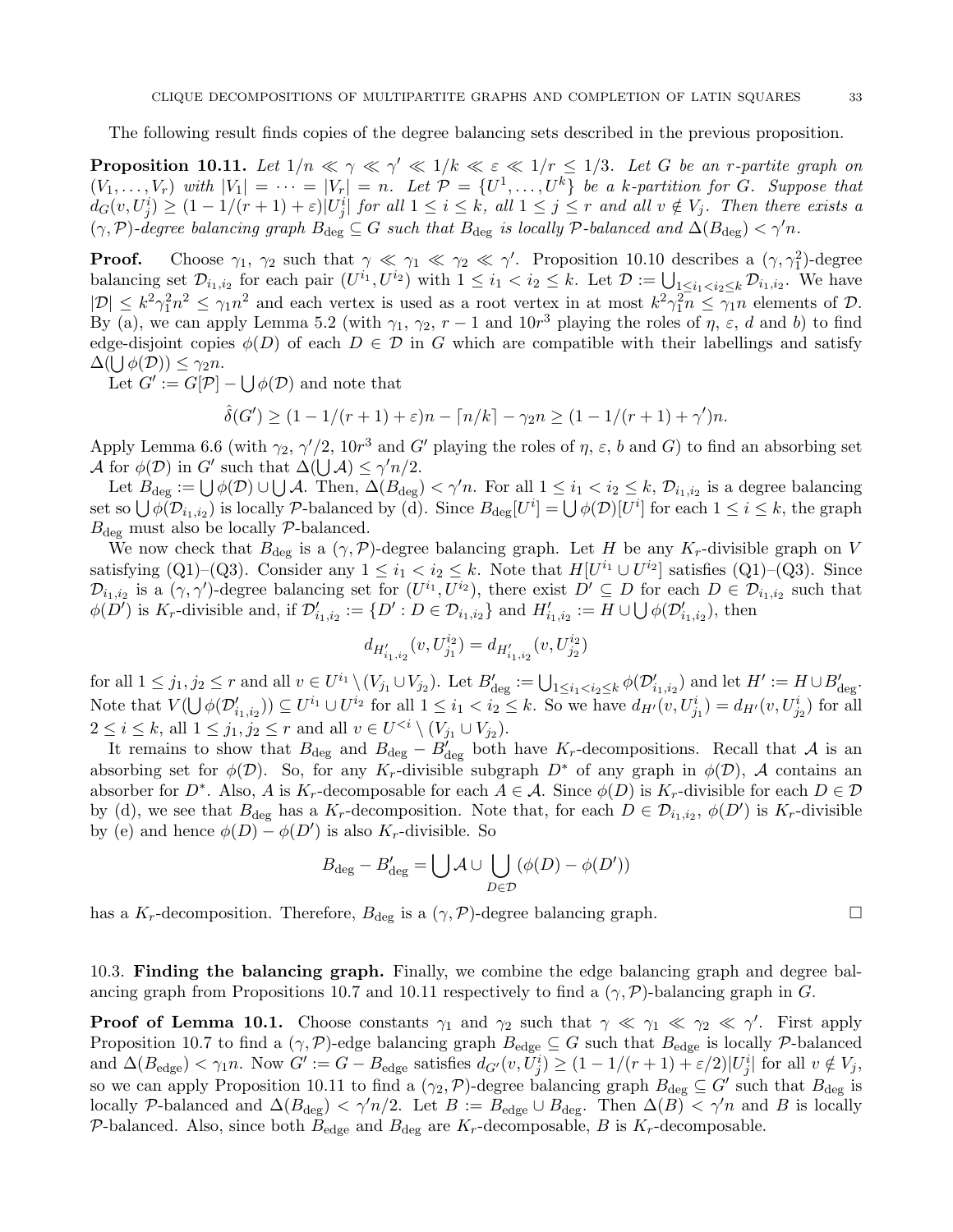The following result finds copies of the degree balancing sets described in the previous proposition.

**Proposition 10.11.** *Let $1/n \ll \gamma \ll \gamma' \ll 1/k \ll \varepsilon \ll 1/r \leq 1/3$. Let $G$ be an $r$-partite graph on $(V_1, \ldots, V_r)$ with $|V_1| = \cdots = |V_r| = n$. Let $\mathcal{P} = \{U^1, \ldots, U^k\}$ be a $k$-partition for $G$. Suppose that $d_G(v, U^i_j) \geq (1 - 1/(r+1) + \varepsilon)|U^i_j|$ for all $1 \leq i \leq k$, all $1 \leq j \leq r$ and all $v \notin V_j$. Then there exists a $(\gamma, \mathcal{P})$-degree balancing graph $B_{\rm deg} \subseteq G$ such that $B_{\rm deg}$ is locally $\mathcal{P}$-balanced and $\Delta(B_{\rm deg}) < \gamma' n$.*

**Proof.** Choose $\gamma_1$, $\gamma_2$ such that $\gamma \ll \gamma_1 \ll \gamma_2 \ll \gamma'$. Proposition 10.10 describes a $(\gamma, \gamma_1^2)$-degree balancing set $\mathcal{D}_{i_1,i_2}$ for each pair $(U^{i_1}, U^{i_2})$ with $1 \leq i_1 < i_2 \leq k$. Let $\mathcal{D} := \bigcup_{1 \leq i_1 < i_2 \leq k} \mathcal{D}_{i_1,i_2}$. We have $|\mathcal{D}| \leq k^2\gamma_1^2 n^2 \leq \gamma_1 n^2$ and each vertex is used as a root vertex in at most $k^2\gamma_1^2 n \leq \gamma_1 n$ elements of $\mathcal{D}$. By (a), we can apply Lemma 5.2 (with $\gamma_1$, $\gamma_2$, $r-1$ and $10r^3$ playing the roles of $\eta$, $\varepsilon$, $d$ and $b$) to find edge-disjoint copies $\phi(D)$ of each $D \in \mathcal{D}$ in $G$ which are compatible with their labellings and satisfy $\Delta(\bigcup \phi(\mathcal{D})) \leq \gamma_2 n$.

Let $G' := G[\mathcal{P}] - \bigcup \phi(\mathcal{D})$ and note that

$$\hat{\delta}(G') \geq (1 - 1/(r+1) + \varepsilon)n - \lceil n/k \rceil - \gamma_2 n \geq (1 - 1/(r+1) + \gamma')n.$$

Apply Lemma 6.6 (with $\gamma_2$, $\gamma'/2$, $10r^3$ and $G'$ playing the roles of $\eta$, $\varepsilon$, $b$ and $G$) to find an absorbing set $\mathcal{A}$ for $\phi(\mathcal{D})$ in $G'$ such that $\Delta(\bigcup \mathcal{A}) \leq \gamma' n/2$.

Let $B_{\rm deg} := \bigcup \phi(\mathcal{D}) \cup \bigcup \mathcal{A}$. Then, $\Delta(B_{\rm deg}) < \gamma' n$. For all $1 \leq i_1 < i_2 \leq k$, $\mathcal{D}_{i_1,i_2}$ is a degree balancing set so $\bigcup \phi(\mathcal{D}_{i_1,i_2})$ is locally $\mathcal{P}$-balanced by (d). Since $B_{\rm deg}[U^i] = \bigcup \phi(\mathcal{D})[U^i]$ for each $1 \leq i \leq k$, the graph $B_{\rm deg}$ must also be locally $\mathcal{P}$-balanced.

We now check that $B_{\rm deg}$ is a $(\gamma, \mathcal{P})$-degree balancing graph. Let $H$ be any $K_r$-divisible graph on $V$ satisfying (Q1)–(Q3). Consider any $1 \leq i_1 < i_2 \leq k$. Note that $H[U^{i_1} \cup U^{i_2}]$ satisfies (Q1)–(Q3). Since $\mathcal{D}_{i_1,i_2}$ is a $(\gamma, \gamma')$-degree balancing set for $(U^{i_1}, U^{i_2})$, there exist $D' \subseteq D$ for each $D \in \mathcal{D}_{i_1,i_2}$ such that $\phi(D')$ is $K_r$-divisible and, if $\mathcal{D}'_{i_1,i_2} := \{D' : D \in \mathcal{D}_{i_1,i_2}\}$ and $H'_{i_1,i_2} := H \cup \bigcup \phi(\mathcal{D}'_{i_1,i_2})$, then

$$d_{H'_{i_1,i_2}}(v, U^{i_2}_{j_1}) = d_{H'_{i_1,i_2}}(v, U^{i_2}_{j_2})$$

for all $1 \leq j_1, j_2 \leq r$ and all $v \in U^{i_1} \setminus (V_{j_1} \cup V_{j_2})$. Let $B'_{\rm deg} := \bigcup_{1 \leq i_1 < i_2 \leq k} \phi(\mathcal{D}'_{i_1,i_2})$ and let $H' := H \cup B'_{\rm deg}$. Note that $V(\bigcup \phi(\mathcal{D}'_{i_1,i_2})) \subseteq U^{i_1} \cup U^{i_2}$ for all $1 \leq i_1 < i_2 \leq k$. So we have $d_{H'}(v, U^i_{j_1}) = d_{H'}(v, U^i_{j_2})$ for all $2 \leq i \leq k$, all $1 \leq j_1, j_2 \leq r$ and all $v \in U^{<i} \setminus (V_{j_1} \cup V_{j_2})$.

It remains to show that $B_{\rm deg}$ and $B_{\rm deg} - B'_{\rm deg}$ both have $K_r$-decompositions. Recall that $\mathcal{A}$ is an absorbing set for $\phi(\mathcal{D})$. So, for any $K_r$-divisible subgraph $D^*$ of any graph in $\phi(\mathcal{D})$, $\mathcal{A}$ contains an absorber for $D^*$. Also, $A$ is $K_r$-decomposable for each $A \in \mathcal{A}$. Since $\phi(D)$ is $K_r$-divisible for each $D \in \mathcal{D}$ by (d), we see that $B_{\rm deg}$ has a $K_r$-decomposition. Note that, for each $D \in \mathcal{D}_{i_1,i_2}$, $\phi(D')$ is $K_r$-divisible by (e) and hence $\phi(D) - \phi(D')$ is also $K_r$-divisible. So

$$B_{\rm deg} - B'_{\rm deg} = \bigcup \mathcal{A} \cup \bigcup_{D \in \mathcal{D}} (\phi(D) - \phi(D'))$$

has a $K_r$-decomposition. Therefore, $B_{\rm deg}$ is a $(\gamma, \mathcal{P})$-degree balancing graph. □

## 10.3. Finding the balancing graph.

Finally, we combine the edge balancing graph and degree balancing graph from Propositions 10.7 and 10.11 respectively to find a $(\gamma, \mathcal{P})$-balancing graph in $G$.

**Proof of Lemma 10.1.** Choose constants $\gamma_1$ and $\gamma_2$ such that $\gamma \ll \gamma_1 \ll \gamma_2 \ll \gamma'$. First apply Proposition 10.7 to find a $(\gamma, \mathcal{P})$-edge balancing graph $B_{\rm edge} \subseteq G$ such that $B_{\rm edge}$ is locally $\mathcal{P}$-balanced and $\Delta(B_{\rm edge}) < \gamma_1 n$. Now $G' := G - B_{\rm edge}$ satisfies $d_{G'}(v, U^i_j) \geq (1 - 1/(r+1) + \varepsilon/2)|U^i_j|$ for all $v \notin V_j$, so we can apply Proposition 10.11 to find a $(\gamma_2, \mathcal{P})$-degree balancing graph $B_{\rm deg} \subseteq G'$ such that $B_{\rm deg}$ is locally $\mathcal{P}$-balanced and $\Delta(B_{\rm deg}) < \gamma' n/2$. Let $B := B_{\rm edge} \cup B_{\rm deg}$. Then $\Delta(B) < \gamma' n$ and $B$ is locally $\mathcal{P}$-balanced. Also, since both $B_{\rm edge}$ and $B_{\rm deg}$ are $K_r$-decomposable, $B$ is $K_r$-decomposable.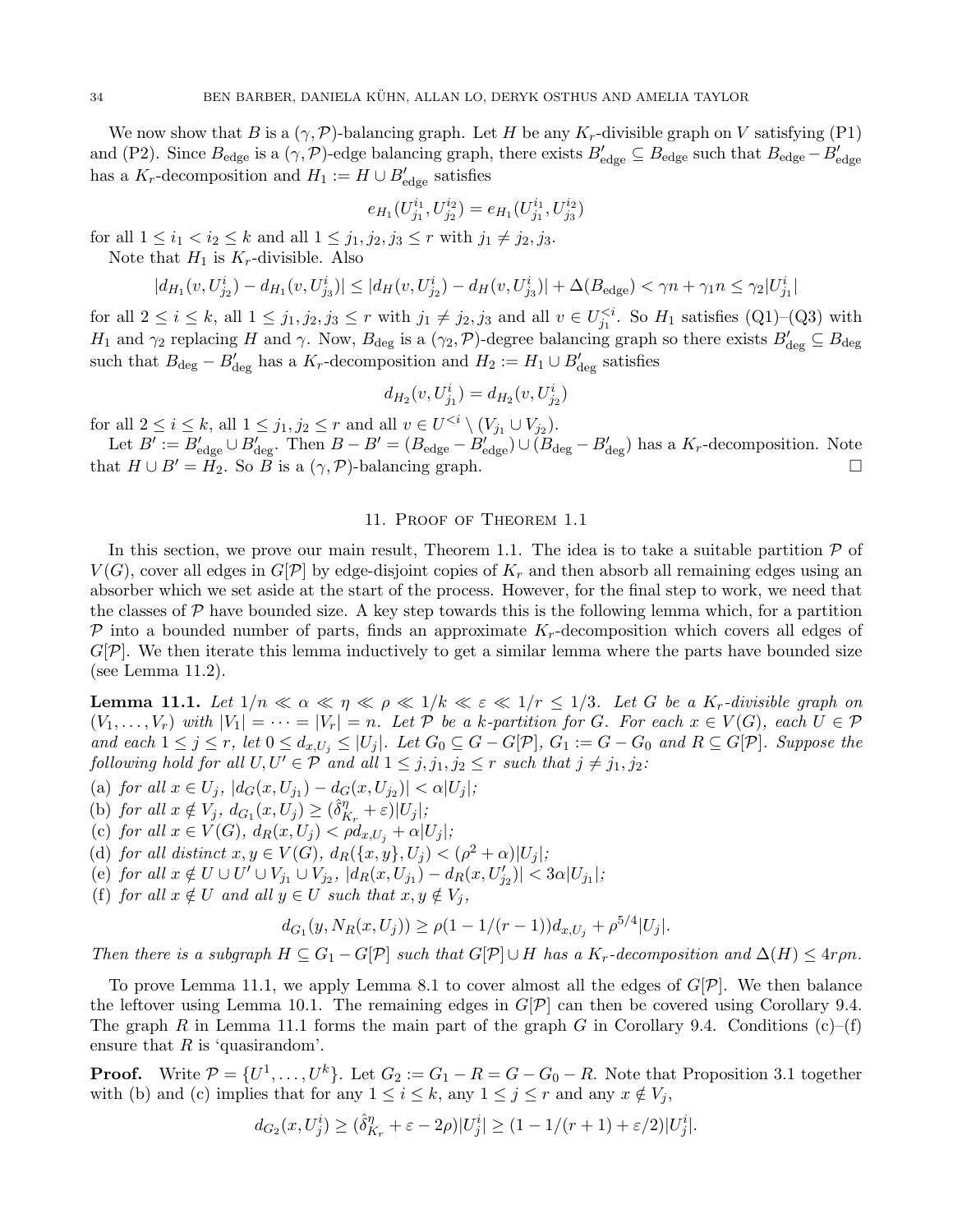We now show that $B$ is a $(\gamma, \mathcal{P})$-balancing graph. Let $H$ be any $K_r$-divisible graph on $V$ satisfying (P1) and (P2). Since $B_{\mathrm{edge}}$ is a $(\gamma, \mathcal{P})$-edge balancing graph, there exists $B'_{\mathrm{edge}} \subseteq B_{\mathrm{edge}}$ such that $B_{\mathrm{edge}} - B'_{\mathrm{edge}}$ has a $K_r$-decomposition and $H_1 := H \cup B'_{\mathrm{edge}}$ satisfies

$$e_{H_1}(U^{i_1}_{j_1}, U^{i_2}_{j_2}) = e_{H_1}(U^{i_1}_{j_1}, U^{i_2}_{j_3})$$

for all $1 \le i_1 < i_2 \le k$ and all $1 \le j_1, j_2, j_3 \le r$ with $j_1 \neq j_2, j_3$.

Note that $H_1$ is $K_r$-divisible. Also

$$|d_{H_1}(v, U^i_{j_2}) - d_{H_1}(v, U^i_{j_3})| \le |d_H(v, U^i_{j_2}) - d_H(v, U^i_{j_3})| + \Delta(B_{\mathrm{edge}}) < \gamma n + \gamma_1 n \le \gamma_2 |U^i_{j_1}|$$

for all $2 \le i \le k$, all $1 \le j_1, j_2, j_3 \le r$ with $j_1 \neq j_2, j_3$ and all $v \in U^{<i}_{j_1}$. So $H_1$ satisfies (Q1)–(Q3) with $H_1$ and $\gamma_2$ replacing $H$ and $\gamma$. Now, $B_{\mathrm{deg}}$ is a $(\gamma_2, \mathcal{P})$-degree balancing graph so there exists $B'_{\mathrm{deg}} \subseteq B_{\mathrm{deg}}$ such that $B_{\mathrm{deg}} - B'_{\mathrm{deg}}$ has a $K_r$-decomposition and $H_2 := H_1 \cup B'_{\mathrm{deg}}$ satisfies

$$d_{H_2}(v, U^i_{j_1}) = d_{H_2}(v, U^i_{j_2})$$

for all $2 \le i \le k$, all $1 \le j_1, j_2 \le r$ and all $v \in U^{<i} \setminus (V_{j_1} \cup V_{j_2})$.

Let $B' := B'_{\mathrm{edge}} \cup B'_{\mathrm{deg}}$. Then $B - B' = (B_{\mathrm{edge}} - B'_{\mathrm{edge}}) \cup (B_{\mathrm{deg}} - B'_{\mathrm{deg}})$ has a $K_r$-decomposition. Note that $H \cup B' = H_2$. So $B$ is a $(\gamma, \mathcal{P})$-balancing graph. □

## 11. Proof of Theorem 1.1

In this section, we prove our main result, Theorem 1.1. The idea is to take a suitable partition $\mathcal{P}$ of $V(G)$, cover all edges in $G[\mathcal{P}]$ by edge-disjoint copies of $K_r$ and then absorb all remaining edges using an absorber which we set aside at the start of the process. However, for the final step to work, we need that the classes of $\mathcal{P}$ have bounded size. A key step towards this is the following lemma which, for a partition $\mathcal{P}$ into a bounded number of parts, finds an approximate $K_r$-decomposition which covers all edges of $G[\mathcal{P}]$. We then iterate this lemma inductively to get a similar lemma where the parts have bounded size (see Lemma 11.2).

**Lemma 11.1.** *Let $1/n \ll \alpha \ll \eta \ll \rho \ll 1/k \ll \varepsilon \ll 1/r \le 1/3$. Let $G$ be a $K_r$-divisible graph on $(V_1, \dots, V_r)$ with $|V_1| = \dots = |V_r| = n$. Let $\mathcal{P}$ be a $k$-partition for $G$. For each $x \in V(G)$, each $U \in \mathcal{P}$ and each $1 \le j \le r$, let $0 \le d_{x,U_j} \le |U_j|$. Let $G_0 \subseteq G - G[\mathcal{P}]$, $G_1 := G - G_0$ and $R \subseteq G[\mathcal{P}]$. Suppose the following hold for all $U, U' \in \mathcal{P}$ and all $1 \le j, j_1, j_2 \le r$ such that $j \neq j_1, j_2$:*

(a) *for all $x \in U_j$, $|d_G(x, U_{j_1}) - d_G(x, U_{j_2})| < \alpha |U_j|$;*
(b) *for all $x \notin V_j$, $d_{G_1}(x, U_j) \ge (\hat{\delta}^\eta_{K_r} + \varepsilon)|U_j|$;*
(c) *for all $x \in V(G)$, $d_R(x, U_j) < \rho d_{x,U_j} + \alpha |U_j|$;*
(d) *for all distinct $x, y \in V(G)$, $d_R(\{x, y\}, U_j) < (\rho^2 + \alpha)|U_j|$;*
(e) *for all $x \notin U \cup U' \cup V_{j_1} \cup V_{j_2}$, $|d_R(x, U_{j_1}) - d_R(x, U'_{j_2})| < 3\alpha |U_{j_1}|$;*
(f) *for all $x \notin U$ and all $y \in U$ such that $x, y \notin V_j$,*

$$d_{G_1}(y, N_R(x, U_j)) \ge \rho(1 - 1/(r-1)) d_{x,U_j} + \rho^{5/4} |U_j|.$$

*Then there is a subgraph $H \subseteq G_1 - G[\mathcal{P}]$ such that $G[\mathcal{P}] \cup H$ has a $K_r$-decomposition and $\Delta(H) \le 4r\rho n$.*

To prove Lemma 11.1, we apply Lemma 8.1 to cover almost all the edges of $G[\mathcal{P}]$. We then balance the leftover using Lemma 10.1. The remaining edges in $G[\mathcal{P}]$ can then be covered using Corollary 9.4. The graph $R$ in Lemma 11.1 forms the main part of the graph $G$ in Corollary 9.4. Conditions (c)–(f) ensure that $R$ is 'quasirandom'.

**Proof.** Write $\mathcal{P} = \{U^1, \dots, U^k\}$. Let $G_2 := G_1 - R = G - G_0 - R$. Note that Proposition 3.1 together with (b) and (c) implies that for any $1 \le i \le k$, any $1 \le j \le r$ and any $x \notin V_j$,

$$d_{G_2}(x, U^i_j) \ge (\hat{\delta}^\eta_{K_r} + \varepsilon - 2\rho)|U^i_j| \ge (1 - 1/(r+1) + \varepsilon/2)|U^i_j|.$$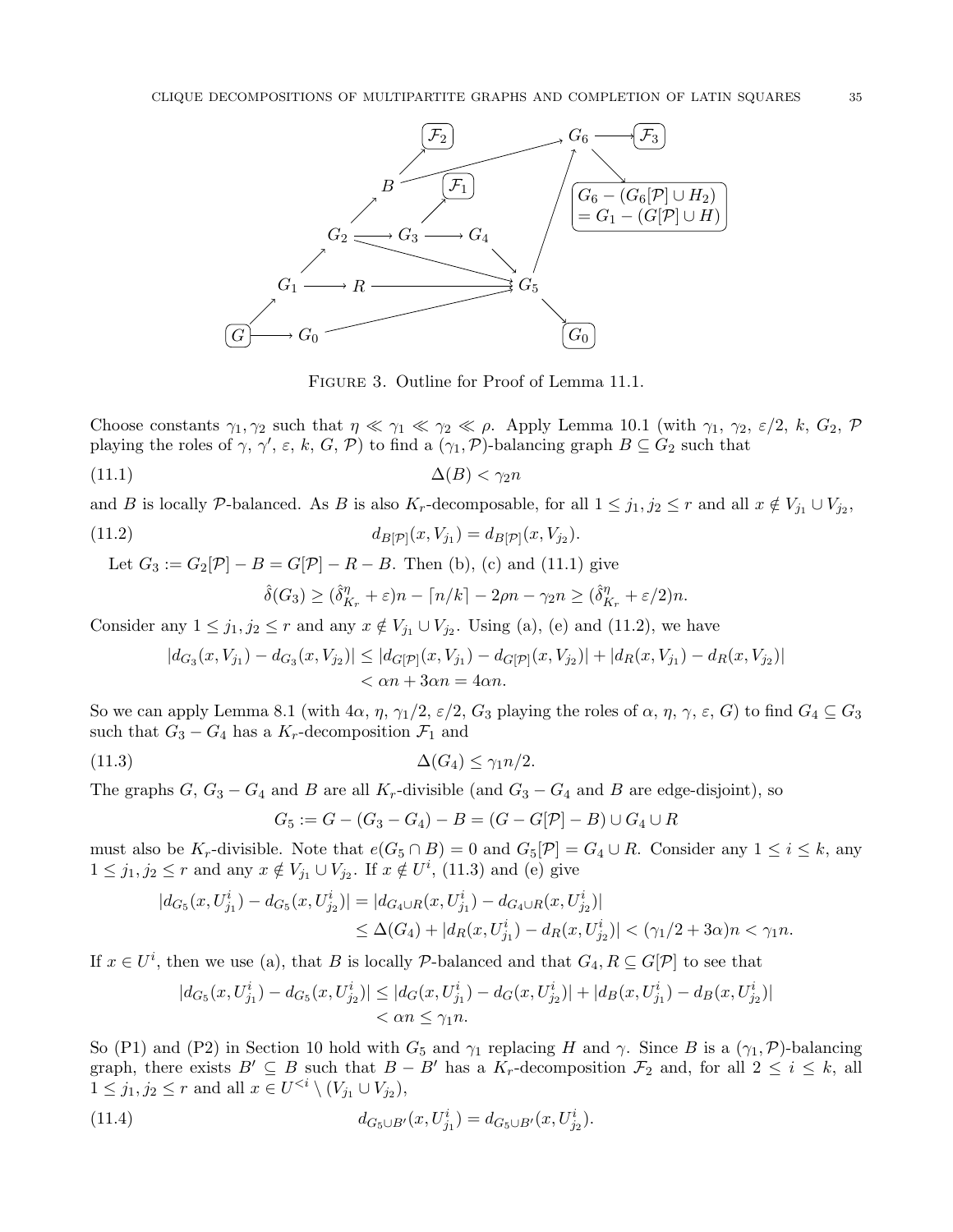$\mathcal{F}_2$

$G_6$

$\mathcal{F}_3$

$B$

$\mathcal{F}_1$

$G_6 - (G_6[\mathcal{P}] \cup H_2)$
$= G_1 - (G[\mathcal{P}] \cup H)$

$G_2$

$G_3$

$G_4$

$G_1$

$R$

$G_5$

$G$

$G_0$

$G_0$

Figure 3. Outline for Proof of Lemma 11.1.

Choose constants $\gamma_1, \gamma_2$ such that $\eta \ll \gamma_1 \ll \gamma_2 \ll \rho$. Apply Lemma 10.1 (with $\gamma_1$, $\gamma_2$, $\varepsilon/2$, $k$, $G_2$, $\mathcal{P}$ playing the roles of $\gamma$, $\gamma'$, $\varepsilon$, $k$, $G$, $\mathcal{P}$) to find a $(\gamma_1, \mathcal{P})$-balancing graph $B \subseteq G_2$ such that

$$\Delta(B) < \gamma_2 n \tag{11.1}$$

and $B$ is locally $\mathcal{P}$-balanced. As $B$ is also $K_r$-decomposable, for all $1 \leq j_1, j_2 \leq r$ and all $x \notin V_{j_1} \cup V_{j_2}$,

$$d_{B[\mathcal{P}]}(x, V_{j_1}) = d_{B[\mathcal{P}]}(x, V_{j_2}). \tag{11.2}$$

Let $G_3 := G_2[\mathcal{P}] - B = G[\mathcal{P}] - R - B$. Then (b), (c) and (11.1) give

$$\hat{\delta}(G_3) \geq (\hat{\delta}^\eta_{K_r} + \varepsilon)n - \lceil n/k \rceil - 2\rho n - \gamma_2 n \geq (\hat{\delta}^\eta_{K_r} + \varepsilon/2)n.$$

Consider any $1 \leq j_1, j_2 \leq r$ and any $x \notin V_{j_1} \cup V_{j_2}$. Using (a), (e) and (11.2), we have

$$\begin{aligned}|d_{G_3}(x, V_{j_1}) - d_{G_3}(x, V_{j_2})| &\leq |d_{G[\mathcal{P}]}(x, V_{j_1}) - d_{G[\mathcal{P}]}(x, V_{j_2})| + |d_R(x, V_{j_1}) - d_R(x, V_{j_2})| \\ &< \alpha n + 3\alpha n = 4\alpha n.\end{aligned}$$

So we can apply Lemma 8.1 (with $4\alpha$, $\eta$, $\gamma_1/2$, $\varepsilon/2$, $G_3$ playing the roles of $\alpha$, $\eta$, $\gamma$, $\varepsilon$, $G$) to find $G_4 \subseteq G_3$ such that $G_3 - G_4$ has a $K_r$-decomposition $\mathcal{F}_1$ and

$$\Delta(G_4) \leq \gamma_1 n/2. \tag{11.3}$$

The graphs $G$, $G_3 - G_4$ and $B$ are all $K_r$-divisible (and $G_3 - G_4$ and $B$ are edge-disjoint), so

$$G_5 := G - (G_3 - G_4) - B = (G - G[\mathcal{P}] - B) \cup G_4 \cup R$$

must also be $K_r$-divisible. Note that $e(G_5 \cap B) = 0$ and $G_5[\mathcal{P}] = G_4 \cup R$. Consider any $1 \leq i \leq k$, any $1 \leq j_1, j_2 \leq r$ and any $x \notin V_{j_1} \cup V_{j_2}$. If $x \notin U^i$, (11.3) and (e) give

$$\begin{aligned}|d_{G_5}(x, U^i_{j_1}) - d_{G_5}(x, U^i_{j_2})| &= |d_{G_4 \cup R}(x, U^i_{j_1}) - d_{G_4 \cup R}(x, U^i_{j_2})| \\ &\leq \Delta(G_4) + |d_R(x, U^i_{j_1}) - d_R(x, U^i_{j_2})| < (\gamma_1/2 + 3\alpha)n < \gamma_1 n.\end{aligned}$$

If $x \in U^i$, then we use (a), that $B$ is locally $\mathcal{P}$-balanced and that $G_4, R \subseteq G[\mathcal{P}]$ to see that

$$\begin{aligned}|d_{G_5}(x, U^i_{j_1}) - d_{G_5}(x, U^i_{j_2})| &\leq |d_G(x, U^i_{j_1}) - d_G(x, U^i_{j_2})| + |d_B(x, U^i_{j_1}) - d_B(x, U^i_{j_2})| \\ &< \alpha n \leq \gamma_1 n.\end{aligned}$$

So (P1) and (P2) in Section 10 hold with $G_5$ and $\gamma_1$ replacing $H$ and $\gamma$. Since $B$ is a $(\gamma_1, \mathcal{P})$-balancing graph, there exists $B' \subseteq B$ such that $B - B'$ has a $K_r$-decomposition $\mathcal{F}_2$ and, for all $2 \leq i \leq k$, all $1 \leq j_1, j_2 \leq r$ and all $x \in U^{<i} \setminus (V_{j_1} \cup V_{j_2})$,

$$d_{G_5 \cup B'}(x, U^i_{j_1}) = d_{G_5 \cup B'}(x, U^i_{j_2}). \tag{11.4}$$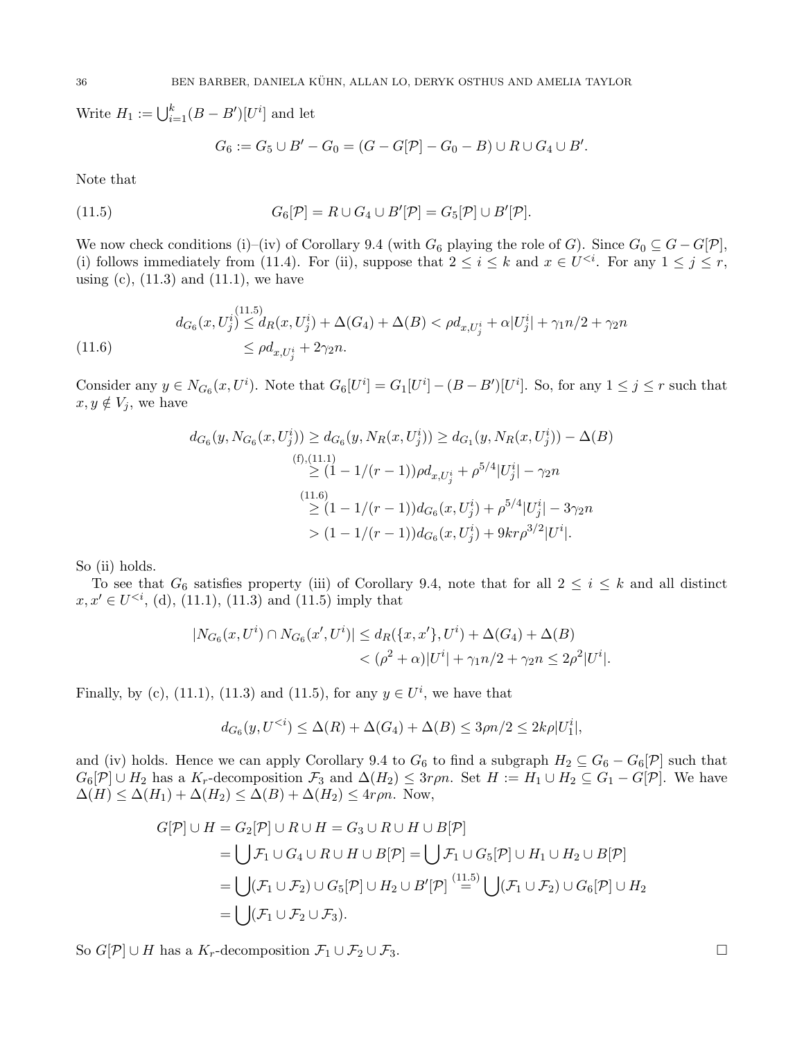Write $H_1 := \bigcup_{i=1}^k (B - B')[U^i]$ and let

$$G_6 := G_5 \cup B' - G_0 = (G - G[\mathcal{P}] - G_0 - B) \cup R \cup G_4 \cup B'.$$

Note that

$$G_6[\mathcal{P}] = R \cup G_4 \cup B'[\mathcal{P}] = G_5[\mathcal{P}] \cup B'[\mathcal{P}]. \tag{11.5}$$

We now check conditions (i)–(iv) of Corollary 9.4 (with $G_6$ playing the role of $G$). Since $G_0 \subseteq G - G[\mathcal{P}]$, (i) follows immediately from (11.4). For (ii), suppose that $2 \leq i \leq k$ and $x \in U^{<i}$. For any $1 \leq j \leq r$, using (c), (11.3) and (11.1), we have

$$\begin{aligned} d_{G_6}(x, U^i_j) &\overset{(11.5)}{\leq} d_R(x, U^i_j) + \Delta(G_4) + \Delta(B) < \rho d_{x,U^i_j} + \alpha|U^i_j| + \gamma_1 n/2 + \gamma_2 n \\ &\leq \rho d_{x,U^i_j} + 2\gamma_2 n. \end{aligned} \tag{11.6}$$

Consider any $y \in N_{G_6}(x, U^i)$. Note that $G_6[U^i] = G_1[U^i] - (B - B')[U^i]$. So, for any $1 \leq j \leq r$ such that $x, y \notin V_j$, we have

$$\begin{aligned} d_{G_6}(y, N_{G_6}(x, U^i_j)) &\geq d_{G_6}(y, N_R(x, U^i_j)) \geq d_{G_1}(y, N_R(x, U^i_j)) - \Delta(B) \\ &\overset{\text{(f)},(11.1)}{\geq} (1 - 1/(r-1))\rho d_{x,U^i_j} + \rho^{5/4}|U^i_j| - \gamma_2 n \\ &\overset{(11.6)}{\geq} (1 - 1/(r-1)) d_{G_6}(x, U^i_j) + \rho^{5/4}|U^i_j| - 3\gamma_2 n \\ &> (1 - 1/(r-1)) d_{G_6}(x, U^i_j) + 9kr\rho^{3/2}|U^i|. \end{aligned}$$

So (ii) holds.

To see that $G_6$ satisfies property (iii) of Corollary 9.4, note that for all $2 \leq i \leq k$ and all distinct $x, x' \in U^{<i}$, (d), (11.1), (11.3) and (11.5) imply that

$$\begin{aligned} |N_{G_6}(x, U^i) \cap N_{G_6}(x', U^i)| &\leq d_R(\{x, x'\}, U^i) + \Delta(G_4) + \Delta(B) \\ &< (\rho^2 + \alpha)|U^i| + \gamma_1 n/2 + \gamma_2 n \leq 2\rho^2|U^i|. \end{aligned}$$

Finally, by (c), (11.1), (11.3) and (11.5), for any $y \in U^i$, we have that

$$d_{G_6}(y, U^{<i}) \leq \Delta(R) + \Delta(G_4) + \Delta(B) \leq 3\rho n/2 \leq 2k\rho|U^i_1|,$$

and (iv) holds. Hence we can apply Corollary 9.4 to $G_6$ to find a subgraph $H_2 \subseteq G_6 - G_6[\mathcal{P}]$ such that $G_6[\mathcal{P}] \cup H_2$ has a $K_r$-decomposition $\mathcal{F}_3$ and $\Delta(H_2) \leq 3r\rho n$. Set $H := H_1 \cup H_2 \subseteq G_1 - G[\mathcal{P}]$. We have $\Delta(H) \leq \Delta(H_1) + \Delta(H_2) \leq \Delta(B) + \Delta(H_2) \leq 4r\rho n$. Now,

$$\begin{aligned} G[\mathcal{P}] \cup H &= G_2[\mathcal{P}] \cup R \cup H = G_3 \cup R \cup H \cup B[\mathcal{P}] \\ &= \bigcup \mathcal{F}_1 \cup G_4 \cup R \cup H \cup B[\mathcal{P}] = \bigcup \mathcal{F}_1 \cup G_5[\mathcal{P}] \cup H_1 \cup H_2 \cup B[\mathcal{P}] \\ &= \bigcup (\mathcal{F}_1 \cup \mathcal{F}_2) \cup G_5[\mathcal{P}] \cup H_2 \cup B'[\mathcal{P}] \overset{(11.5)}{=} \bigcup (\mathcal{F}_1 \cup \mathcal{F}_2) \cup G_6[\mathcal{P}] \cup H_2 \\ &= \bigcup (\mathcal{F}_1 \cup \mathcal{F}_2 \cup \mathcal{F}_3). \end{aligned}$$

So $G[\mathcal{P}] \cup H$ has a $K_r$-decomposition $\mathcal{F}_1 \cup \mathcal{F}_2 \cup \mathcal{F}_3$. $\square$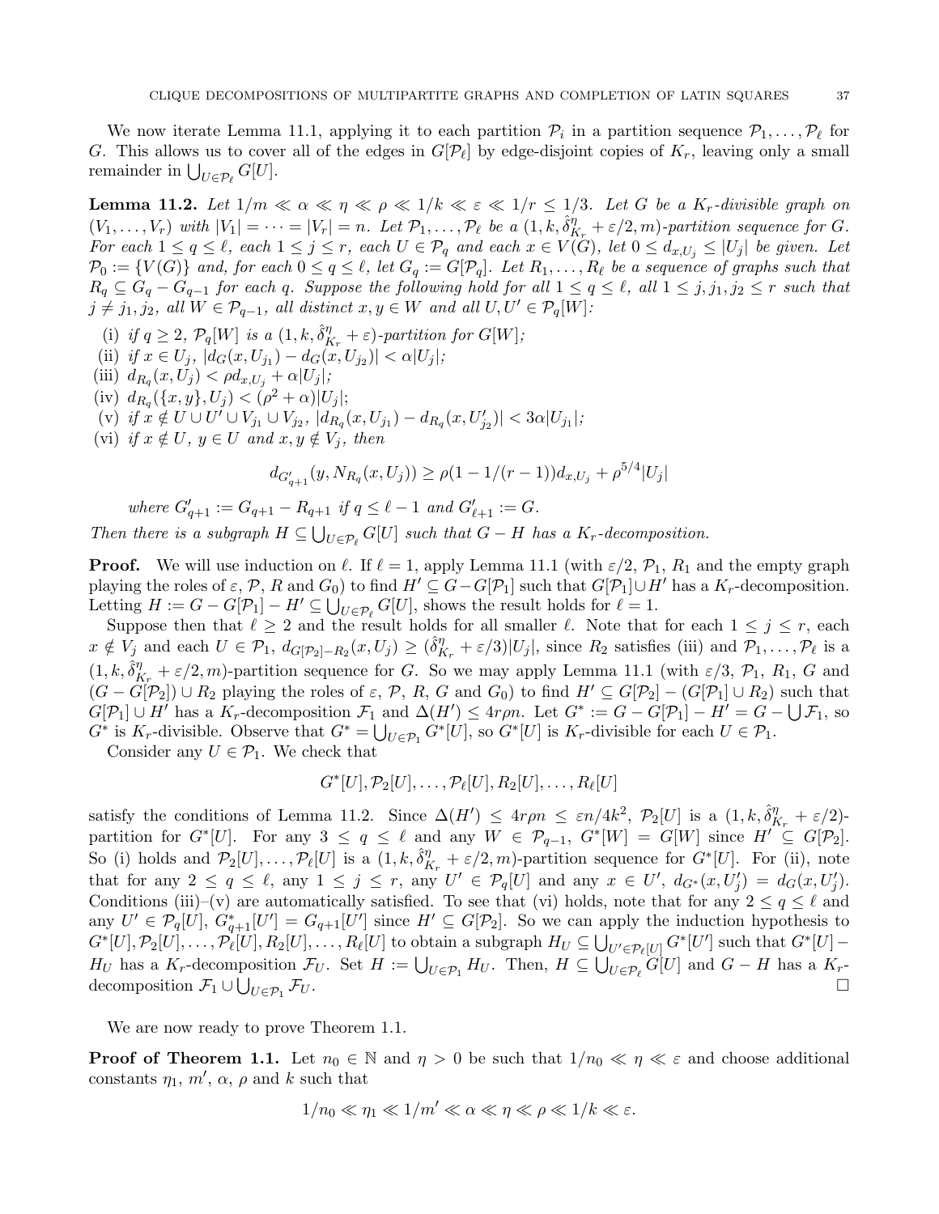We now iterate Lemma 11.1, applying it to each partition $\mathcal{P}_i$ in a partition sequence $\mathcal{P}_1, \ldots, \mathcal{P}_\ell$ for $G$. This allows us to cover all of the edges in $G[\mathcal{P}_\ell]$ by edge-disjoint copies of $K_r$, leaving only a small remainder in $\bigcup_{U \in \mathcal{P}_\ell} G[U]$.

**Lemma 11.2.** *Let $1/m \ll \alpha \ll \eta \ll \rho \ll 1/k \ll \varepsilon \ll 1/r \leq 1/3$. Let $G$ be a $K_r$-divisible graph on $(V_1, \ldots, V_r)$ with $|V_1| = \cdots = |V_r| = n$. Let $\mathcal{P}_1, \ldots, \mathcal{P}_\ell$ be a $(1, k, \hat{\delta}^\eta_{K_r} + \varepsilon/2, m)$-partition sequence for $G$. For each $1 \leq q \leq \ell$, each $1 \leq j \leq r$, each $U \in \mathcal{P}_q$ and each $x \in V(G)$, let $0 \leq d_{x,U_j} \leq |U_j|$ be given. Let $\mathcal{P}_0 := \{V(G)\}$ and, for each $0 \leq q \leq \ell$, let $G_q := G[\mathcal{P}_q]$. Let $R_1, \ldots, R_\ell$ be a sequence of graphs such that $R_q \subseteq G_q - G_{q-1}$ for each $q$. Suppose the following hold for all $1 \leq q \leq \ell$, all $1 \leq j, j_1, j_2 \leq r$ such that $j \neq j_1, j_2$, all $W \in \mathcal{P}_{q-1}$, all distinct $x, y \in W$ and all $U, U' \in \mathcal{P}_q[W]$:*

- (i) *if $q \geq 2$, $\mathcal{P}_q[W]$ is a $(1, k, \hat{\delta}^\eta_{K_r} + \varepsilon)$-partition for $G[W]$;*
- (ii) *if $x \in U_j$, $|d_G(x, U_{j_1}) - d_G(x, U_{j_2})| < \alpha |U_j|$;*
- (iii) *$d_{R_q}(x, U_j) < \rho d_{x,U_j} + \alpha |U_j|$;*
- (iv) *$d_{R_q}(\{x, y\}, U_j) < (\rho^2 + \alpha)|U_j|$;*
- (v) *if $x \notin U \cup U' \cup V_{j_1} \cup V_{j_2}$, $|d_{R_q}(x, U_{j_1}) - d_{R_q}(x, U'_{j_2})| < 3\alpha |U_{j_1}|$;*
- (vi) *if $x \notin U$, $y \in U$ and $x, y \notin V_j$, then*

$$d_{G'_{q+1}}(y, N_{R_q}(x, U_j)) \geq \rho(1 - 1/(r-1))d_{x,U_j} + \rho^{5/4}|U_j|$$

*where $G'_{q+1} := G_{q+1} - R_{q+1}$ if $q \leq \ell - 1$ and $G'_{\ell+1} := G$.*

*Then there is a subgraph $H \subseteq \bigcup_{U \in \mathcal{P}_\ell} G[U]$ such that $G - H$ has a $K_r$-decomposition.*

**Proof.** We will use induction on $\ell$. If $\ell = 1$, apply Lemma 11.1 (with $\varepsilon/2$, $\mathcal{P}_1$, $R_1$ and the empty graph playing the roles of $\varepsilon$, $\mathcal{P}$, $R$ and $G_0$) to find $H' \subseteq G - G[\mathcal{P}_1]$ such that $G[\mathcal{P}_1] \cup H'$ has a $K_r$-decomposition. Letting $H := G - G[\mathcal{P}_1] - H' \subseteq \bigcup_{U \in \mathcal{P}_\ell} G[U]$, shows the result holds for $\ell = 1$.

Suppose then that $\ell \geq 2$ and the result holds for all smaller $\ell$. Note that for each $1 \leq j \leq r$, each $x \notin V_j$ and each $U \in \mathcal{P}_1$, $d_{G[\mathcal{P}_2] - R_2}(x, U_j) \geq (\hat{\delta}^\eta_{K_r} + \varepsilon/3)|U_j|$, since $R_2$ satisfies (iii) and $\mathcal{P}_1, \ldots, \mathcal{P}_\ell$ is a $(1, k, \hat{\delta}^\eta_{K_r} + \varepsilon/2, m)$-partition sequence for $G$. So we may apply Lemma 11.1 (with $\varepsilon/3$, $\mathcal{P}_1$, $R_1$, $G$ and $(G - G[\mathcal{P}_2]) \cup R_2$ playing the roles of $\varepsilon$, $\mathcal{P}$, $R$, $G$ and $G_0$) to find $H' \subseteq G[\mathcal{P}_2] - (G[\mathcal{P}_1] \cup R_2)$ such that $G[\mathcal{P}_1] \cup H'$ has a $K_r$-decomposition $\mathcal{F}_1$ and $\Delta(H') \leq 4r\rho n$. Let $G^* := G - G[\mathcal{P}_1] - H' = G - \bigcup \mathcal{F}_1$, so $G^*$ is $K_r$-divisible. Observe that $G^* = \bigcup_{U \in \mathcal{P}_1} G^*[U]$, so $G^*[U]$ is $K_r$-divisible for each $U \in \mathcal{P}_1$.

Consider any $U \in \mathcal{P}_1$. We check that

$$G^*[U], \mathcal{P}_2[U], \ldots, \mathcal{P}_\ell[U], R_2[U], \ldots, R_\ell[U]$$

satisfy the conditions of Lemma 11.2. Since $\Delta(H') \leq 4r\rho n \leq \varepsilon n/4k^2$, $\mathcal{P}_2[U]$ is a $(1, k, \hat{\delta}^\eta_{K_r} + \varepsilon/2)$-partition for $G^*[U]$. For any $3 \leq q \leq \ell$ and any $W \in \mathcal{P}_{q-1}$, $G^*[W] = G[W]$ since $H' \subseteq G[\mathcal{P}_2]$. So (i) holds and $\mathcal{P}_2[U], \ldots, \mathcal{P}_\ell[U]$ is a $(1, k, \hat{\delta}^\eta_{K_r} + \varepsilon/2, m)$-partition sequence for $G^*[U]$. For (ii), note that for any $2 \leq q \leq \ell$, any $1 \leq j \leq r$, any $U' \in \mathcal{P}_q[U]$ and any $x \in U'$, $d_{G^*}(x, U'_j) = d_G(x, U'_j)$. Conditions (iii)–(v) are automatically satisfied. To see that (vi) holds, note that for any $2 \leq q \leq \ell$ and any $U' \in \mathcal{P}_q[U]$, $G^*_{q+1}[U'] = G_{q+1}[U']$ since $H' \subseteq G[\mathcal{P}_2]$. So we can apply the induction hypothesis to $G^*[U], \mathcal{P}_2[U], \ldots, \mathcal{P}_\ell[U], R_2[U], \ldots, R_\ell[U]$ to obtain a subgraph $H_U \subseteq \bigcup_{U' \in \mathcal{P}_\ell[U]} G^*[U']$ such that $G^*[U] - H_U$ has a $K_r$-decomposition $\mathcal{F}_U$. Set $H := \bigcup_{U \in \mathcal{P}_1} H_U$. Then, $H \subseteq \bigcup_{U \in \mathcal{P}_\ell} G[U]$ and $G - H$ has a $K_r$-decomposition $\mathcal{F}_1 \cup \bigcup_{U \in \mathcal{P}_1} \mathcal{F}_U$. □

We are now ready to prove Theorem 1.1.

**Proof of Theorem 1.1.** Let $n_0 \in \mathbb{N}$ and $\eta > 0$ be such that $1/n_0 \ll \eta \ll \varepsilon$ and choose additional constants $\eta_1$, $m'$, $\alpha$, $\rho$ and $k$ such that

$$1/n_0 \ll \eta_1 \ll 1/m' \ll \alpha \ll \eta \ll \rho \ll 1/k \ll \varepsilon.$$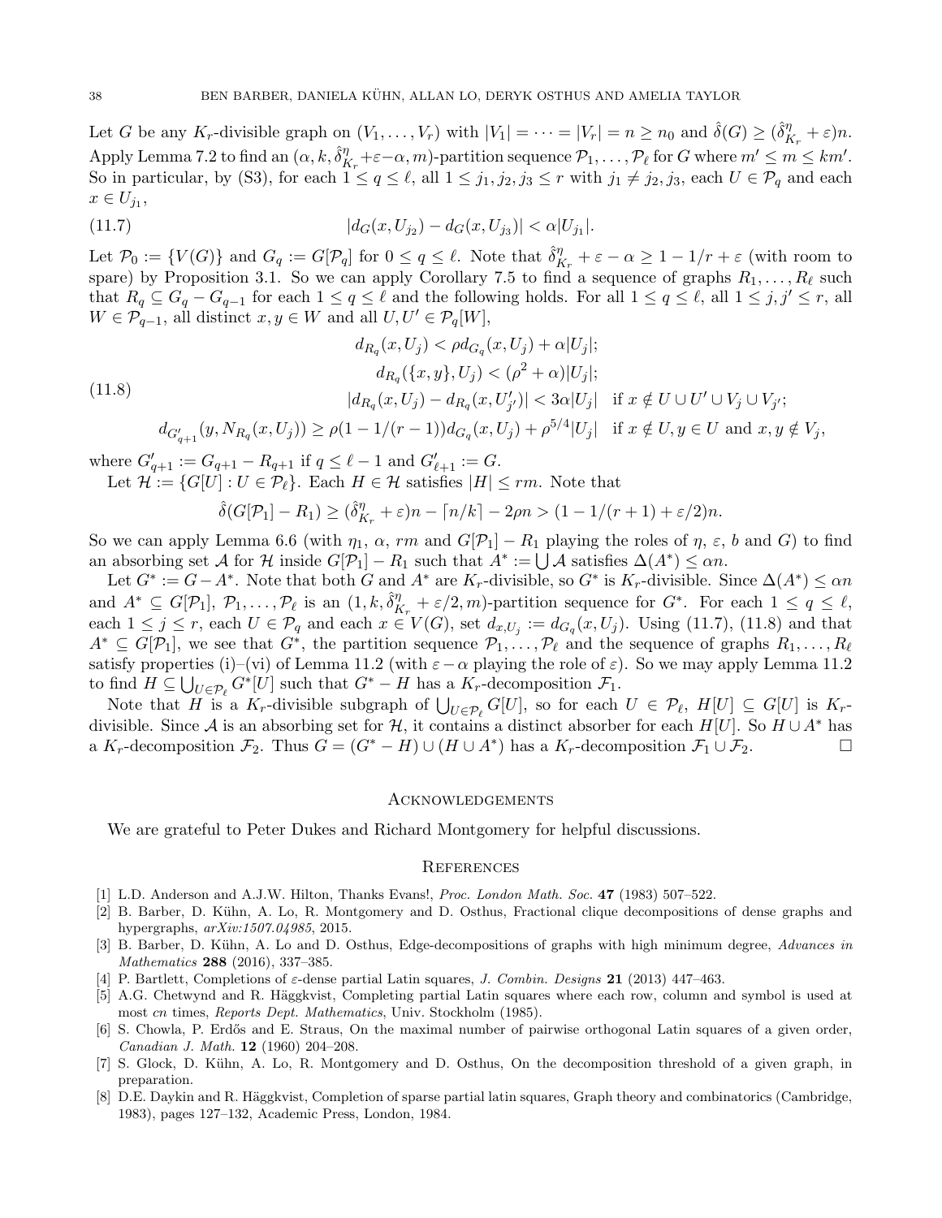Let $G$ be any $K_r$-divisible graph on $(V_1, \dots, V_r)$ with $|V_1| = \dots = |V_r| = n \geq n_0$ and $\hat{\delta}(G) \geq (\hat{\delta}^\eta_{K_r} + \varepsilon)n$. Apply Lemma 7.2 to find an $(\alpha, k, \hat{\delta}^\eta_{K_r} + \varepsilon - \alpha, m)$-partition sequence $\mathcal{P}_1, \dots, \mathcal{P}_\ell$ for $G$ where $m' \leq m \leq km'$. So in particular, by (S3), for each $1 \leq q \leq \ell$, all $1 \leq j_1, j_2, j_3 \leq r$ with $j_1 \neq j_2, j_3$, each $U \in \mathcal{P}_q$ and each $x \in U_{j_1}$,

$$|d_G(x, U_{j_2}) - d_G(x, U_{j_3})| < \alpha |U_{j_1}|. \tag{11.7}$$

Let $\mathcal{P}_0 := \{V(G)\}$ and $G_q := G[\mathcal{P}_q]$ for $0 \leq q \leq \ell$. Note that $\hat{\delta}^\eta_{K_r} + \varepsilon - \alpha \geq 1 - 1/r + \varepsilon$ (with room to spare) by Proposition 3.1. So we can apply Corollary 7.5 to find a sequence of graphs $R_1, \dots, R_\ell$ such that $R_q \subseteq G_q - G_{q-1}$ for each $1 \leq q \leq \ell$ and the following holds. For all $1 \leq q \leq \ell$, all $1 \leq j, j' \leq r$, all $W \in \mathcal{P}_{q-1}$, all distinct $x, y \in W$ and all $U, U' \in \mathcal{P}_q[W]$,

$$\begin{aligned}
&d_{R_q}(x, U_j) < \rho d_{G_q}(x, U_j) + \alpha |U_j|; \\
&d_{R_q}(\{x, y\}, U_j) < (\rho^2 + \alpha)|U_j|; \\
&|d_{R_q}(x, U_j) - d_{R_q}(x, U'_{j'})| < 3\alpha |U_j| \quad \text{if } x \notin U \cup U' \cup V_j \cup V_{j'}; \\
&d_{G'_{q+1}}(y, N_{R_q}(x, U_j)) \geq \rho(1 - 1/(r-1)) d_{G_q}(x, U_j) + \rho^{5/4}|U_j| \quad \text{if } x \notin U, y \in U \text{ and } x, y \notin V_j,
\end{aligned} \tag{11.8}$$

where $G'_{q+1} := G_{q+1} - R_{q+1}$ if $q \leq \ell - 1$ and $G'_{\ell+1} := G$.

Let $\mathcal{H} := \{G[U] : U \in \mathcal{P}_\ell\}$. Each $H \in \mathcal{H}$ satisfies $|H| \leq rm$. Note that

$$\hat{\delta}(G[\mathcal{P}_1] - R_1) \geq (\hat{\delta}^\eta_{K_r} + \varepsilon)n - \lceil n/k \rceil - 2\rho n > (1 - 1/(r+1) + \varepsilon/2)n.$$

So we can apply Lemma 6.6 (with $\eta_1$, $\alpha$, $rm$ and $G[\mathcal{P}_1] - R_1$ playing the roles of $\eta$, $\varepsilon$, $b$ and $G$) to find an absorbing set $\mathcal{A}$ for $\mathcal{H}$ inside $G[\mathcal{P}_1] - R_1$ such that $A^* := \bigcup \mathcal{A}$ satisfies $\Delta(A^*) \leq \alpha n$.

Let $G^* := G - A^*$. Note that both $G$ and $A^*$ are $K_r$-divisible, so $G^*$ is $K_r$-divisible. Since $\Delta(A^*) \leq \alpha n$ and $A^* \subseteq G[\mathcal{P}_1]$, $\mathcal{P}_1, \dots, \mathcal{P}_\ell$ is an $(1, k, \hat{\delta}^\eta_{K_r} + \varepsilon/2, m)$-partition sequence for $G^*$. For each $1 \leq q \leq \ell$, each $1 \leq j \leq r$, each $U \in \mathcal{P}_q$ and each $x \in V(G)$, set $d_{x,U_j} := d_{G_q}(x, U_j)$. Using (11.7), (11.8) and that $A^* \subseteq G[\mathcal{P}_1]$, we see that $G^*$, the partition sequence $\mathcal{P}_1, \dots, \mathcal{P}_\ell$ and the sequence of graphs $R_1, \dots, R_\ell$ satisfy properties (i)–(vi) of Lemma 11.2 (with $\varepsilon - \alpha$ playing the role of $\varepsilon$). So we may apply Lemma 11.2 to find $H \subseteq \bigcup_{U \in \mathcal{P}_\ell} G^*[U]$ such that $G^* - H$ has a $K_r$-decomposition $\mathcal{F}_1$.

Note that $H$ is a $K_r$-divisible subgraph of $\bigcup_{U \in \mathcal{P}_\ell} G[U]$, so for each $U \in \mathcal{P}_\ell$, $H[U] \subseteq G[U]$ is $K_r$-divisible. Since $\mathcal{A}$ is an absorbing set for $\mathcal{H}$, it contains a distinct absorber for each $H[U]$. So $H \cup A^*$ has a $K_r$-decomposition $\mathcal{F}_2$. Thus $G = (G^* - H) \cup (H \cup A^*)$ has a $K_r$-decomposition $\mathcal{F}_1 \cup \mathcal{F}_2$. □

## Acknowledgements

We are grateful to Peter Dukes and Richard Montgomery for helpful discussions.

## References

[1] L.D. Anderson and A.J.W. Hilton, Thanks Evans!, *Proc. London Math. Soc.* **47** (1983) 507–522.

[2] B. Barber, D. Kühn, A. Lo, R. Montgomery and D. Osthus, Fractional clique decompositions of dense graphs and hypergraphs, *arXiv:1507.04985*, 2015.

[3] B. Barber, D. Kühn, A. Lo and D. Osthus, Edge-decompositions of graphs with high minimum degree, *Advances in Mathematics* **288** (2016), 337–385.

[4] P. Bartlett, Completions of $\varepsilon$-dense partial Latin squares, *J. Combin. Designs* **21** (2013) 447–463.

[5] A.G. Chetwynd and R. Häggkvist, Completing partial Latin squares where each row, column and symbol is used at most *cn* times, *Reports Dept. Mathematics*, Univ. Stockholm (1985).

[6] S. Chowla, P. Erdős and E. Straus, On the maximal number of pairwise orthogonal Latin squares of a given order, *Canadian J. Math.* **12** (1960) 204–208.

[7] S. Glock, D. Kühn, A. Lo, R. Montgomery and D. Osthus, On the decomposition threshold of a given graph, in preparation.

[8] D.E. Daykin and R. Häggkvist, Completion of sparse partial latin squares, Graph theory and combinatorics (Cambridge, 1983), pages 127–132, Academic Press, London, 1984.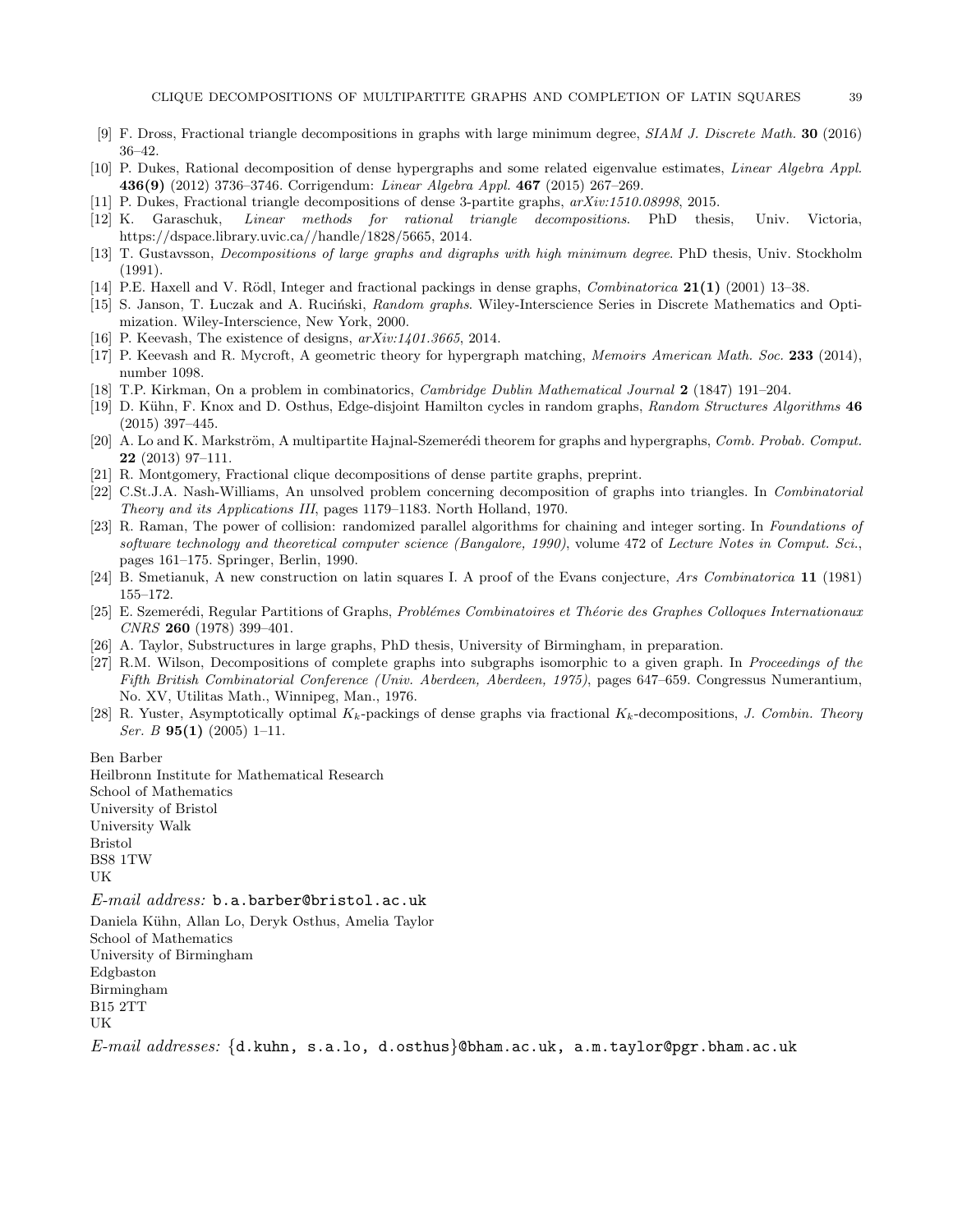[9] F. Dross, Fractional triangle decompositions in graphs with large minimum degree, *SIAM J. Discrete Math.* **30** (2016) 36–42.

[10] P. Dukes, Rational decomposition of dense hypergraphs and some related eigenvalue estimates, *Linear Algebra Appl.* **436(9)** (2012) 3736–3746. Corrigendum: *Linear Algebra Appl.* **467** (2015) 267–269.

[11] P. Dukes, Fractional triangle decompositions of dense 3-partite graphs, *arXiv:1510.08998*, 2015.

[12] K. Garaschuk, *Linear methods for rational triangle decompositions*. PhD thesis, Univ. Victoria, https://dspace.library.uvic.ca//handle/1828/5665, 2014.

[13] T. Gustavsson, *Decompositions of large graphs and digraphs with high minimum degree*. PhD thesis, Univ. Stockholm (1991).

[14] P.E. Haxell and V. Rödl, Integer and fractional packings in dense graphs, *Combinatorica* **21(1)** (2001) 13–38.

[15] S. Janson, T. Łuczak and A. Ruciński, *Random graphs*. Wiley-Interscience Series in Discrete Mathematics and Optimization. Wiley-Interscience, New York, 2000.

[16] P. Keevash, The existence of designs, *arXiv:1401.3665*, 2014.

[17] P. Keevash and R. Mycroft, A geometric theory for hypergraph matching, *Memoirs American Math. Soc.* **233** (2014), number 1098.

[18] T.P. Kirkman, On a problem in combinatorics, *Cambridge Dublin Mathematical Journal* **2** (1847) 191–204.

[19] D. Kühn, F. Knox and D. Osthus, Edge-disjoint Hamilton cycles in random graphs, *Random Structures Algorithms* **46** (2015) 397–445.

[20] A. Lo and K. Markström, A multipartite Hajnal-Szemerédi theorem for graphs and hypergraphs, *Comb. Probab. Comput.* **22** (2013) 97–111.

[21] R. Montgomery, Fractional clique decompositions of dense partite graphs, preprint.

[22] C.St.J.A. Nash-Williams, An unsolved problem concerning decomposition of graphs into triangles. In *Combinatorial Theory and its Applications III*, pages 1179–1183. North Holland, 1970.

[23] R. Raman, The power of collision: randomized parallel algorithms for chaining and integer sorting. In *Foundations of software technology and theoretical computer science (Bangalore, 1990)*, volume 472 of *Lecture Notes in Comput. Sci.*, pages 161–175. Springer, Berlin, 1990.

[24] B. Smetianuk, A new construction on latin squares I. A proof of the Evans conjecture, *Ars Combinatorica* **11** (1981) 155–172.

[25] E. Szemerédi, Regular Partitions of Graphs, *Problémes Combinatoires et Théorie des Graphes Colloques Internationaux CNRS* **260** (1978) 399–401.

[26] A. Taylor, Substructures in large graphs, PhD thesis, University of Birmingham, in preparation.

[27] R.M. Wilson, Decompositions of complete graphs into subgraphs isomorphic to a given graph. In *Proceedings of the Fifth British Combinatorial Conference (Univ. Aberdeen, Aberdeen, 1975)*, pages 647–659. Congressus Numerantium, No. XV, Utilitas Math., Winnipeg, Man., 1976.

[28] R. Yuster, Asymptotically optimal $K_k$-packings of dense graphs via fractional $K_k$-decompositions, *J. Combin. Theory Ser. B* **95(1)** (2005) 1–11.

Ben Barber
Heilbronn Institute for Mathematical Research
School of Mathematics
University of Bristol
University Walk
Bristol
BS8 1TW
UK

*E-mail address:* `b.a.barber@bristol.ac.uk`

Daniela Kühn, Allan Lo, Deryk Osthus, Amelia Taylor
School of Mathematics
University of Birmingham
Edgbaston
Birmingham
B15 2TT
UK

*E-mail addresses:* {`d.kuhn, s.a.lo, d.osthus`}`@bham.ac.uk, a.m.taylor@pgr.bham.ac.uk`